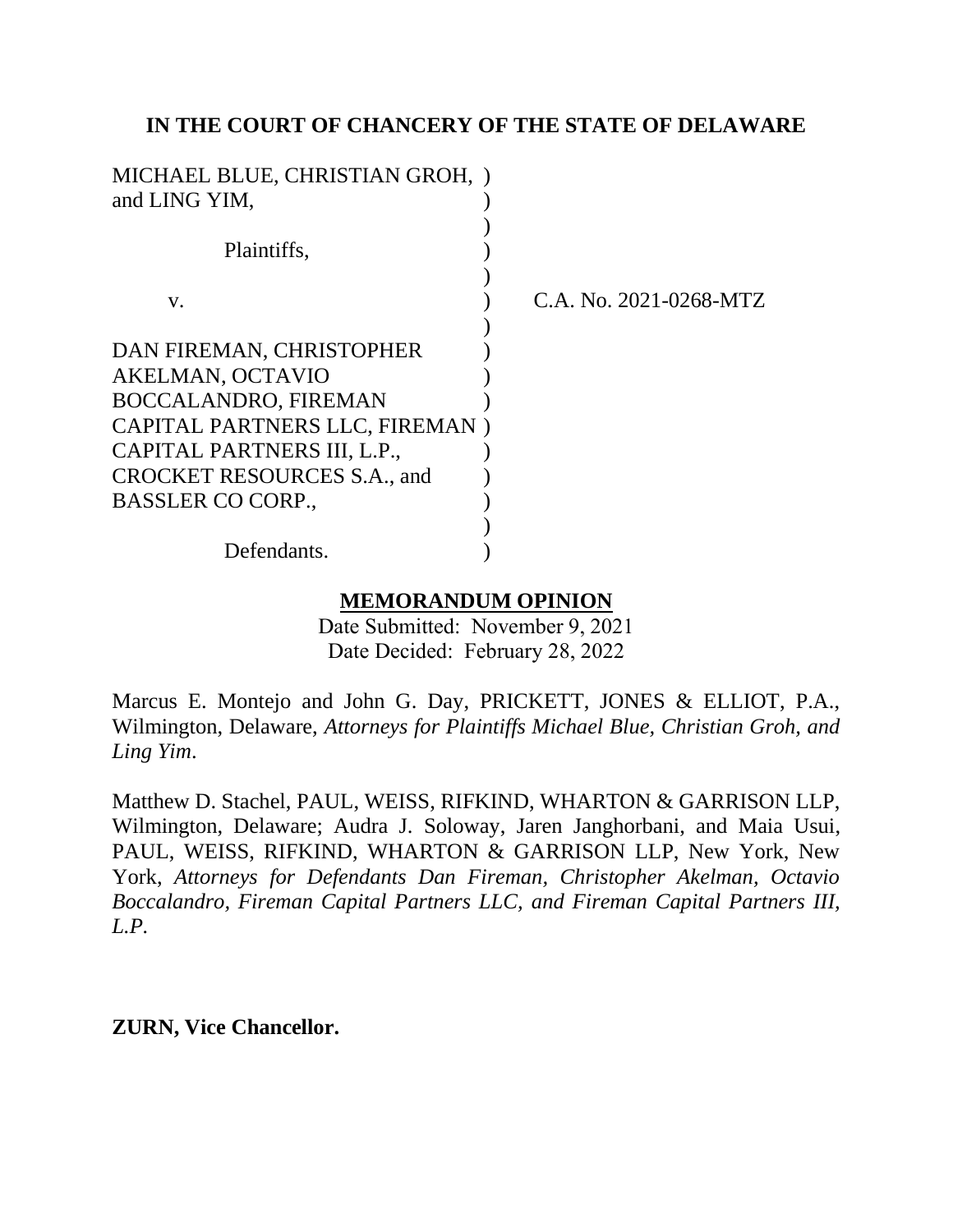**IN THE COURT OF CHANCERY OF THE STATE OF DELAWARE**

MICHAEL BLUE, CHRISTIAN GROH, and LING YIM,

Plaintiffs,

v.

DAN FIREMAN, CHRISTOPHER AKELMAN, OCTAVIO BOCCALANDRO, FIREMAN CAPITAL PARTNERS LLC, FIREMAN CAPITAL PARTNERS III, L.P., CROCKET RESOURCES S.A., and BASSLER CO CORP.,

Defendants.

C.A. No. 2021-0268-MTZ

**MEMORANDUM OPINION**

Date Submitted: November 9, 2021
Date Decided: February 28, 2022

Marcus E. Montejo and John G. Day, PRICKETT, JONES & ELLIOT, P.A., Wilmington, Delaware, *Attorneys for Plaintiffs Michael Blue, Christian Groh, and Ling Yim*.

Matthew D. Stachel, PAUL, WEISS, RIFKIND, WHARTON & GARRISON LLP, Wilmington, Delaware; Audra J. Soloway, Jaren Janghorbani, and Maia Usui, PAUL, WEISS, RIFKIND, WHARTON & GARRISON LLP, New York, New York, *Attorneys for Defendants Dan Fireman, Christopher Akelman, Octavio Boccalandro, Fireman Capital Partners LLC, and Fireman Capital Partners III, L.P.*

**ZURN, Vice Chancellor.**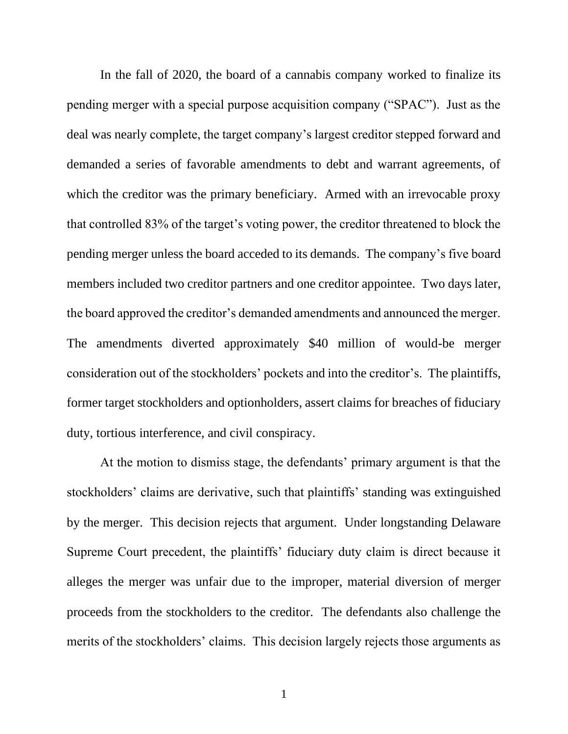In the fall of 2020, the board of a cannabis company worked to finalize its pending merger with a special purpose acquisition company ("SPAC"). Just as the deal was nearly complete, the target company's largest creditor stepped forward and demanded a series of favorable amendments to debt and warrant agreements, of which the creditor was the primary beneficiary. Armed with an irrevocable proxy that controlled 83% of the target's voting power, the creditor threatened to block the pending merger unless the board acceded to its demands. The company's five board members included two creditor partners and one creditor appointee. Two days later, the board approved the creditor's demanded amendments and announced the merger. The amendments diverted approximately $40 million of would-be merger consideration out of the stockholders' pockets and into the creditor's. The plaintiffs, former target stockholders and optionholders, assert claims for breaches of fiduciary duty, tortious interference, and civil conspiracy.

At the motion to dismiss stage, the defendants' primary argument is that the stockholders' claims are derivative, such that plaintiffs' standing was extinguished by the merger. This decision rejects that argument. Under longstanding Delaware Supreme Court precedent, the plaintiffs' fiduciary duty claim is direct because it alleges the merger was unfair due to the improper, material diversion of merger proceeds from the stockholders to the creditor. The defendants also challenge the merits of the stockholders' claims. This decision largely rejects those arguments as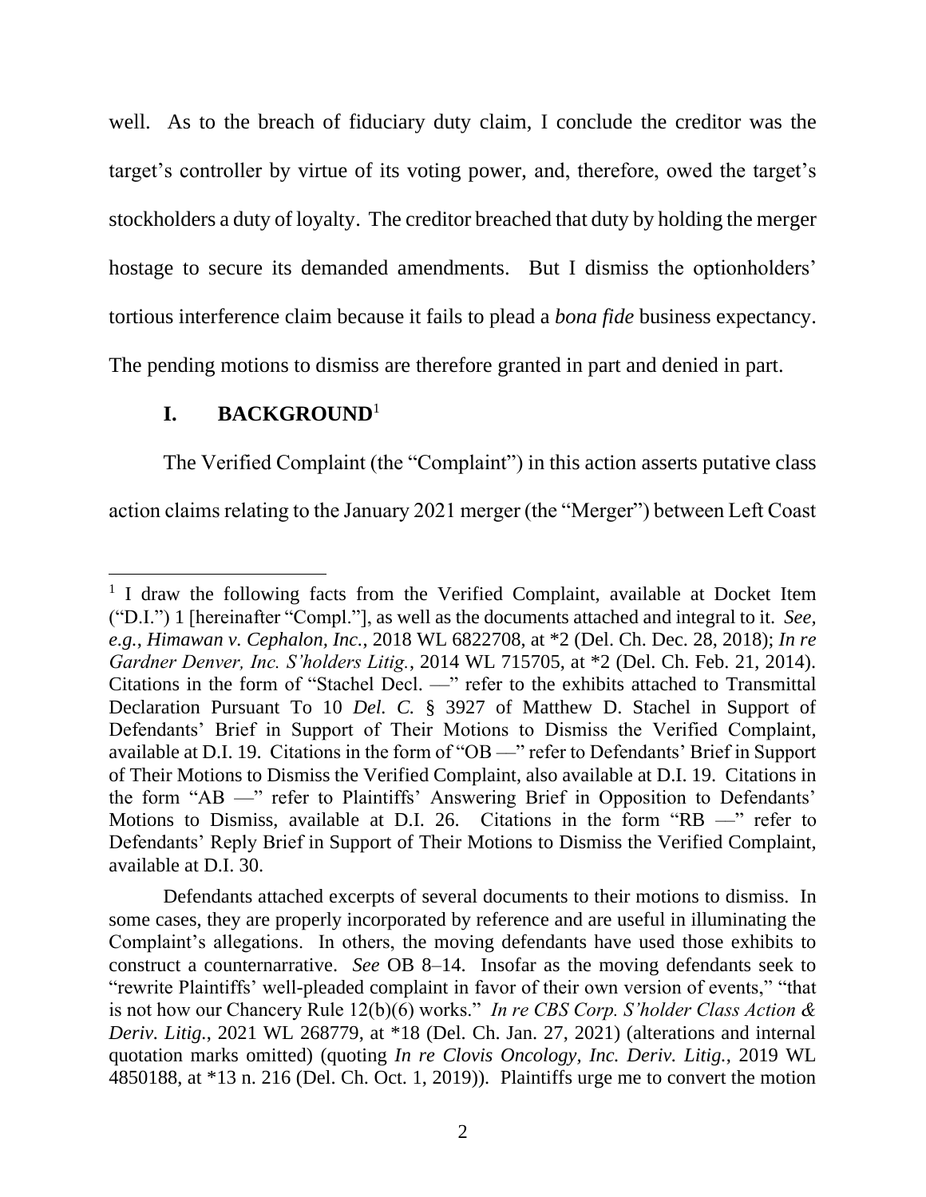well. As to the breach of fiduciary duty claim, I conclude the creditor was the target's controller by virtue of its voting power, and, therefore, owed the target's stockholders a duty of loyalty. The creditor breached that duty by holding the merger hostage to secure its demanded amendments. But I dismiss the optionholders' tortious interference claim because it fails to plead a *bona fide* business expectancy. The pending motions to dismiss are therefore granted in part and denied in part.

## I. BACKGROUND[1]

The Verified Complaint (the "Complaint") in this action asserts putative class action claims relating to the January 2021 merger (the "Merger") between Left Coast

---

[1] I draw the following facts from the Verified Complaint, available at Docket Item ("D.I.") 1 [hereinafter "Compl."], as well as the documents attached and integral to it. *See, e.g.*, *Himawan v. Cephalon, Inc.*, 2018 WL 6822708, at *2 (Del. Ch. Dec. 28, 2018); *In re Gardner Denver, Inc. S'holders Litig.*, 2014 WL 715705, at *2 (Del. Ch. Feb. 21, 2014). Citations in the form of "Stachel Decl. —" refer to the exhibits attached to Transmittal Declaration Pursuant To 10 *Del. C.* § 3927 of Matthew D. Stachel in Support of Defendants' Brief in Support of Their Motions to Dismiss the Verified Complaint, available at D.I. 19. Citations in the form of "OB —" refer to Defendants' Brief in Support of Their Motions to Dismiss the Verified Complaint, also available at D.I. 19. Citations in the form "AB —" refer to Plaintiffs' Answering Brief in Opposition to Defendants' Motions to Dismiss, available at D.I. 26. Citations in the form "RB —" refer to Defendants' Reply Brief in Support of Their Motions to Dismiss the Verified Complaint, available at D.I. 30.

Defendants attached excerpts of several documents to their motions to dismiss. In some cases, they are properly incorporated by reference and are useful in illuminating the Complaint's allegations. In others, the moving defendants have used those exhibits to construct a counternarrative. *See* OB 8–14. Insofar as the moving defendants seek to "rewrite Plaintiffs' well-pleaded complaint in favor of their own version of events," "that is not how our Chancery Rule 12(b)(6) works." *In re CBS Corp. S'holder Class Action & Deriv. Litig.*, 2021 WL 268779, at *18 (Del. Ch. Jan. 27, 2021) (alterations and internal quotation marks omitted) (quoting *In re Clovis Oncology, Inc. Deriv. Litig.*, 2019 WL 4850188, at *13 n. 216 (Del. Ch. Oct. 1, 2019)). Plaintiffs urge me to convert the motion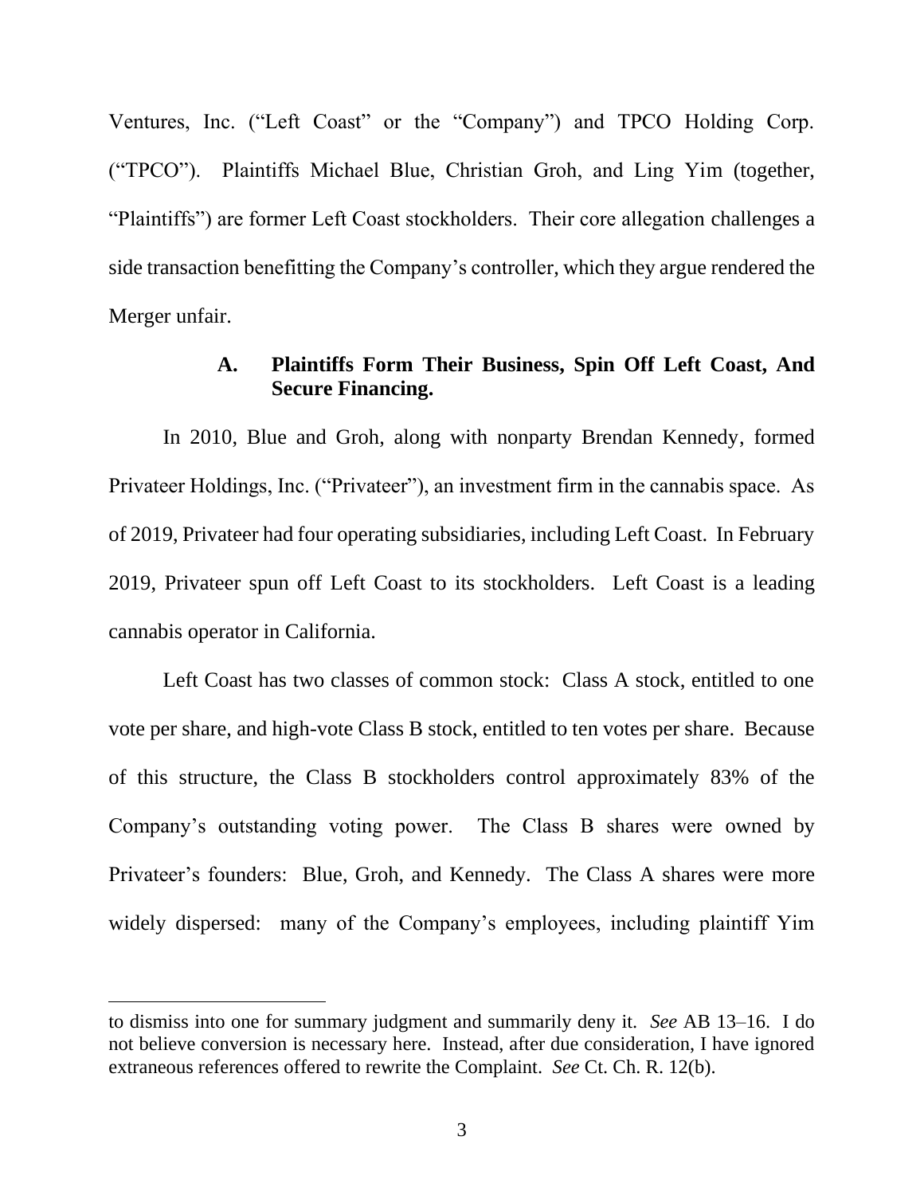Ventures, Inc. ("Left Coast" or the "Company") and TPCO Holding Corp. ("TPCO"). Plaintiffs Michael Blue, Christian Groh, and Ling Yim (together, "Plaintiffs") are former Left Coast stockholders. Their core allegation challenges a side transaction benefitting the Company's controller, which they argue rendered the Merger unfair.

### A. Plaintiffs Form Their Business, Spin Off Left Coast, And Secure Financing.

In 2010, Blue and Groh, along with nonparty Brendan Kennedy, formed Privateer Holdings, Inc. ("Privateer"), an investment firm in the cannabis space. As of 2019, Privateer had four operating subsidiaries, including Left Coast. In February 2019, Privateer spun off Left Coast to its stockholders. Left Coast is a leading cannabis operator in California.

Left Coast has two classes of common stock: Class A stock, entitled to one vote per share, and high-vote Class B stock, entitled to ten votes per share. Because of this structure, the Class B stockholders control approximately 83% of the Company's outstanding voting power. The Class B shares were owned by Privateer's founders: Blue, Groh, and Kennedy. The Class A shares were more widely dispersed: many of the Company's employees, including plaintiff Yim

---

to dismiss into one for summary judgment and summarily deny it. *See* AB 13–16. I do not believe conversion is necessary here. Instead, after due consideration, I have ignored extraneous references offered to rewrite the Complaint. *See* Ct. Ch. R. 12(b).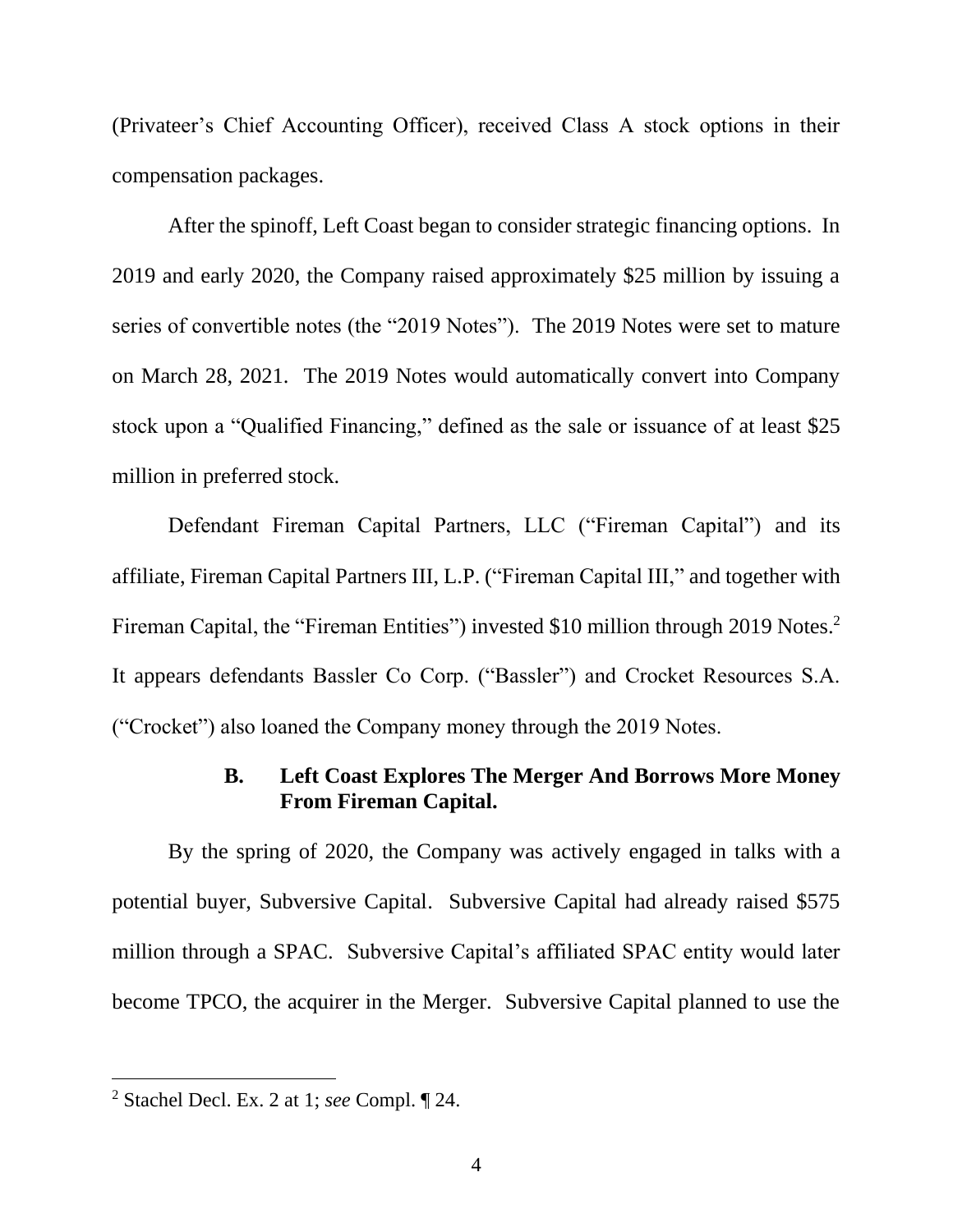(Privateer's Chief Accounting Officer), received Class A stock options in their compensation packages.

After the spinoff, Left Coast began to consider strategic financing options. In 2019 and early 2020, the Company raised approximately $25 million by issuing a series of convertible notes (the "2019 Notes"). The 2019 Notes were set to mature on March 28, 2021. The 2019 Notes would automatically convert into Company stock upon a "Qualified Financing," defined as the sale or issuance of at least $25 million in preferred stock.

Defendant Fireman Capital Partners, LLC ("Fireman Capital") and its affiliate, Fireman Capital Partners III, L.P. ("Fireman Capital III," and together with Fireman Capital, the "Fireman Entities") invested $10 million through 2019 Notes.[2] It appears defendants Bassler Co Corp. ("Bassler") and Crocket Resources S.A. ("Crocket") also loaned the Company money through the 2019 Notes.

### B. Left Coast Explores The Merger And Borrows More Money From Fireman Capital.

By the spring of 2020, the Company was actively engaged in talks with a potential buyer, Subversive Capital. Subversive Capital had already raised $575 million through a SPAC. Subversive Capital's affiliated SPAC entity would later become TPCO, the acquirer in the Merger. Subversive Capital planned to use the

---

[2] Stachel Decl. Ex. 2 at 1; *see* Compl. ¶ 24.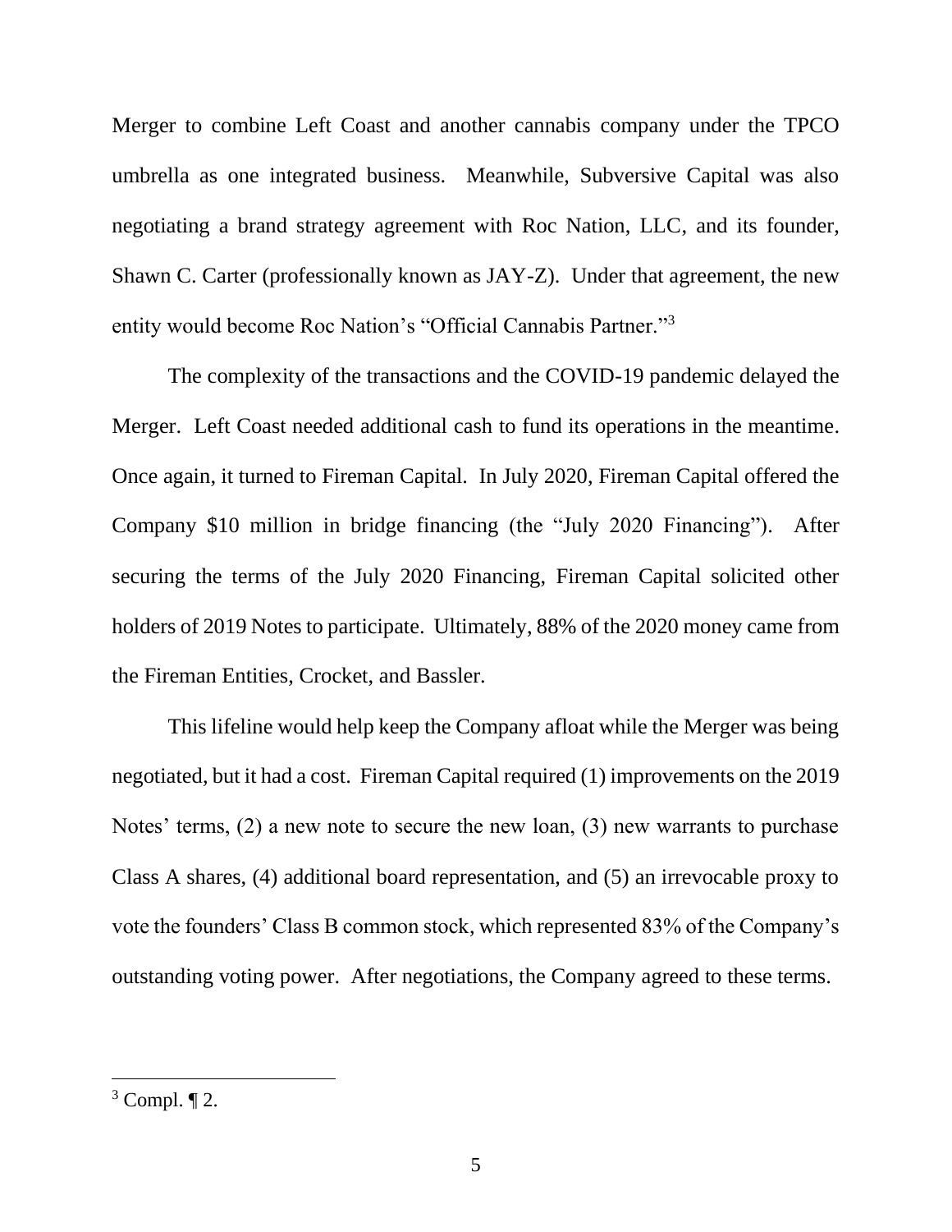Merger to combine Left Coast and another cannabis company under the TPCO umbrella as one integrated business. Meanwhile, Subversive Capital was also negotiating a brand strategy agreement with Roc Nation, LLC, and its founder, Shawn C. Carter (professionally known as JAY-Z). Under that agreement, the new entity would become Roc Nation's "Official Cannabis Partner."[3]

The complexity of the transactions and the COVID-19 pandemic delayed the Merger. Left Coast needed additional cash to fund its operations in the meantime. Once again, it turned to Fireman Capital. In July 2020, Fireman Capital offered the Company $10 million in bridge financing (the "July 2020 Financing"). After securing the terms of the July 2020 Financing, Fireman Capital solicited other holders of 2019 Notes to participate. Ultimately, 88% of the 2020 money came from the Fireman Entities, Crocket, and Bassler.

This lifeline would help keep the Company afloat while the Merger was being negotiated, but it had a cost. Fireman Capital required (1) improvements on the 2019 Notes' terms, (2) a new note to secure the new loan, (3) new warrants to purchase Class A shares, (4) additional board representation, and (5) an irrevocable proxy to vote the founders' Class B common stock, which represented 83% of the Company's outstanding voting power. After negotiations, the Company agreed to these terms.

---

[3] Compl. ¶ 2.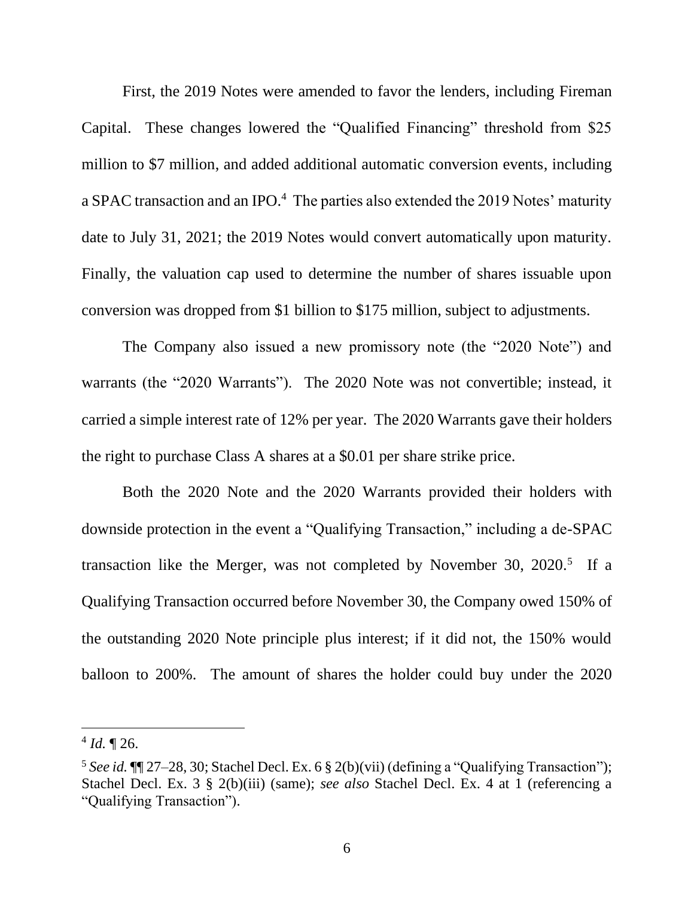First, the 2019 Notes were amended to favor the lenders, including Fireman Capital. These changes lowered the "Qualified Financing" threshold from $25 million to $7 million, and added additional automatic conversion events, including a SPAC transaction and an IPO.[4] The parties also extended the 2019 Notes' maturity date to July 31, 2021; the 2019 Notes would convert automatically upon maturity. Finally, the valuation cap used to determine the number of shares issuable upon conversion was dropped from $1 billion to $175 million, subject to adjustments.

The Company also issued a new promissory note (the "2020 Note") and warrants (the "2020 Warrants"). The 2020 Note was not convertible; instead, it carried a simple interest rate of 12% per year. The 2020 Warrants gave their holders the right to purchase Class A shares at a $0.01 per share strike price.

Both the 2020 Note and the 2020 Warrants provided their holders with downside protection in the event a "Qualifying Transaction," including a de-SPAC transaction like the Merger, was not completed by November 30, 2020.[5] If a Qualifying Transaction occurred before November 30, the Company owed 150% of the outstanding 2020 Note principle plus interest; if it did not, the 150% would balloon to 200%. The amount of shares the holder could buy under the 2020

---

[4] *Id.* ¶ 26.

[5] *See id.* ¶¶ 27–28, 30; Stachel Decl. Ex. 6 § 2(b)(vii) (defining a "Qualifying Transaction"); Stachel Decl. Ex. 3 § 2(b)(iii) (same); *see also* Stachel Decl. Ex. 4 at 1 (referencing a "Qualifying Transaction").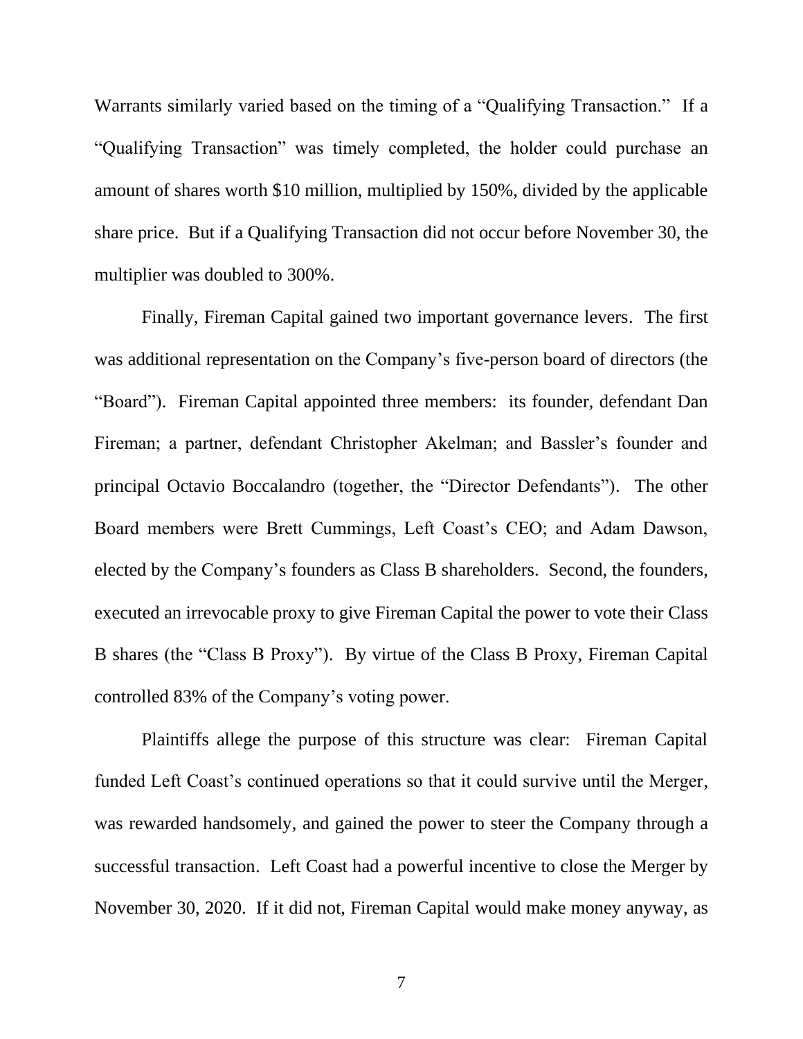Warrants similarly varied based on the timing of a "Qualifying Transaction." If a "Qualifying Transaction" was timely completed, the holder could purchase an amount of shares worth $10 million, multiplied by 150%, divided by the applicable share price. But if a Qualifying Transaction did not occur before November 30, the multiplier was doubled to 300%.

Finally, Fireman Capital gained two important governance levers. The first was additional representation on the Company's five-person board of directors (the "Board"). Fireman Capital appointed three members: its founder, defendant Dan Fireman; a partner, defendant Christopher Akelman; and Bassler's founder and principal Octavio Boccalandro (together, the "Director Defendants"). The other Board members were Brett Cummings, Left Coast's CEO; and Adam Dawson, elected by the Company's founders as Class B shareholders. Second, the founders, executed an irrevocable proxy to give Fireman Capital the power to vote their Class B shares (the "Class B Proxy"). By virtue of the Class B Proxy, Fireman Capital controlled 83% of the Company's voting power.

Plaintiffs allege the purpose of this structure was clear: Fireman Capital funded Left Coast's continued operations so that it could survive until the Merger, was rewarded handsomely, and gained the power to steer the Company through a successful transaction. Left Coast had a powerful incentive to close the Merger by November 30, 2020. If it did not, Fireman Capital would make money anyway, as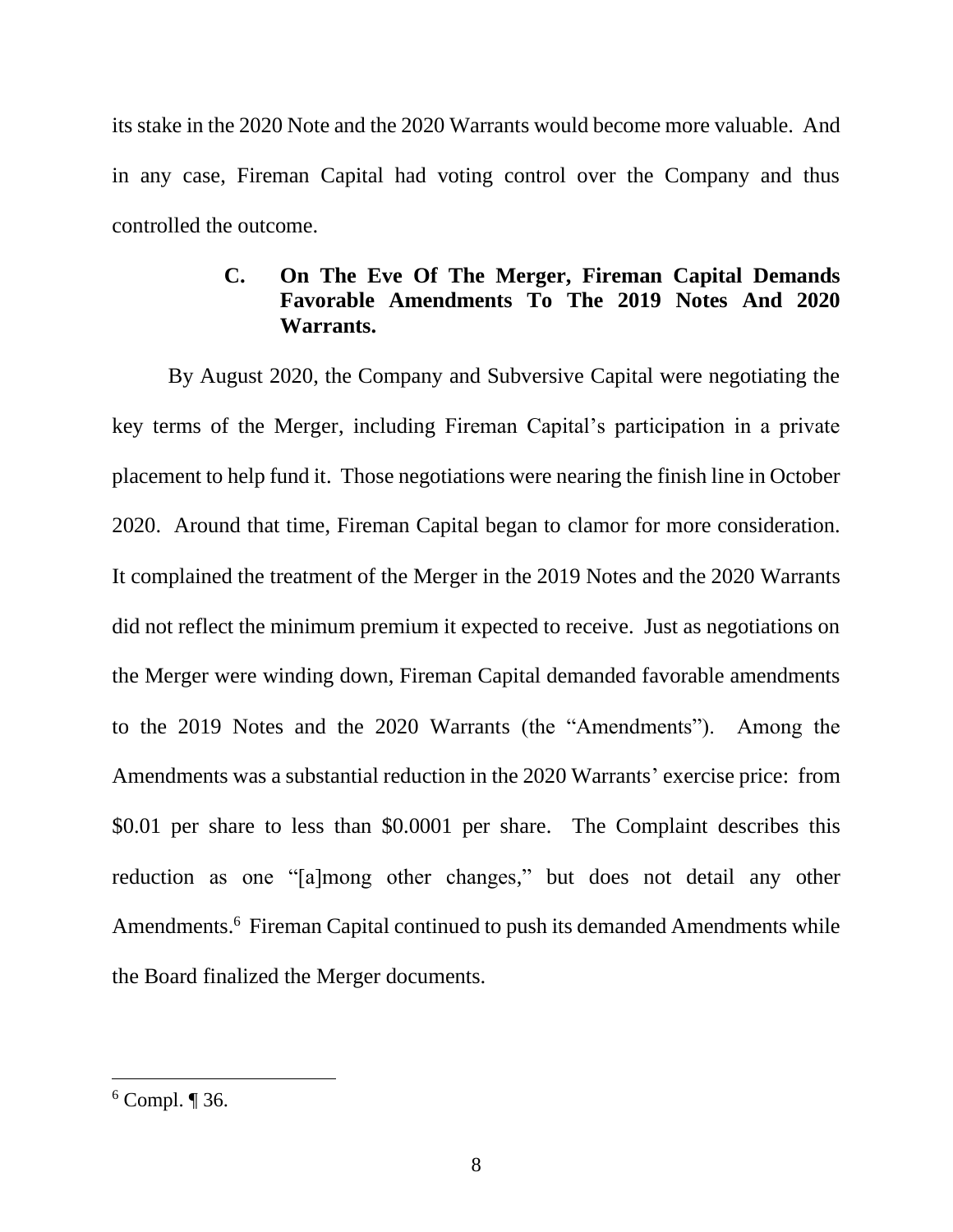its stake in the 2020 Note and the 2020 Warrants would become more valuable. And in any case, Fireman Capital had voting control over the Company and thus controlled the outcome.

### C. On The Eve Of The Merger, Fireman Capital Demands Favorable Amendments To The 2019 Notes And 2020 Warrants.

By August 2020, the Company and Subversive Capital were negotiating the key terms of the Merger, including Fireman Capital's participation in a private placement to help fund it. Those negotiations were nearing the finish line in October 2020. Around that time, Fireman Capital began to clamor for more consideration. It complained the treatment of the Merger in the 2019 Notes and the 2020 Warrants did not reflect the minimum premium it expected to receive. Just as negotiations on the Merger were winding down, Fireman Capital demanded favorable amendments to the 2019 Notes and the 2020 Warrants (the "Amendments"). Among the Amendments was a substantial reduction in the 2020 Warrants' exercise price: from \$0.01 per share to less than \$0.0001 per share. The Complaint describes this reduction as one "[a]mong other changes," but does not detail any other Amendments.[6] Fireman Capital continued to push its demanded Amendments while the Board finalized the Merger documents.

---

[6] Compl. ¶ 36.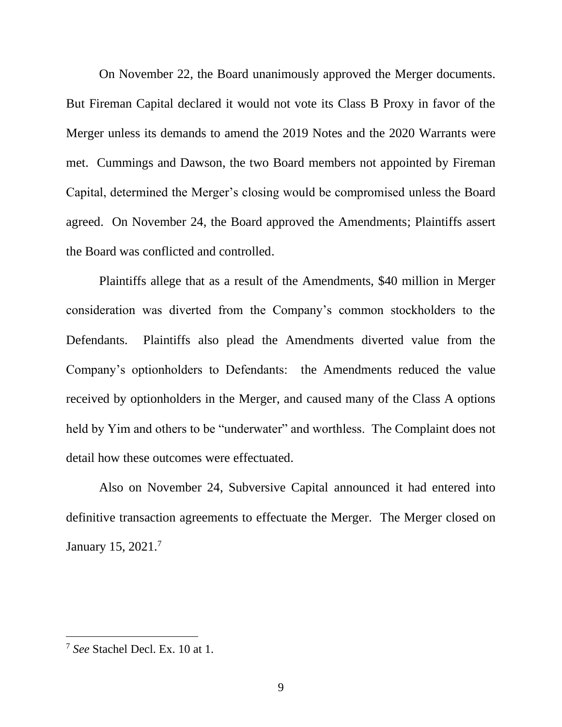On November 22, the Board unanimously approved the Merger documents. But Fireman Capital declared it would not vote its Class B Proxy in favor of the Merger unless its demands to amend the 2019 Notes and the 2020 Warrants were met. Cummings and Dawson, the two Board members not appointed by Fireman Capital, determined the Merger's closing would be compromised unless the Board agreed. On November 24, the Board approved the Amendments; Plaintiffs assert the Board was conflicted and controlled.

Plaintiffs allege that as a result of the Amendments, $40 million in Merger consideration was diverted from the Company's common stockholders to the Defendants. Plaintiffs also plead the Amendments diverted value from the Company's optionholders to Defendants: the Amendments reduced the value received by optionholders in the Merger, and caused many of the Class A options held by Yim and others to be "underwater" and worthless. The Complaint does not detail how these outcomes were effectuated.

Also on November 24, Subversive Capital announced it had entered into definitive transaction agreements to effectuate the Merger. The Merger closed on January 15, 2021.[7]

---

[7] *See* Stachel Decl. Ex. 10 at 1.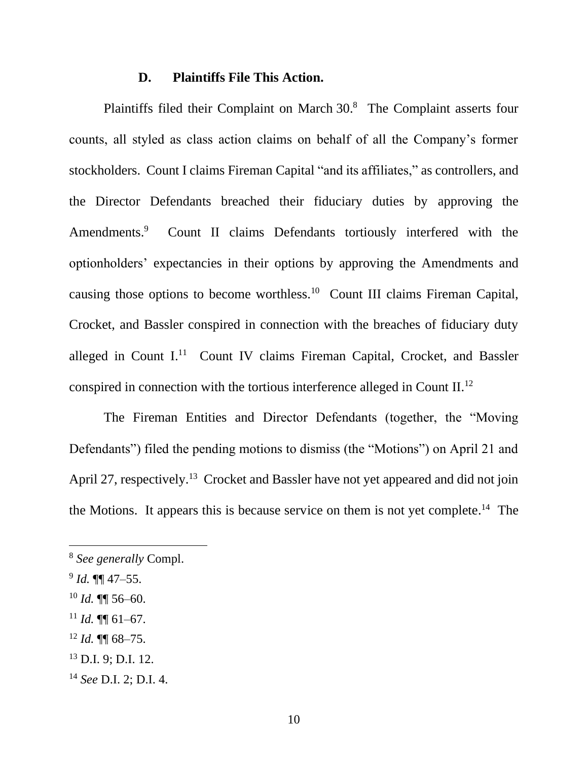### D. Plaintiffs File This Action.

Plaintiffs filed their Complaint on March 30.[8] The Complaint asserts four counts, all styled as class action claims on behalf of all the Company's former stockholders. Count I claims Fireman Capital "and its affiliates," as controllers, and the Director Defendants breached their fiduciary duties by approving the Amendments.[9] Count II claims Defendants tortiously interfered with the optionholders' expectancies in their options by approving the Amendments and causing those options to become worthless.[10] Count III claims Fireman Capital, Crocket, and Bassler conspired in connection with the breaches of fiduciary duty alleged in Count I.[11] Count IV claims Fireman Capital, Crocket, and Bassler conspired in connection with the tortious interference alleged in Count II.[12]

The Fireman Entities and Director Defendants (together, the "Moving Defendants") filed the pending motions to dismiss (the "Motions") on April 21 and April 27, respectively.[13] Crocket and Bassler have not yet appeared and did not join the Motions. It appears this is because service on them is not yet complete.[14] The

---

[8] *See generally* Compl.

[9] *Id.* ¶¶ 47–55.

[10] *Id.* ¶¶ 56–60.

[11] *Id.* ¶¶ 61–67.

[12] *Id.* ¶¶ 68–75.

[13] D.I. 9; D.I. 12.

[14] *See* D.I. 2; D.I. 4.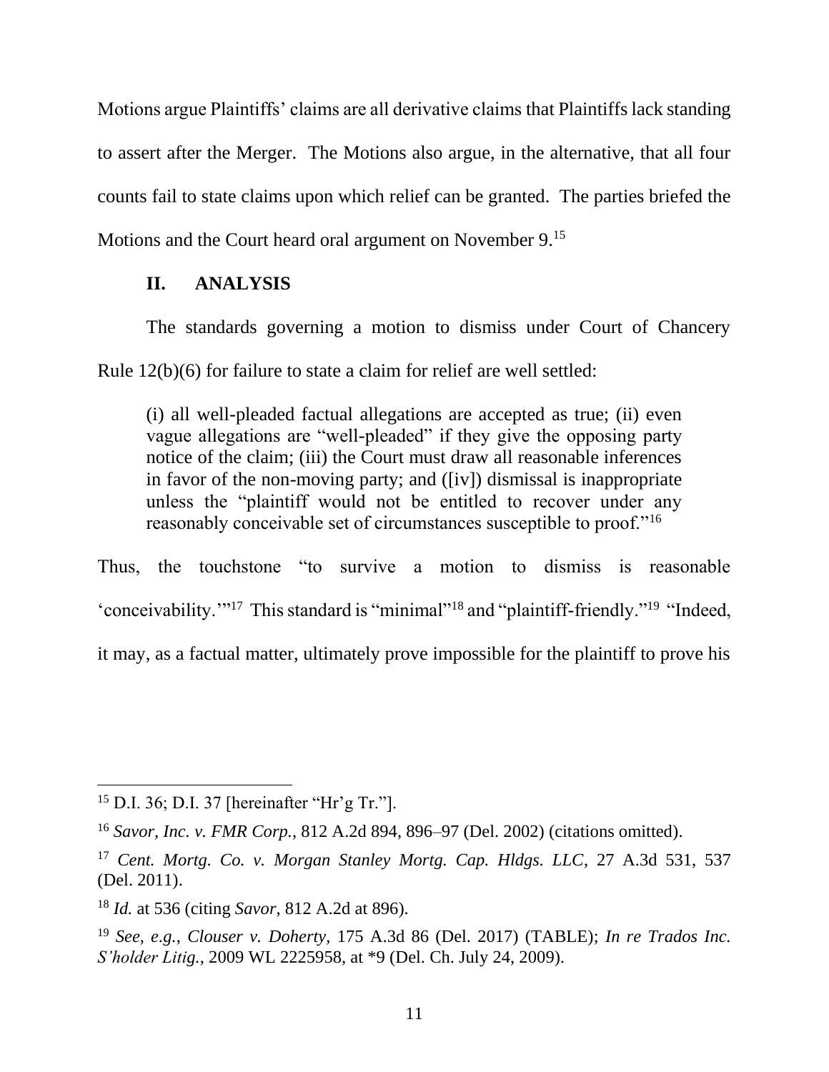Motions argue Plaintiffs' claims are all derivative claims that Plaintiffs lack standing to assert after the Merger. The Motions also argue, in the alternative, that all four counts fail to state claims upon which relief can be granted. The parties briefed the Motions and the Court heard oral argument on November 9.[15]

## II. ANALYSIS

The standards governing a motion to dismiss under Court of Chancery Rule 12(b)(6) for failure to state a claim for relief are well settled:

> (i) all well-pleaded factual allegations are accepted as true; (ii) even vague allegations are "well-pleaded" if they give the opposing party notice of the claim; (iii) the Court must draw all reasonable inferences in favor of the non-moving party; and ([iv]) dismissal is inappropriate unless the "plaintiff would not be entitled to recover under any reasonably conceivable set of circumstances susceptible to proof."[16]

Thus, the touchstone "to survive a motion to dismiss is reasonable 'conceivability.'"[17] This standard is "minimal"[18] and "plaintiff-friendly."[19] "Indeed, it may, as a factual matter, ultimately prove impossible for the plaintiff to prove his

---

[15] D.I. 36; D.I. 37 [hereinafter "Hr'g Tr."].

[16] *Savor, Inc. v. FMR Corp.*, 812 A.2d 894, 896–97 (Del. 2002) (citations omitted).

[17] *Cent. Mortg. Co. v. Morgan Stanley Mortg. Cap. Hldgs. LLC*, 27 A.3d 531, 537 (Del. 2011).

[18] *Id.* at 536 (citing *Savor*, 812 A.2d at 896).

[19] *See, e.g.*, *Clouser v. Doherty*, 175 A.3d 86 (Del. 2017) (TABLE); *In re Trados Inc. S'holder Litig.*, 2009 WL 2225958, at *9 (Del. Ch. July 24, 2009).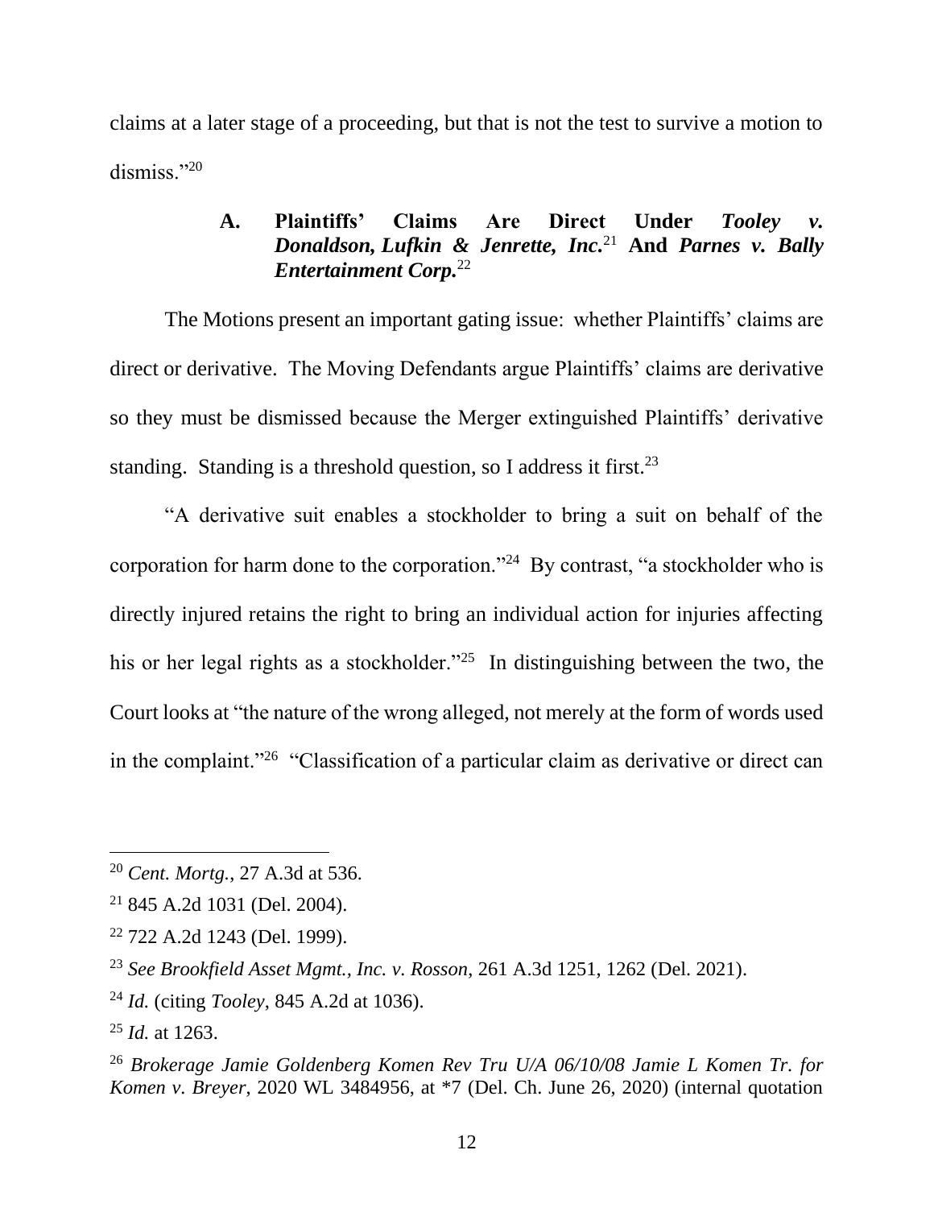claims at a later stage of a proceeding, but that is not the test to survive a motion to dismiss."[20]

### A. Plaintiffs' Claims Are Direct Under *Tooley v. Donaldson, Lufkin & Jenrette, Inc.*[21] And *Parnes v. Bally Entertainment Corp.*[22]

The Motions present an important gating issue: whether Plaintiffs' claims are direct or derivative. The Moving Defendants argue Plaintiffs' claims are derivative so they must be dismissed because the Merger extinguished Plaintiffs' derivative standing. Standing is a threshold question, so I address it first.[23]

"A derivative suit enables a stockholder to bring a suit on behalf of the corporation for harm done to the corporation."[24] By contrast, "a stockholder who is directly injured retains the right to bring an individual action for injuries affecting his or her legal rights as a stockholder."[25] In distinguishing between the two, the Court looks at "the nature of the wrong alleged, not merely at the form of words used in the complaint."[26] "Classification of a particular claim as derivative or direct can

---

[20] *Cent. Mortg.*, 27 A.3d at 536.

[21] 845 A.2d 1031 (Del. 2004).

[22] 722 A.2d 1243 (Del. 1999).

[23] *See Brookfield Asset Mgmt., Inc. v. Rosson*, 261 A.3d 1251, 1262 (Del. 2021).

[24] *Id.* (citing *Tooley*, 845 A.2d at 1036).

[25] *Id.* at 1263.

[26] *Brokerage Jamie Goldenberg Komen Rev Tru U/A 06/10/08 Jamie L Komen Tr. for Komen v. Breyer*, 2020 WL 3484956, at *7 (Del. Ch. June 26, 2020) (internal quotation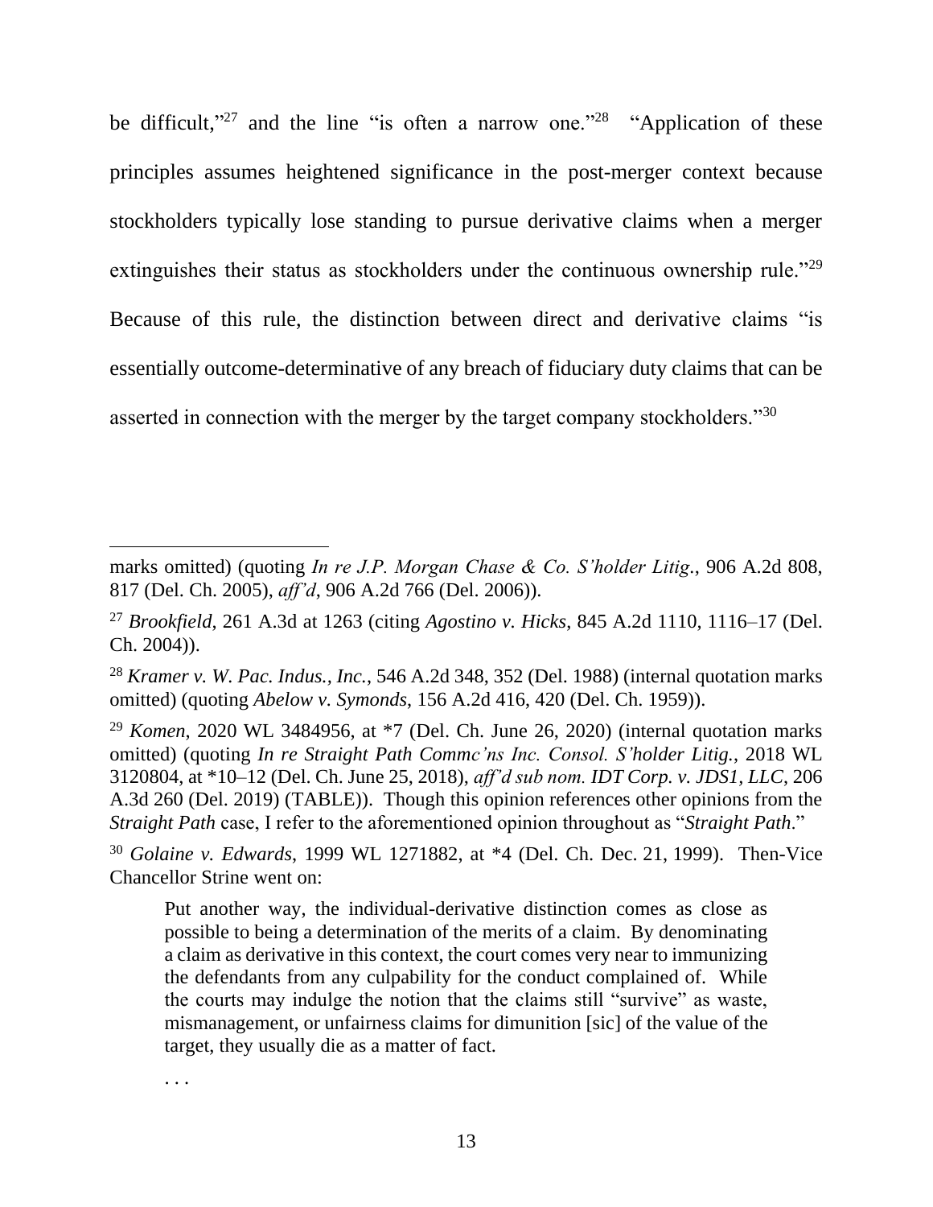be difficult,"[27] and the line "is often a narrow one."[28] "Application of these principles assumes heightened significance in the post-merger context because stockholders typically lose standing to pursue derivative claims when a merger extinguishes their status as stockholders under the continuous ownership rule."[29] Because of this rule, the distinction between direct and derivative claims "is essentially outcome-determinative of any breach of fiduciary duty claims that can be asserted in connection with the merger by the target company stockholders."[30]

---

marks omitted) (quoting *In re J.P. Morgan Chase & Co. S'holder Litig.*, 906 A.2d 808, 817 (Del. Ch. 2005), *aff'd*, 906 A.2d 766 (Del. 2006)).

[27] *Brookfield*, 261 A.3d at 1263 (citing *Agostino v. Hicks*, 845 A.2d 1110, 1116–17 (Del. Ch. 2004)).

[28] *Kramer v. W. Pac. Indus., Inc.*, 546 A.2d 348, 352 (Del. 1988) (internal quotation marks omitted) (quoting *Abelow v. Symonds*, 156 A.2d 416, 420 (Del. Ch. 1959)).

[29] *Komen*, 2020 WL 3484956, at *7 (Del. Ch. June 26, 2020) (internal quotation marks omitted) (quoting *In re Straight Path Commc'ns Inc. Consol. S'holder Litig.*, 2018 WL 3120804, at *10–12 (Del. Ch. June 25, 2018), *aff'd sub nom. IDT Corp. v. JDS1, LLC*, 206 A.3d 260 (Del. 2019) (TABLE)). Though this opinion references other opinions from the *Straight Path* case, I refer to the aforementioned opinion throughout as "*Straight Path*."

[30] *Golaine v. Edwards*, 1999 WL 1271882, at *4 (Del. Ch. Dec. 21, 1999). Then-Vice Chancellor Strine went on:

> Put another way, the individual-derivative distinction comes as close as possible to being a determination of the merits of a claim. By denominating a claim as derivative in this context, the court comes very near to immunizing the defendants from any culpability for the conduct complained of. While the courts may indulge the notion that the claims still "survive" as waste, mismanagement, or unfairness claims for dimunition [sic] of the value of the target, they usually die as a matter of fact.
>
> . . .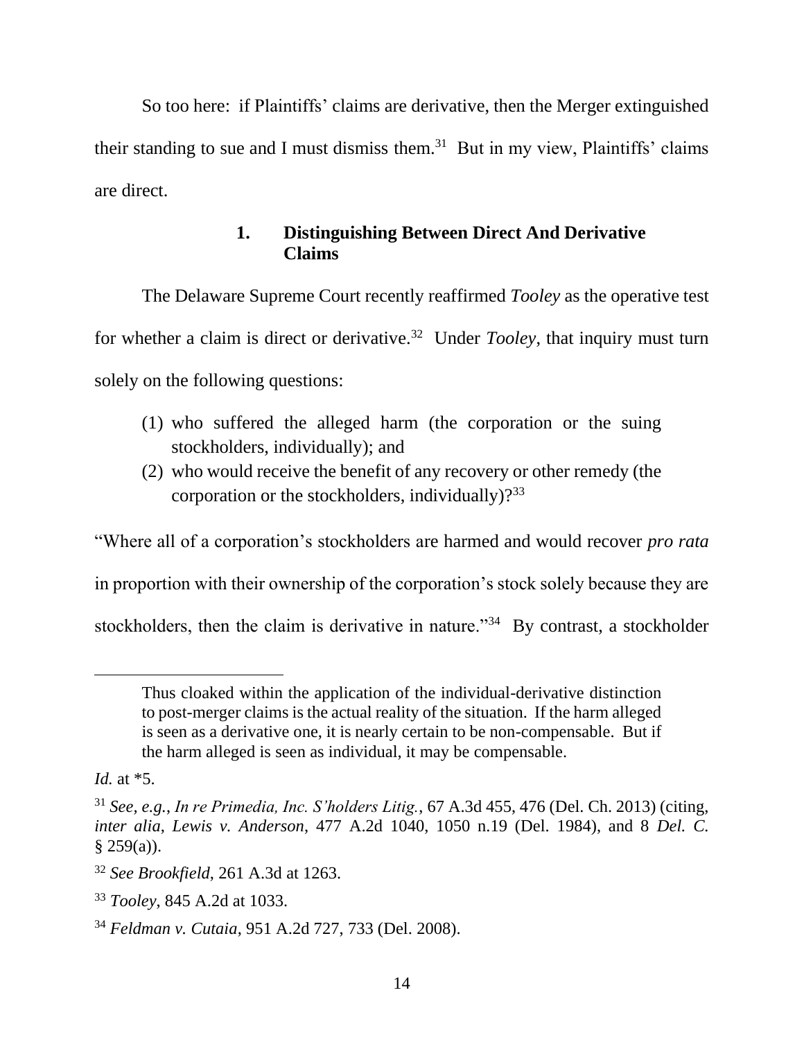So too here: if Plaintiffs' claims are derivative, then the Merger extinguished their standing to sue and I must dismiss them.[31] But in my view, Plaintiffs' claims are direct.

### 1. Distinguishing Between Direct And Derivative Claims

The Delaware Supreme Court recently reaffirmed *Tooley* as the operative test for whether a claim is direct or derivative.[32] Under *Tooley*, that inquiry must turn solely on the following questions:

> (1) who suffered the alleged harm (the corporation or the suing stockholders, individually); and
> (2) who would receive the benefit of any recovery or other remedy (the corporation or the stockholders, individually)?[33]

"Where all of a corporation's stockholders are harmed and would recover *pro rata* in proportion with their ownership of the corporation's stock solely because they are stockholders, then the claim is derivative in nature."[34] By contrast, a stockholder

---

> Thus cloaked within the application of the individual-derivative distinction to post-merger claims is the actual reality of the situation. If the harm alleged is seen as a derivative one, it is nearly certain to be non-compensable. But if the harm alleged is seen as individual, it may be compensable.

*Id.* at *5.

[31] *See, e.g.*, *In re Primedia, Inc. S'holders Litig.*, 67 A.3d 455, 476 (Del. Ch. 2013) (citing, *inter alia*, *Lewis v. Anderson*, 477 A.2d 1040, 1050 n.19 (Del. 1984), and 8 *Del. C.* § 259(a)).

[32] *See Brookfield*, 261 A.3d at 1263.

[33] *Tooley*, 845 A.2d at 1033.

[34] *Feldman v. Cutaia*, 951 A.2d 727, 733 (Del. 2008).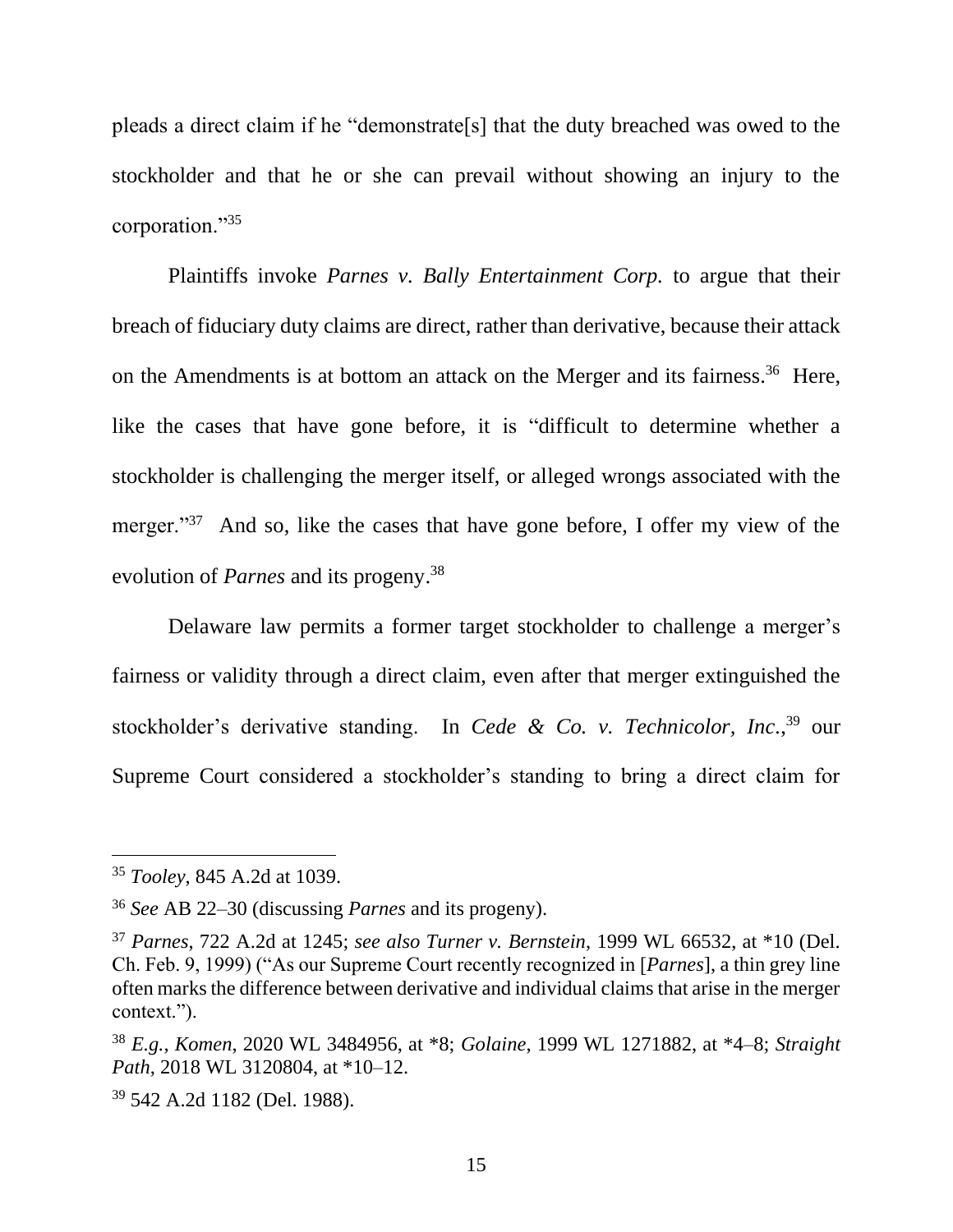pleads a direct claim if he "demonstrate[s] that the duty breached was owed to the stockholder and that he or she can prevail without showing an injury to the corporation."[35]

Plaintiffs invoke *Parnes v. Bally Entertainment Corp.* to argue that their breach of fiduciary duty claims are direct, rather than derivative, because their attack on the Amendments is at bottom an attack on the Merger and its fairness.[36] Here, like the cases that have gone before, it is "difficult to determine whether a stockholder is challenging the merger itself, or alleged wrongs associated with the merger."[37] And so, like the cases that have gone before, I offer my view of the evolution of *Parnes* and its progeny.[38]

Delaware law permits a former target stockholder to challenge a merger's fairness or validity through a direct claim, even after that merger extinguished the stockholder's derivative standing. In *Cede & Co. v. Technicolor, Inc.*,[39] our Supreme Court considered a stockholder's standing to bring a direct claim for

---

[35] *Tooley*, 845 A.2d at 1039.

[36] *See* AB 22–30 (discussing *Parnes* and its progeny).

[37] *Parnes*, 722 A.2d at 1245; *see also Turner v. Bernstein*, 1999 WL 66532, at *10 (Del. Ch. Feb. 9, 1999) ("As our Supreme Court recently recognized in [*Parnes*], a thin grey line often marks the difference between derivative and individual claims that arise in the merger context.").

[38] *E.g.*, *Komen*, 2020 WL 3484956, at *8; *Golaine*, 1999 WL 1271882, at *4–8; *Straight Path*, 2018 WL 3120804, at *10–12.

[39] 542 A.2d 1182 (Del. 1988).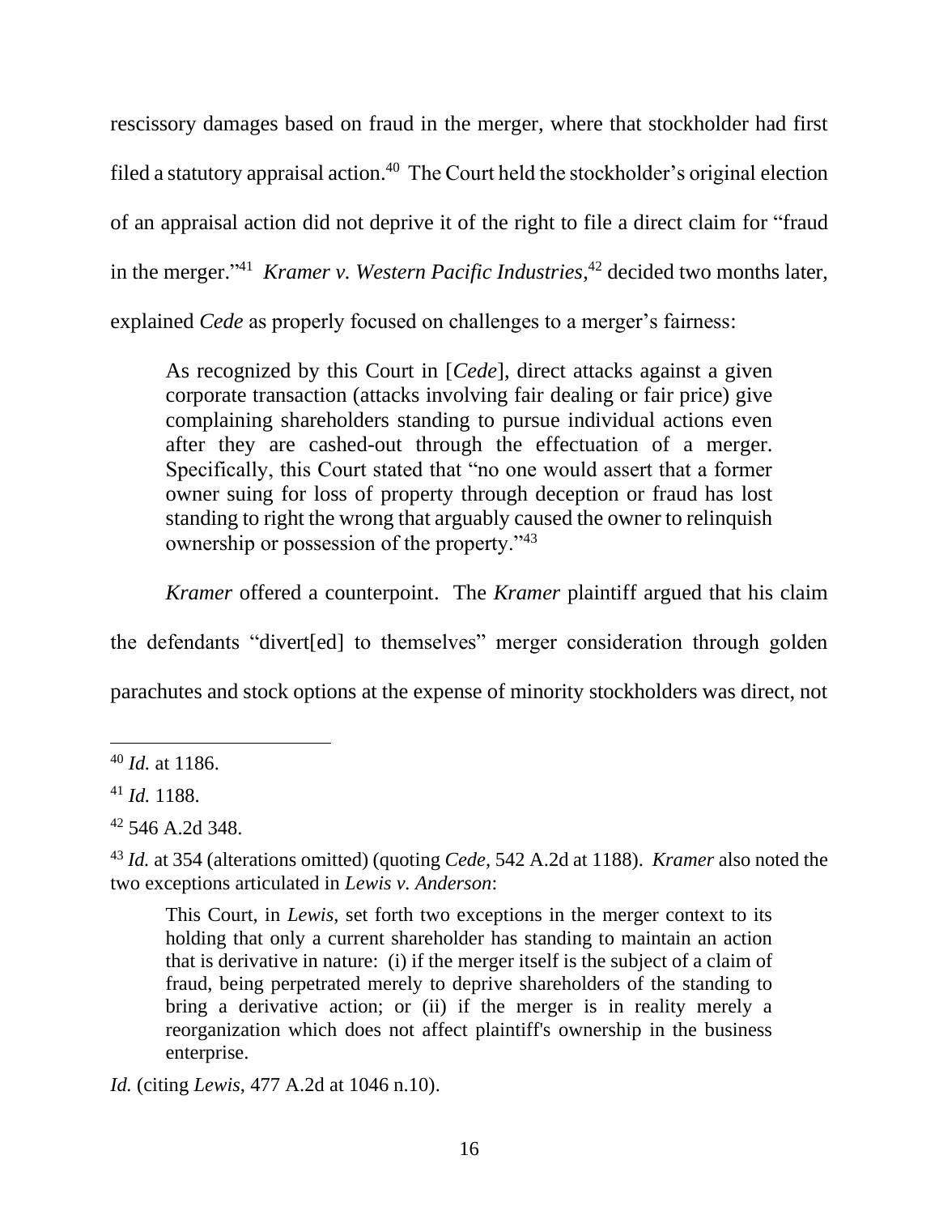rescissory damages based on fraud in the merger, where that stockholder had first filed a statutory appraisal action.[40] The Court held the stockholder's original election of an appraisal action did not deprive it of the right to file a direct claim for "fraud in the merger."[41] *Kramer v. Western Pacific Industries*,[42] decided two months later, explained *Cede* as properly focused on challenges to a merger's fairness:

> As recognized by this Court in [*Cede*], direct attacks against a given corporate transaction (attacks involving fair dealing or fair price) give complaining shareholders standing to pursue individual actions even after they are cashed-out through the effectuation of a merger. Specifically, this Court stated that "no one would assert that a former owner suing for loss of property through deception or fraud has lost standing to right the wrong that arguably caused the owner to relinquish ownership or possession of the property."[43]

*Kramer* offered a counterpoint. The *Kramer* plaintiff argued that his claim the defendants "divert[ed] to themselves" merger consideration through golden parachutes and stock options at the expense of minority stockholders was direct, not

---

[40] *Id.* at 1186.

[41] *Id.* 1188.

[42] 546 A.2d 348.

[43] *Id.* at 354 (alterations omitted) (quoting *Cede*, 542 A.2d at 1188). *Kramer* also noted the two exceptions articulated in *Lewis v. Anderson*:

> This Court, in *Lewis*, set forth two exceptions in the merger context to its holding that only a current shareholder has standing to maintain an action that is derivative in nature: (i) if the merger itself is the subject of a claim of fraud, being perpetrated merely to deprive shareholders of the standing to bring a derivative action; or (ii) if the merger is in reality merely a reorganization which does not affect plaintiff's ownership in the business enterprise.

*Id.* (citing *Lewis*, 477 A.2d at 1046 n.10).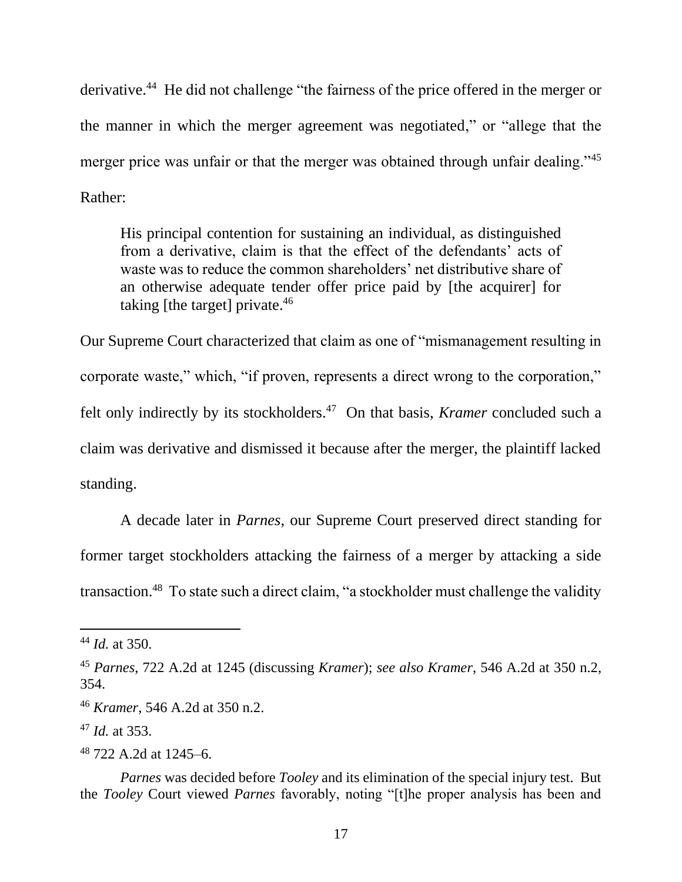derivative.[44] He did not challenge "the fairness of the price offered in the merger or the manner in which the merger agreement was negotiated," or "allege that the merger price was unfair or that the merger was obtained through unfair dealing."[45] Rather:

> His principal contention for sustaining an individual, as distinguished from a derivative, claim is that the effect of the defendants' acts of waste was to reduce the common shareholders' net distributive share of an otherwise adequate tender offer price paid by [the acquirer] for taking [the target] private.[46]

Our Supreme Court characterized that claim as one of "mismanagement resulting in corporate waste," which, "if proven, represents a direct wrong to the corporation," felt only indirectly by its stockholders.[47] On that basis, *Kramer* concluded such a claim was derivative and dismissed it because after the merger, the plaintiff lacked standing.

A decade later in *Parnes*, our Supreme Court preserved direct standing for former target stockholders attacking the fairness of a merger by attacking a side transaction.[48] To state such a direct claim, "a stockholder must challenge the validity

---

[44] *Id.* at 350.

[45] *Parnes*, 722 A.2d at 1245 (discussing *Kramer*); *see also Kramer*, 546 A.2d at 350 n.2, 354.

[46] *Kramer*, 546 A.2d at 350 n.2.

[47] *Id.* at 353.

[48] 722 A.2d at 1245–6.

*Parnes* was decided before *Tooley* and its elimination of the special injury test. But the *Tooley* Court viewed *Parnes* favorably, noting "[t]he proper analysis has been and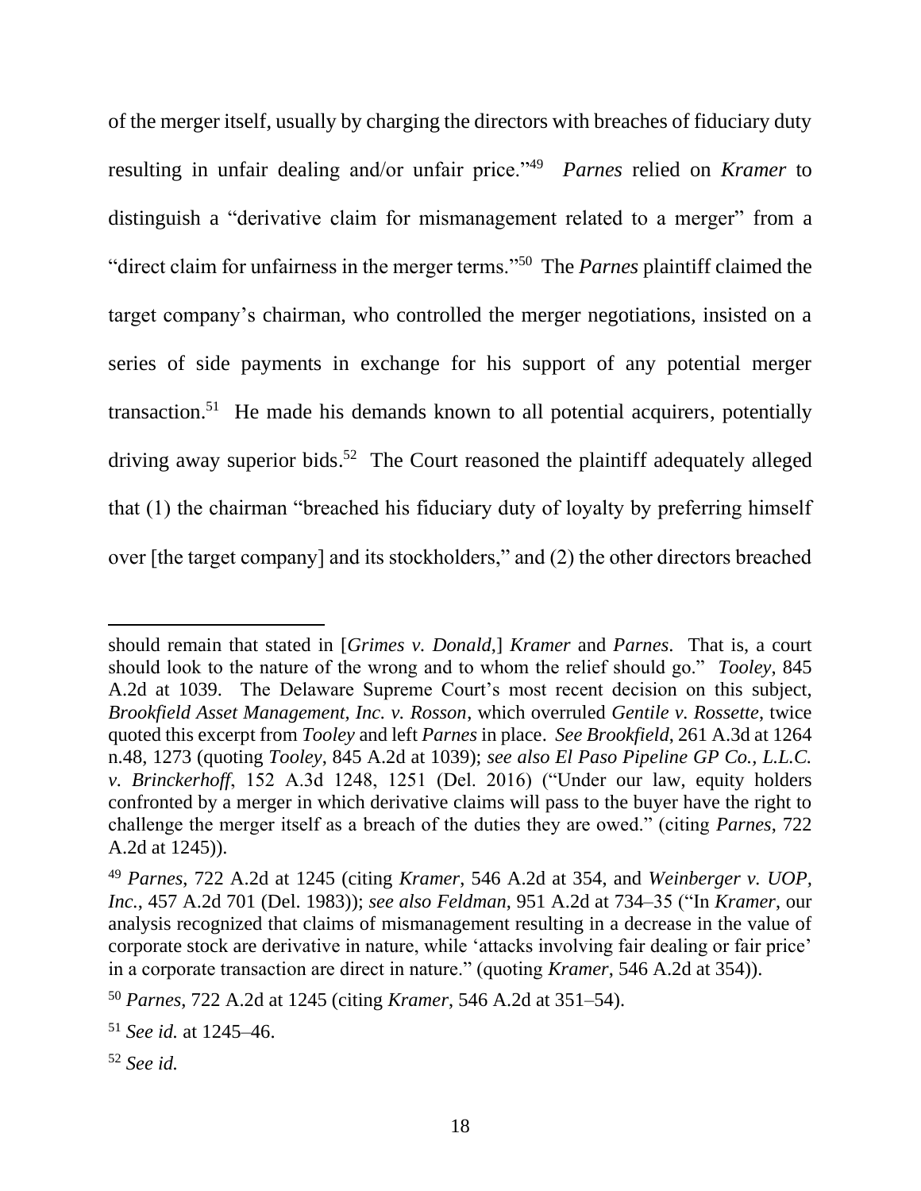of the merger itself, usually by charging the directors with breaches of fiduciary duty resulting in unfair dealing and/or unfair price."[49] *Parnes* relied on *Kramer* to distinguish a "derivative claim for mismanagement related to a merger" from a "direct claim for unfairness in the merger terms."[50] The *Parnes* plaintiff claimed the target company's chairman, who controlled the merger negotiations, insisted on a series of side payments in exchange for his support of any potential merger transaction.[51] He made his demands known to all potential acquirers, potentially driving away superior bids.[52] The Court reasoned the plaintiff adequately alleged that (1) the chairman "breached his fiduciary duty of loyalty by preferring himself over [the target company] and its stockholders," and (2) the other directors breached

---

should remain that stated in [*Grimes v. Donald*,] *Kramer* and *Parnes*. That is, a court should look to the nature of the wrong and to whom the relief should go." *Tooley*, 845 A.2d at 1039. The Delaware Supreme Court's most recent decision on this subject, *Brookfield Asset Management, Inc. v. Rosson*, which overruled *Gentile v. Rossette*, twice quoted this excerpt from *Tooley* and left *Parnes* in place. *See Brookfield*, 261 A.3d at 1264 n.48, 1273 (quoting *Tooley*, 845 A.2d at 1039); *see also El Paso Pipeline GP Co., L.L.C. v. Brinckerhoff*, 152 A.3d 1248, 1251 (Del. 2016) ("Under our law, equity holders confronted by a merger in which derivative claims will pass to the buyer have the right to challenge the merger itself as a breach of the duties they are owed." (citing *Parnes*, 722 A.2d at 1245)).

[49] *Parnes*, 722 A.2d at 1245 (citing *Kramer*, 546 A.2d at 354, and *Weinberger v. UOP, Inc.*, 457 A.2d 701 (Del. 1983)); *see also Feldman*, 951 A.2d at 734–35 ("In *Kramer*, our analysis recognized that claims of mismanagement resulting in a decrease in the value of corporate stock are derivative in nature, while 'attacks involving fair dealing or fair price' in a corporate transaction are direct in nature." (quoting *Kramer*, 546 A.2d at 354)).

[50] *Parnes*, 722 A.2d at 1245 (citing *Kramer*, 546 A.2d at 351–54).

[51] *See id.* at 1245–46.

[52] *See id.*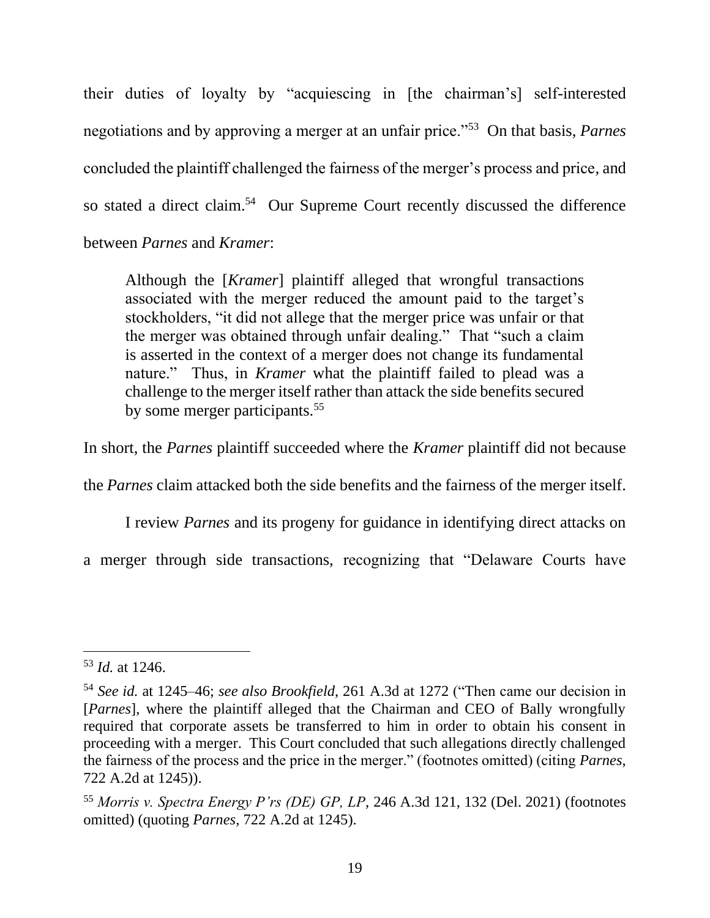their duties of loyalty by "acquiescing in [the chairman's] self-interested negotiations and by approving a merger at an unfair price."[53] On that basis, *Parnes* concluded the plaintiff challenged the fairness of the merger's process and price, and so stated a direct claim.[54] Our Supreme Court recently discussed the difference between *Parnes* and *Kramer*:

> Although the [*Kramer*] plaintiff alleged that wrongful transactions associated with the merger reduced the amount paid to the target's stockholders, "it did not allege that the merger price was unfair or that the merger was obtained through unfair dealing." That "such a claim is asserted in the context of a merger does not change its fundamental nature." Thus, in *Kramer* what the plaintiff failed to plead was a challenge to the merger itself rather than attack the side benefits secured by some merger participants.[55]

In short, the *Parnes* plaintiff succeeded where the *Kramer* plaintiff did not because the *Parnes* claim attacked both the side benefits and the fairness of the merger itself.

I review *Parnes* and its progeny for guidance in identifying direct attacks on a merger through side transactions, recognizing that "Delaware Courts have

---

[53] *Id.* at 1246.

[54] *See id.* at 1245–46; *see also Brookfield*, 261 A.3d at 1272 ("Then came our decision in [*Parnes*], where the plaintiff alleged that the Chairman and CEO of Bally wrongfully required that corporate assets be transferred to him in order to obtain his consent in proceeding with a merger. This Court concluded that such allegations directly challenged the fairness of the process and the price in the merger." (footnotes omitted) (citing *Parnes*, 722 A.2d at 1245)).

[55] *Morris v. Spectra Energy P'rs (DE) GP, LP*, 246 A.3d 121, 132 (Del. 2021) (footnotes omitted) (quoting *Parnes*, 722 A.2d at 1245).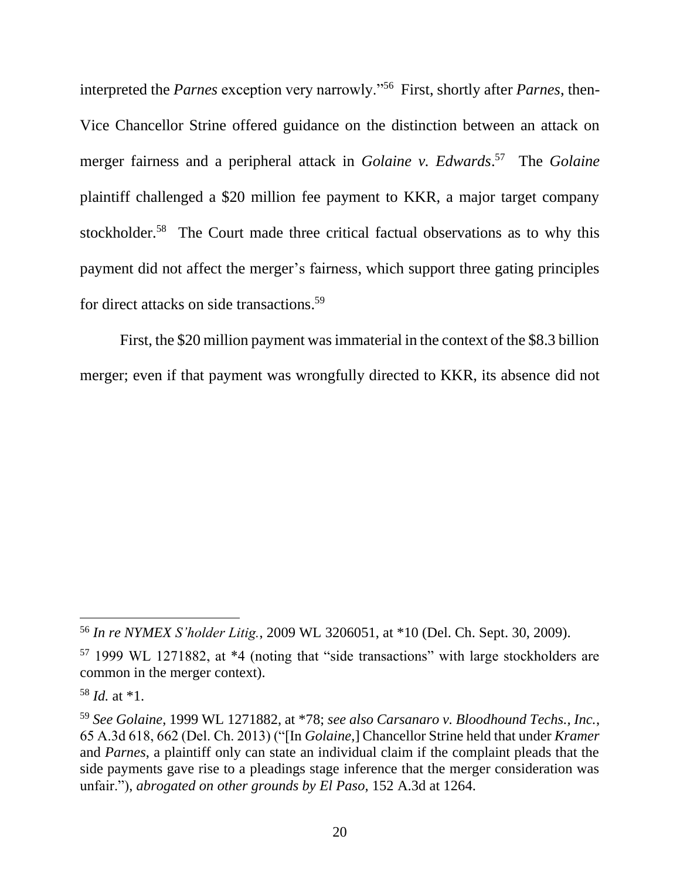interpreted the *Parnes* exception very narrowly."[56] First, shortly after *Parnes*, then-Vice Chancellor Strine offered guidance on the distinction between an attack on merger fairness and a peripheral attack in *Golaine v. Edwards*.[57] The *Golaine* plaintiff challenged a $20 million fee payment to KKR, a major target company stockholder.[58] The Court made three critical factual observations as to why this payment did not affect the merger's fairness, which support three gating principles for direct attacks on side transactions.[59]

First, the $20 million payment was immaterial in the context of the $8.3 billion merger; even if that payment was wrongfully directed to KKR, its absence did not

---

[56] *In re NYMEX S'holder Litig.*, 2009 WL 3206051, at *10 (Del. Ch. Sept. 30, 2009).

[57] 1999 WL 1271882, at *4 (noting that "side transactions" with large stockholders are common in the merger context).

[58] *Id.* at *1.

[59] *See Golaine*, 1999 WL 1271882, at *78; *see also Carsanaro v. Bloodhound Techs., Inc.*, 65 A.3d 618, 662 (Del. Ch. 2013) ("[In *Golaine*,] Chancellor Strine held that under *Kramer* and *Parnes*, a plaintiff only can state an individual claim if the complaint pleads that the side payments gave rise to a pleadings stage inference that the merger consideration was unfair."), *abrogated on other grounds by El Paso*, 152 A.3d at 1264.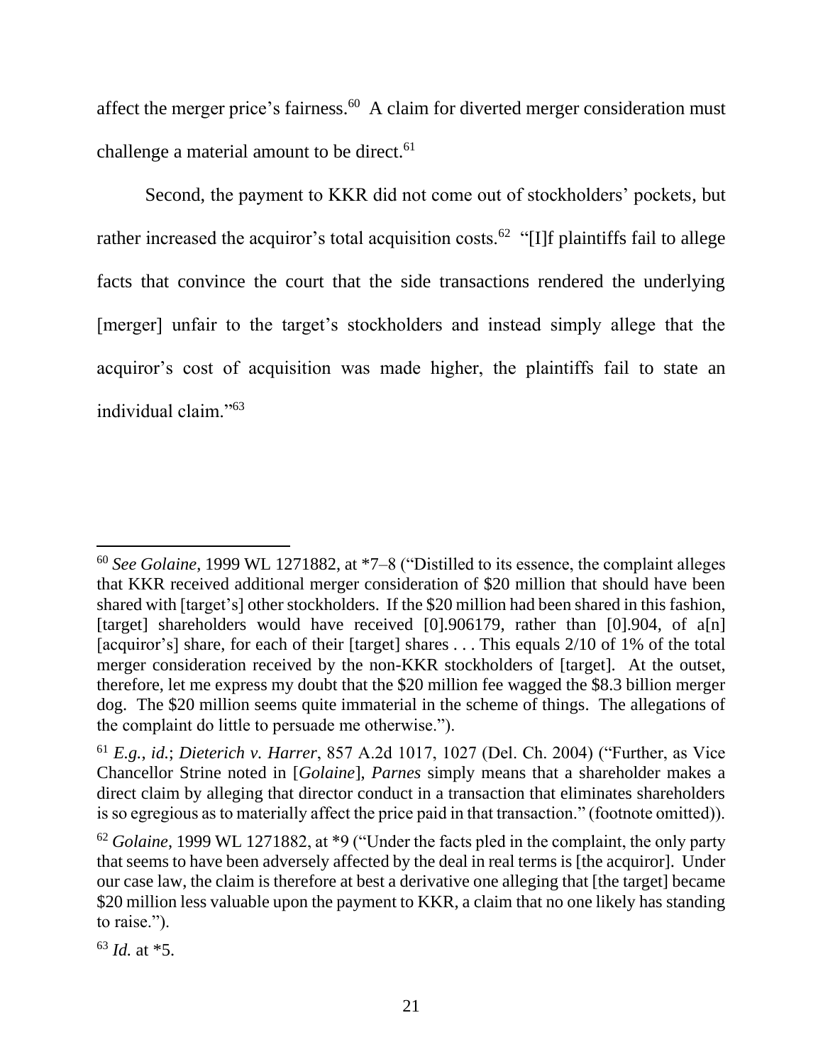affect the merger price's fairness.[60] A claim for diverted merger consideration must challenge a material amount to be direct.[61]

Second, the payment to KKR did not come out of stockholders' pockets, but rather increased the acquiror's total acquisition costs.[62] "[I]f plaintiffs fail to allege facts that convince the court that the side transactions rendered the underlying [merger] unfair to the target's stockholders and instead simply allege that the acquiror's cost of acquisition was made higher, the plaintiffs fail to state an individual claim."[63]

---

[60] *See Golaine*, 1999 WL 1271882, at *7–8 ("Distilled to its essence, the complaint alleges that KKR received additional merger consideration of $20 million that should have been shared with [target's] other stockholders. If the $20 million had been shared in this fashion, [target] shareholders would have received [0].906179, rather than [0].904, of a[n] [acquiror's] share, for each of their [target] shares . . . This equals 2/10 of 1% of the total merger consideration received by the non-KKR stockholders of [target]. At the outset, therefore, let me express my doubt that the $20 million fee wagged the $8.3 billion merger dog. The $20 million seems quite immaterial in the scheme of things. The allegations of the complaint do little to persuade me otherwise.").

[61] *E.g.*, *id.*; *Dieterich v. Harrer*, 857 A.2d 1017, 1027 (Del. Ch. 2004) ("Further, as Vice Chancellor Strine noted in [*Golaine*], *Parnes* simply means that a shareholder makes a direct claim by alleging that director conduct in a transaction that eliminates shareholders is so egregious as to materially affect the price paid in that transaction." (footnote omitted)).

[62] *Golaine*, 1999 WL 1271882, at *9 ("Under the facts pled in the complaint, the only party that seems to have been adversely affected by the deal in real terms is [the acquiror]. Under our case law, the claim is therefore at best a derivative one alleging that [the target] became $20 million less valuable upon the payment to KKR, a claim that no one likely has standing to raise.").

[63] *Id.* at *5.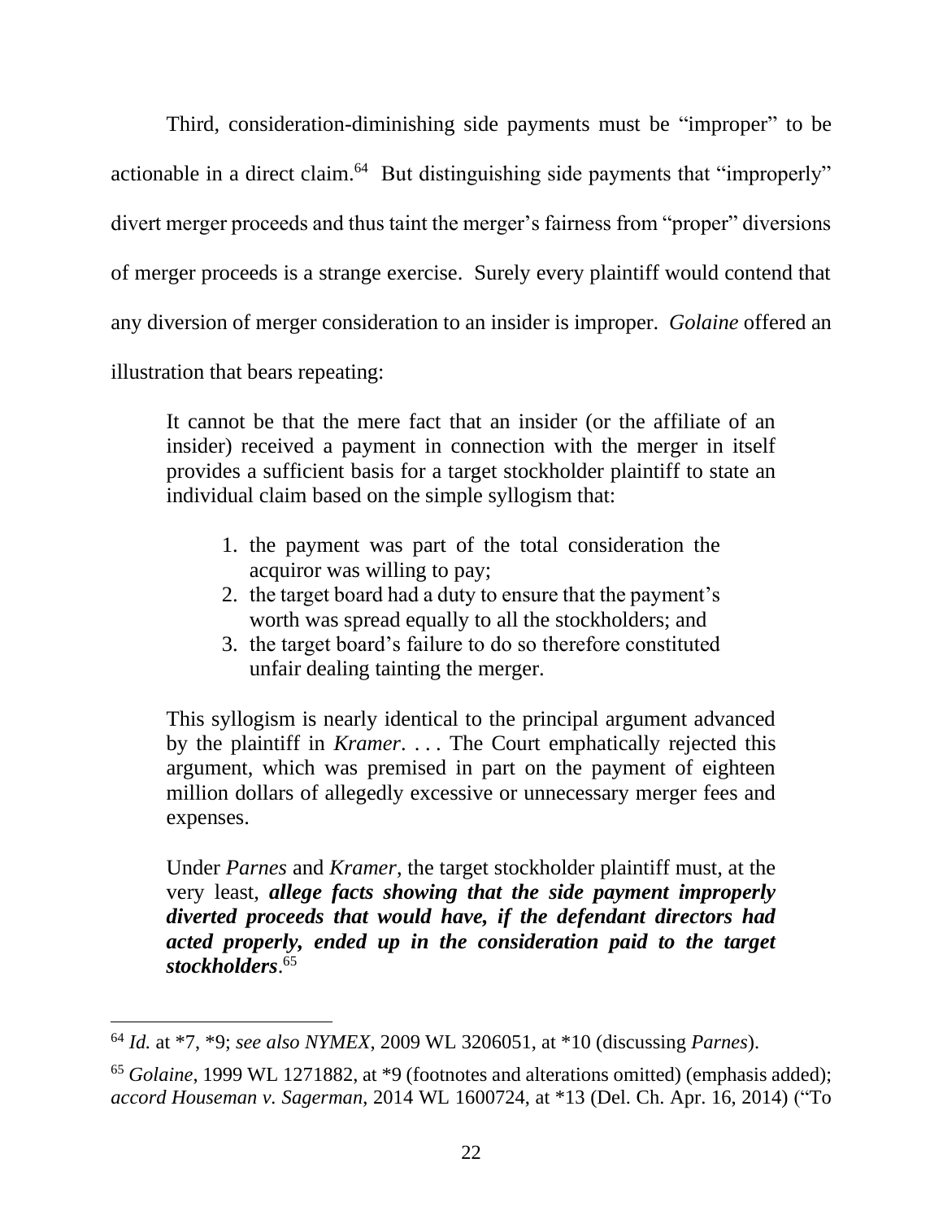Third, consideration-diminishing side payments must be "improper" to be actionable in a direct claim.[64] But distinguishing side payments that "improperly" divert merger proceeds and thus taint the merger's fairness from "proper" diversions of merger proceeds is a strange exercise. Surely every plaintiff would contend that any diversion of merger consideration to an insider is improper. *Golaine* offered an illustration that bears repeating:

> It cannot be that the mere fact that an insider (or the affiliate of an insider) received a payment in connection with the merger in itself provides a sufficient basis for a target stockholder plaintiff to state an individual claim based on the simple syllogism that:
>
> 1. the payment was part of the total consideration the acquiror was willing to pay;
> 2. the target board had a duty to ensure that the payment's worth was spread equally to all the stockholders; and
> 3. the target board's failure to do so therefore constituted unfair dealing tainting the merger.
>
> This syllogism is nearly identical to the principal argument advanced by the plaintiff in *Kramer*. . . . The Court emphatically rejected this argument, which was premised in part on the payment of eighteen million dollars of allegedly excessive or unnecessary merger fees and expenses.
>
> Under *Parnes* and *Kramer*, the target stockholder plaintiff must, at the very least, ***allege facts showing that the side payment improperly diverted proceeds that would have, if the defendant directors had acted properly, ended up in the consideration paid to the target stockholders***.[65]

---

[64] *Id.* at *7, *9; *see also NYMEX*, 2009 WL 3206051, at *10 (discussing *Parnes*).

[65] *Golaine*, 1999 WL 1271882, at *9 (footnotes and alterations omitted) (emphasis added); *accord Houseman v. Sagerman*, 2014 WL 1600724, at *13 (Del. Ch. Apr. 16, 2014) ("To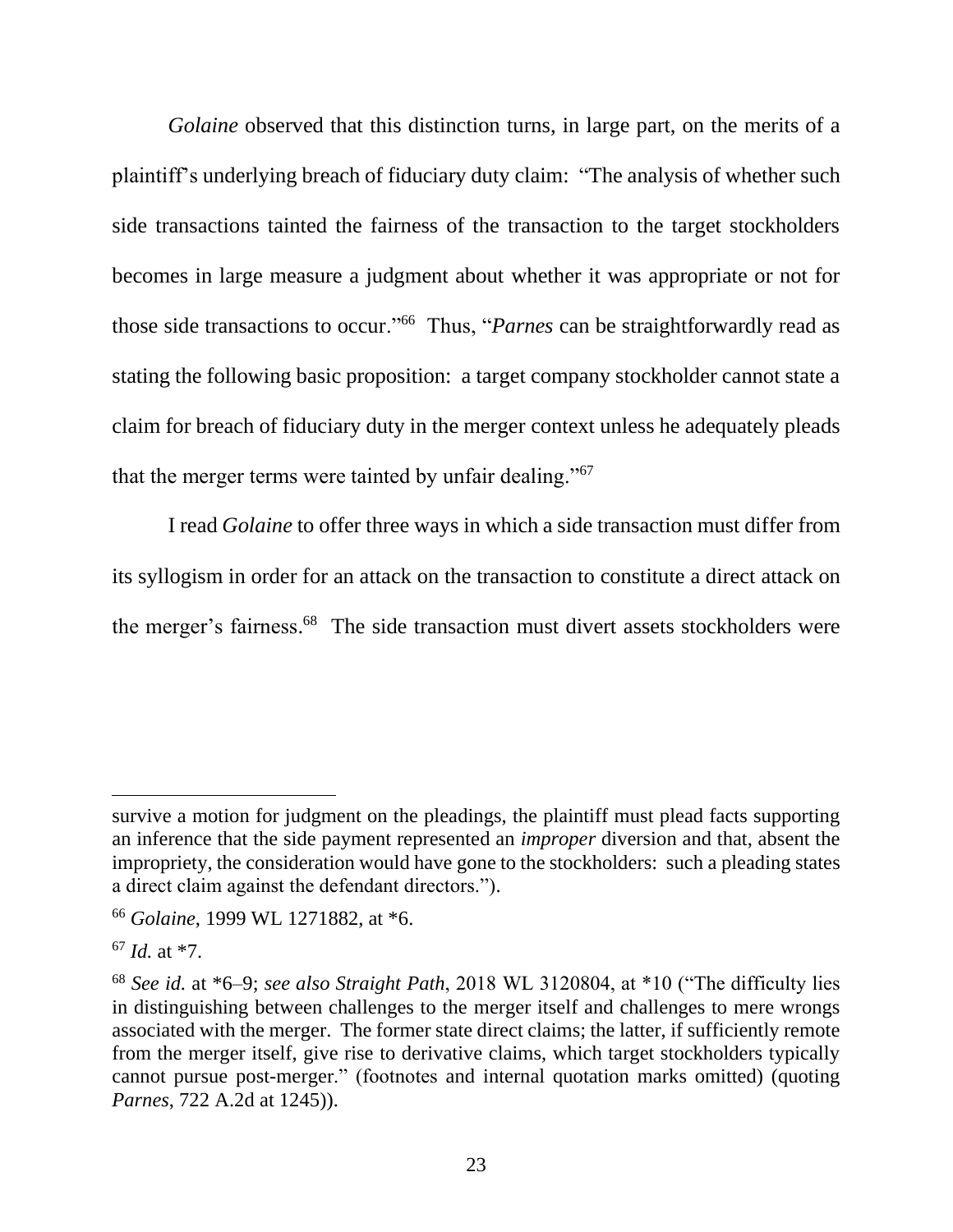*Golaine* observed that this distinction turns, in large part, on the merits of a plaintiff's underlying breach of fiduciary duty claim: "The analysis of whether such side transactions tainted the fairness of the transaction to the target stockholders becomes in large measure a judgment about whether it was appropriate or not for those side transactions to occur."[66] Thus, "*Parnes* can be straightforwardly read as stating the following basic proposition: a target company stockholder cannot state a claim for breach of fiduciary duty in the merger context unless he adequately pleads that the merger terms were tainted by unfair dealing."[67]

I read *Golaine* to offer three ways in which a side transaction must differ from its syllogism in order for an attack on the transaction to constitute a direct attack on the merger's fairness.[68] The side transaction must divert assets stockholders were

---

survive a motion for judgment on the pleadings, the plaintiff must plead facts supporting an inference that the side payment represented an *improper* diversion and that, absent the impropriety, the consideration would have gone to the stockholders: such a pleading states a direct claim against the defendant directors.").

[66] *Golaine*, 1999 WL 1271882, at *6.

[67] *Id.* at *7.

[68] *See id.* at *6–9; *see also Straight Path*, 2018 WL 3120804, at *10 ("The difficulty lies in distinguishing between challenges to the merger itself and challenges to mere wrongs associated with the merger. The former state direct claims; the latter, if sufficiently remote from the merger itself, give rise to derivative claims, which target stockholders typically cannot pursue post-merger." (footnotes and internal quotation marks omitted) (quoting *Parnes*, 722 A.2d at 1245)).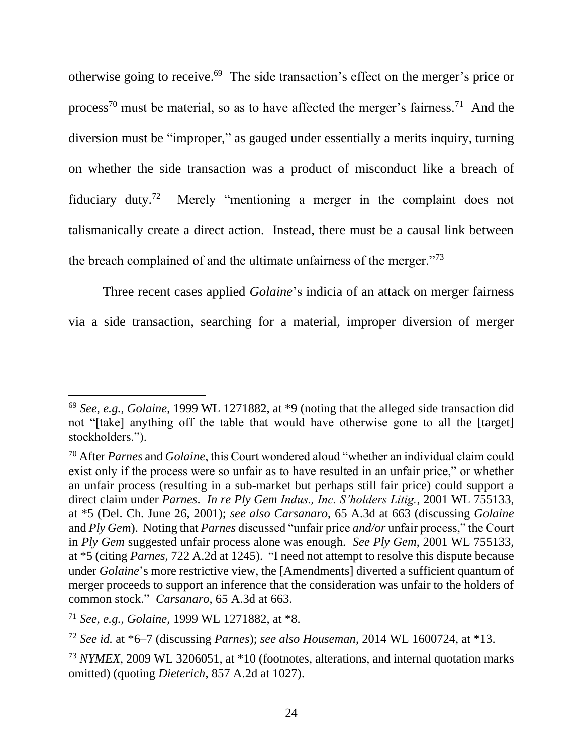otherwise going to receive.[69] The side transaction's effect on the merger's price or process[70] must be material, so as to have affected the merger's fairness.[71] And the diversion must be "improper," as gauged under essentially a merits inquiry, turning on whether the side transaction was a product of misconduct like a breach of fiduciary duty.[72] Merely "mentioning a merger in the complaint does not talismanically create a direct action. Instead, there must be a causal link between the breach complained of and the ultimate unfairness of the merger."[73]

Three recent cases applied *Golaine*'s indicia of an attack on merger fairness via a side transaction, searching for a material, improper diversion of merger

---

[69] *See, e.g.*, *Golaine*, 1999 WL 1271882, at *9 (noting that the alleged side transaction did not "[take] anything off the table that would have otherwise gone to all the [target] stockholders.").

[70] After *Parnes* and *Golaine*, this Court wondered aloud "whether an individual claim could exist only if the process were so unfair as to have resulted in an unfair price," or whether an unfair process (resulting in a sub-market but perhaps still fair price) could support a direct claim under *Parnes*. *In re Ply Gem Indus., Inc. S'holders Litig.*, 2001 WL 755133, at *5 (Del. Ch. June 26, 2001); *see also Carsanaro*, 65 A.3d at 663 (discussing *Golaine* and *Ply Gem*). Noting that *Parnes* discussed "unfair price *and/or* unfair process," the Court in *Ply Gem* suggested unfair process alone was enough. *See Ply Gem*, 2001 WL 755133, at *5 (citing *Parnes*, 722 A.2d at 1245). "I need not attempt to resolve this dispute because under *Golaine*'s more restrictive view, the [Amendments] diverted a sufficient quantum of merger proceeds to support an inference that the consideration was unfair to the holders of common stock." *Carsanaro*, 65 A.3d at 663.

[71] *See, e.g.*, *Golaine*, 1999 WL 1271882, at *8.

[72] *See id.* at *6–7 (discussing *Parnes*); *see also Houseman*, 2014 WL 1600724, at *13.

[73] *NYMEX*, 2009 WL 3206051, at *10 (footnotes, alterations, and internal quotation marks omitted) (quoting *Dieterich*, 857 A.2d at 1027).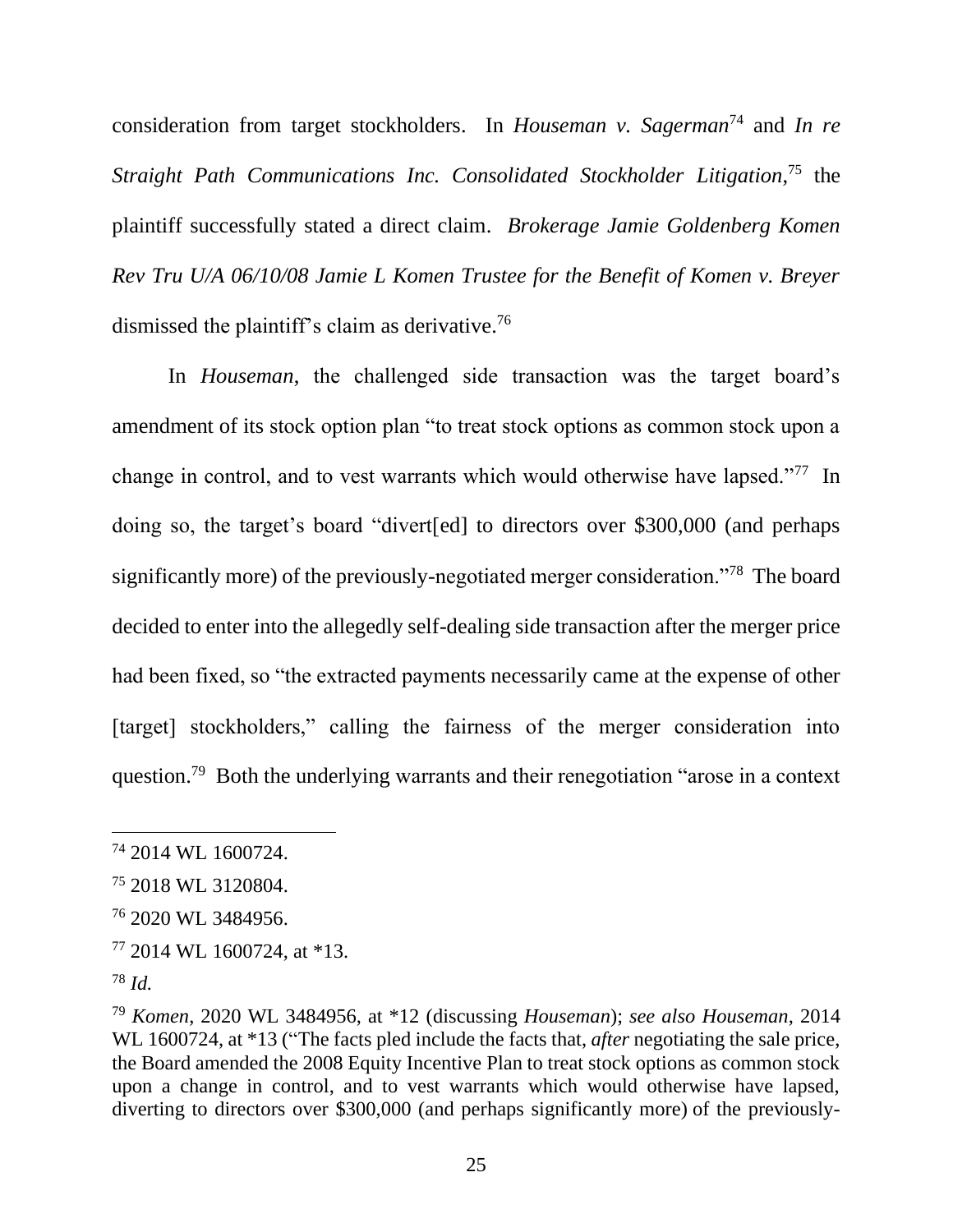consideration from target stockholders. In *Houseman v. Sagerman*[74] and *In re Straight Path Communications Inc. Consolidated Stockholder Litigation*,[75] the plaintiff successfully stated a direct claim. *Brokerage Jamie Goldenberg Komen Rev Tru U/A 06/10/08 Jamie L Komen Trustee for the Benefit of Komen v. Breyer* dismissed the plaintiff's claim as derivative.[76]

In *Houseman*, the challenged side transaction was the target board's amendment of its stock option plan "to treat stock options as common stock upon a change in control, and to vest warrants which would otherwise have lapsed."[77] In doing so, the target's board "divert[ed] to directors over $300,000 (and perhaps significantly more) of the previously-negotiated merger consideration."[78] The board decided to enter into the allegedly self-dealing side transaction after the merger price had been fixed, so "the extracted payments necessarily came at the expense of other [target] stockholders," calling the fairness of the merger consideration into question.[79] Both the underlying warrants and their renegotiation "arose in a context

---

[74] 2014 WL 1600724.

[75] 2018 WL 3120804.

[76] 2020 WL 3484956.

[77] 2014 WL 1600724, at *13.

[78] *Id.*

[79] *Komen*, 2020 WL 3484956, at *12 (discussing *Houseman*); *see also Houseman*, 2014 WL 1600724, at *13 ("The facts pled include the facts that, *after* negotiating the sale price, the Board amended the 2008 Equity Incentive Plan to treat stock options as common stock upon a change in control, and to vest warrants which would otherwise have lapsed, diverting to directors over $300,000 (and perhaps significantly more) of the previously-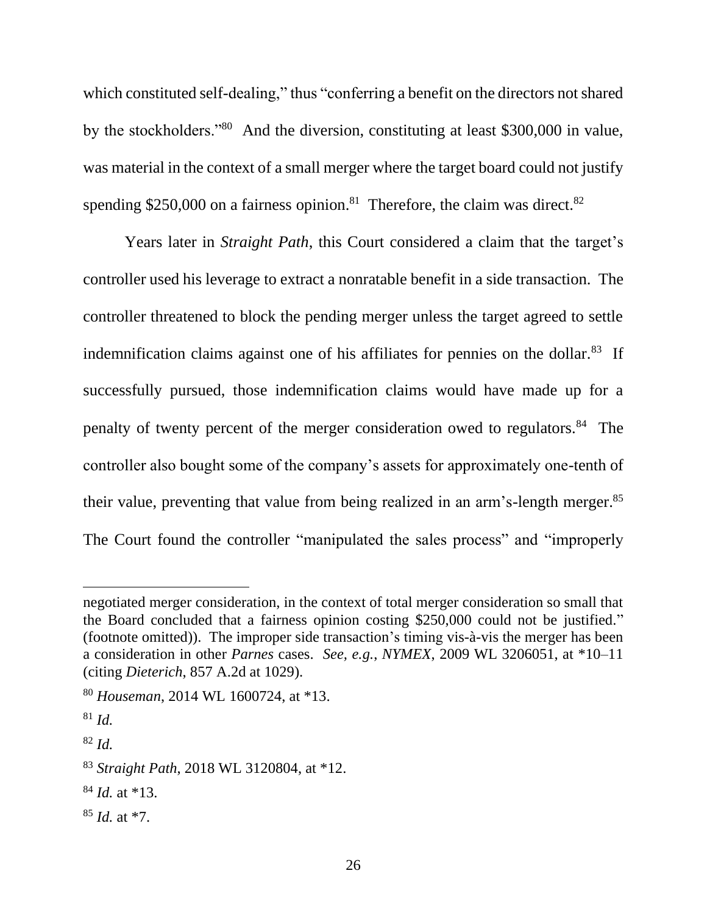which constituted self-dealing," thus "conferring a benefit on the directors not shared by the stockholders."[80] And the diversion, constituting at least $300,000 in value, was material in the context of a small merger where the target board could not justify spending $250,000 on a fairness opinion.[81] Therefore, the claim was direct.[82]

Years later in *Straight Path*, this Court considered a claim that the target's controller used his leverage to extract a nonratable benefit in a side transaction. The controller threatened to block the pending merger unless the target agreed to settle indemnification claims against one of his affiliates for pennies on the dollar.[83] If successfully pursued, those indemnification claims would have made up for a penalty of twenty percent of the merger consideration owed to regulators.[84] The controller also bought some of the company's assets for approximately one-tenth of their value, preventing that value from being realized in an arm's-length merger.[85] The Court found the controller "manipulated the sales process" and "improperly

---

negotiated merger consideration, in the context of total merger consideration so small that the Board concluded that a fairness opinion costing $250,000 could not be justified." (footnote omitted)). The improper side transaction's timing vis-à-vis the merger has been a consideration in other *Parnes* cases. *See, e.g.*, *NYMEX*, 2009 WL 3206051, at *10–11 (citing *Dieterich*, 857 A.2d at 1029).

[80] *Houseman*, 2014 WL 1600724, at *13.

[81] *Id.*

[82] *Id.*

[83] *Straight Path*, 2018 WL 3120804, at *12.

[84] *Id.* at *13.

[85] *Id.* at *7.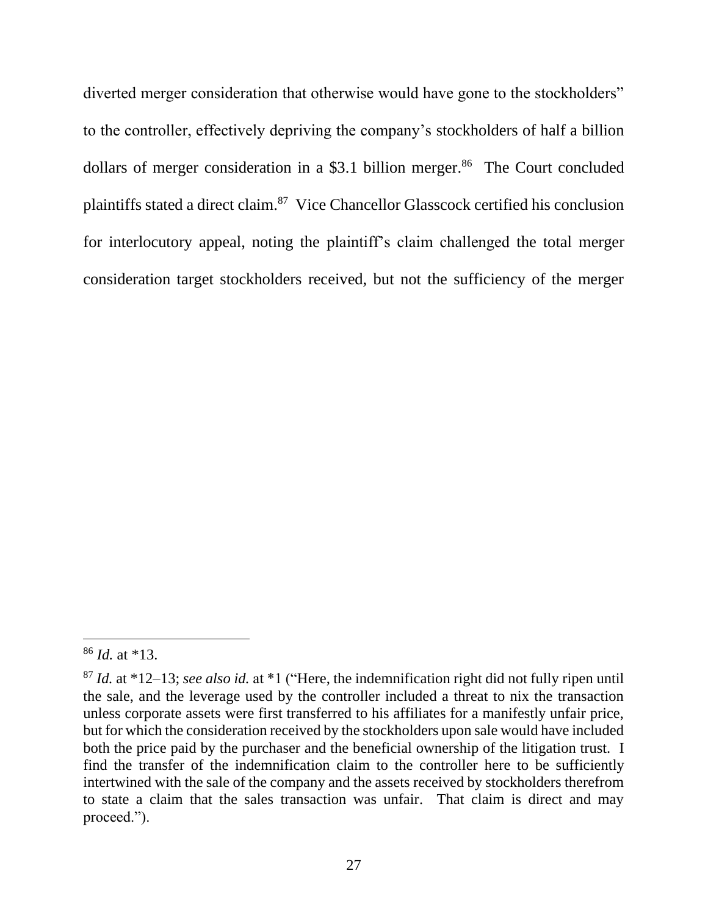diverted merger consideration that otherwise would have gone to the stockholders" to the controller, effectively depriving the company's stockholders of half a billion dollars of merger consideration in a $3.1 billion merger.[86] The Court concluded plaintiffs stated a direct claim.[87] Vice Chancellor Glasscock certified his conclusion for interlocutory appeal, noting the plaintiff's claim challenged the total merger consideration target stockholders received, but not the sufficiency of the merger

---

[86] *Id.* at *13.

[87] *Id.* at *12–13; *see also id.* at *1 ("Here, the indemnification right did not fully ripen until the sale, and the leverage used by the controller included a threat to nix the transaction unless corporate assets were first transferred to his affiliates for a manifestly unfair price, but for which the consideration received by the stockholders upon sale would have included both the price paid by the purchaser and the beneficial ownership of the litigation trust. I find the transfer of the indemnification claim to the controller here to be sufficiently intertwined with the sale of the company and the assets received by stockholders therefrom to state a claim that the sales transaction was unfair. That claim is direct and may proceed.").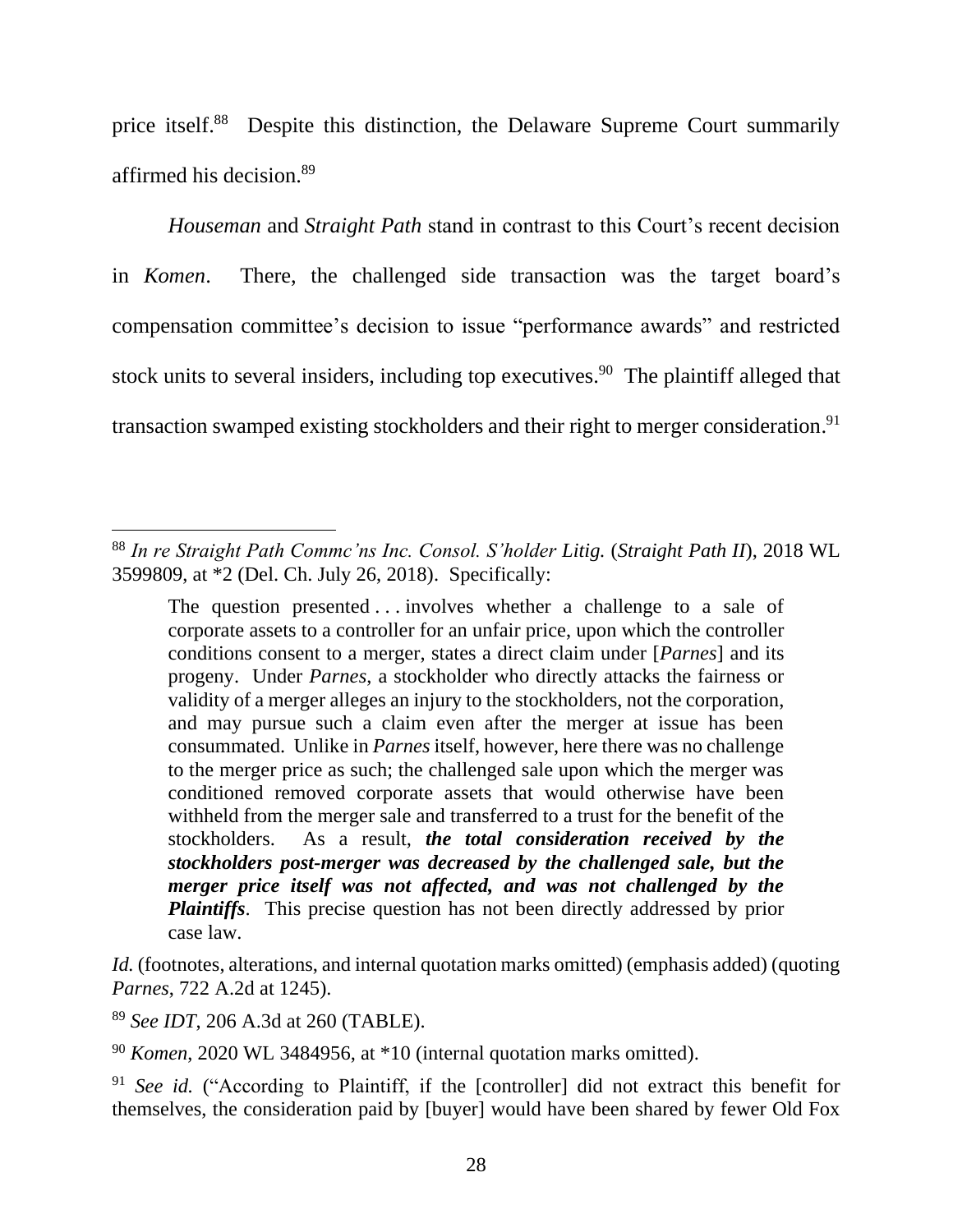price itself.[88] Despite this distinction, the Delaware Supreme Court summarily affirmed his decision.[89]

*Houseman* and *Straight Path* stand in contrast to this Court's recent decision in *Komen*. There, the challenged side transaction was the target board's compensation committee's decision to issue "performance awards" and restricted stock units to several insiders, including top executives.[90] The plaintiff alleged that transaction swamped existing stockholders and their right to merger consideration.[91]

---

[88] *In re Straight Path Commc'ns Inc. Consol. S'holder Litig.* (*Straight Path II*), 2018 WL 3599809, at *2 (Del. Ch. July 26, 2018). Specifically:

> The question presented . . . involves whether a challenge to a sale of corporate assets to a controller for an unfair price, upon which the controller conditions consent to a merger, states a direct claim under [*Parnes*] and its progeny. Under *Parnes*, a stockholder who directly attacks the fairness or validity of a merger alleges an injury to the stockholders, not the corporation, and may pursue such a claim even after the merger at issue has been consummated. Unlike in *Parnes* itself, however, here there was no challenge to the merger price as such; the challenged sale upon which the merger was conditioned removed corporate assets that would otherwise have been withheld from the merger sale and transferred to a trust for the benefit of the stockholders. As a result, ***the total consideration received by the stockholders post-merger was decreased by the challenged sale, but the merger price itself was not affected, and was not challenged by the Plaintiffs***. This precise question has not been directly addressed by prior case law.

*Id.* (footnotes, alterations, and internal quotation marks omitted) (emphasis added) (quoting *Parnes*, 722 A.2d at 1245).

[89] *See IDT*, 206 A.3d at 260 (TABLE).

[90] *Komen*, 2020 WL 3484956, at *10 (internal quotation marks omitted).

[91] *See id.* ("According to Plaintiff, if the [controller] did not extract this benefit for themselves, the consideration paid by [buyer] would have been shared by fewer Old Fox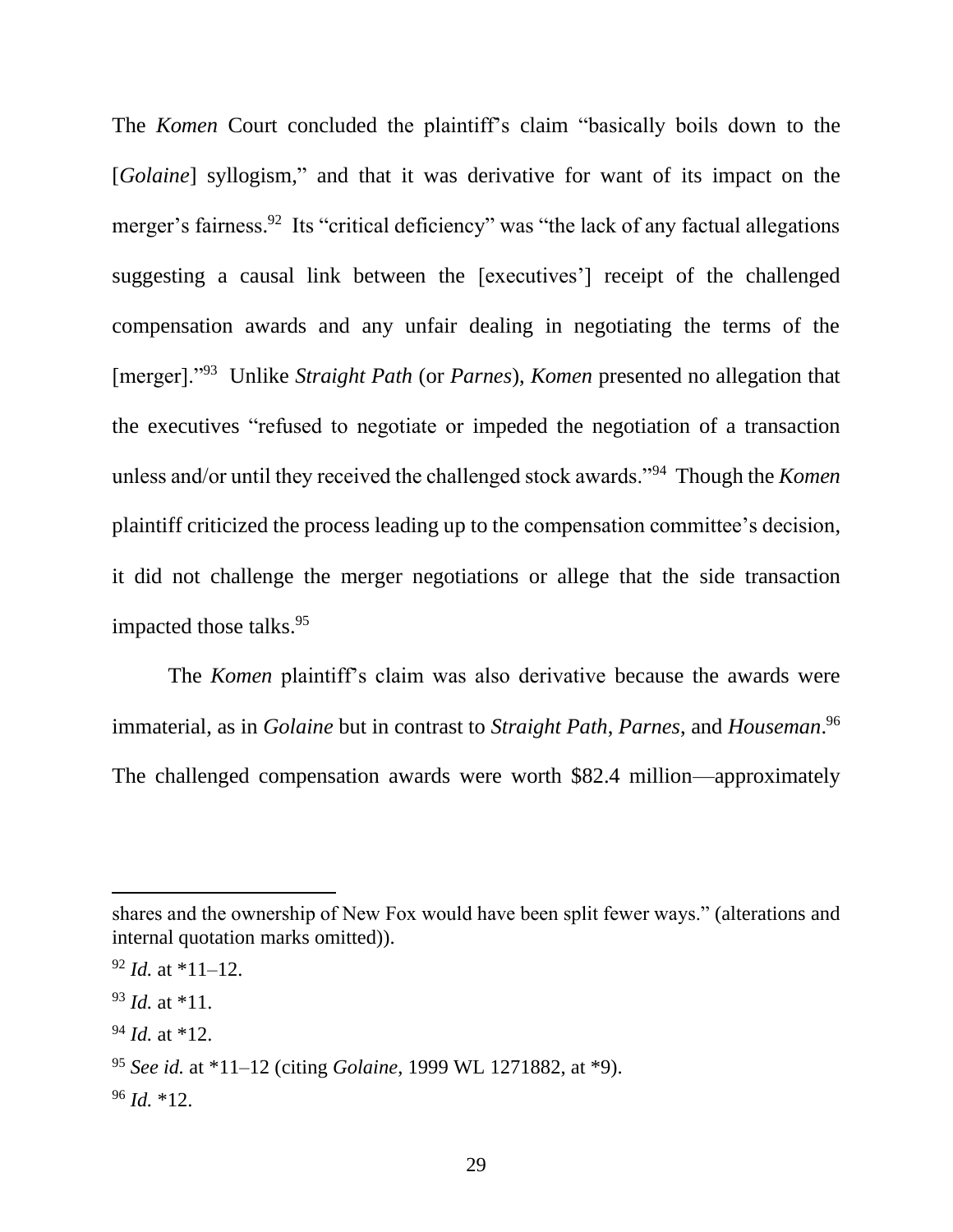The *Komen* Court concluded the plaintiff's claim "basically boils down to the [*Golaine*] syllogism," and that it was derivative for want of its impact on the merger's fairness.[92] Its "critical deficiency" was "the lack of any factual allegations suggesting a causal link between the [executives'] receipt of the challenged compensation awards and any unfair dealing in negotiating the terms of the [merger]."[93] Unlike *Straight Path* (or *Parnes*), *Komen* presented no allegation that the executives "refused to negotiate or impeded the negotiation of a transaction unless and/or until they received the challenged stock awards."[94] Though the *Komen* plaintiff criticized the process leading up to the compensation committee's decision, it did not challenge the merger negotiations or allege that the side transaction impacted those talks.[95]

The *Komen* plaintiff's claim was also derivative because the awards were immaterial, as in *Golaine* but in contrast to *Straight Path*, *Parnes*, and *Houseman*.[96] The challenged compensation awards were worth $82.4 million—approximately

---

shares and the ownership of New Fox would have been split fewer ways." (alterations and internal quotation marks omitted)).

[92] *Id.* at *11–12.

[93] *Id.* at *11.

[94] *Id.* at *12.

[95] *See id.* at *11–12 (citing *Golaine*, 1999 WL 1271882, at *9).

[96] *Id.* *12.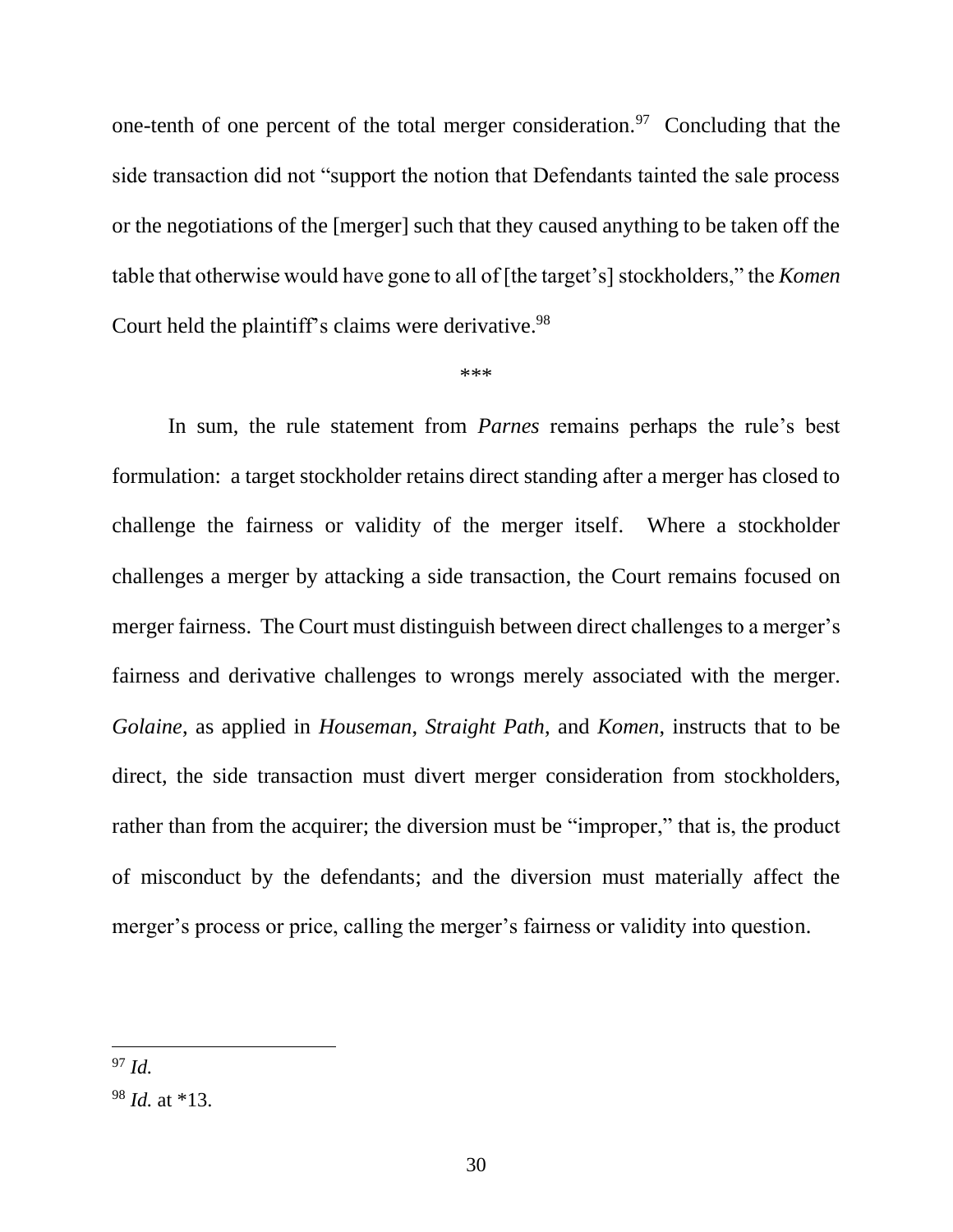one-tenth of one percent of the total merger consideration.[97] Concluding that the side transaction did not "support the notion that Defendants tainted the sale process or the negotiations of the [merger] such that they caused anything to be taken off the table that otherwise would have gone to all of [the target's] stockholders," the *Komen* Court held the plaintiff's claims were derivative.[98]

***

In sum, the rule statement from *Parnes* remains perhaps the rule's best formulation: a target stockholder retains direct standing after a merger has closed to challenge the fairness or validity of the merger itself. Where a stockholder challenges a merger by attacking a side transaction, the Court remains focused on merger fairness. The Court must distinguish between direct challenges to a merger's fairness and derivative challenges to wrongs merely associated with the merger. *Golaine*, as applied in *Houseman*, *Straight Path*, and *Komen*, instructs that to be direct, the side transaction must divert merger consideration from stockholders, rather than from the acquirer; the diversion must be "improper," that is, the product of misconduct by the defendants; and the diversion must materially affect the merger's process or price, calling the merger's fairness or validity into question.

---

[97] *Id.*

[98] *Id.* at *13.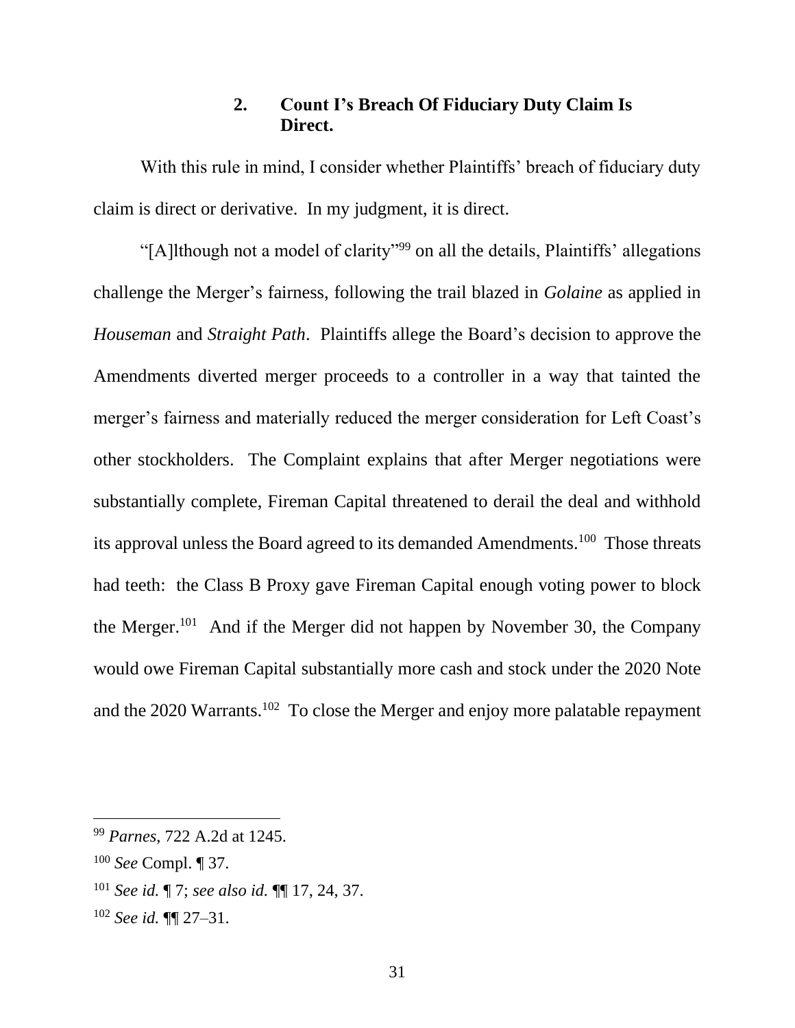### 2. Count I's Breach Of Fiduciary Duty Claim Is Direct.

With this rule in mind, I consider whether Plaintiffs' breach of fiduciary duty claim is direct or derivative. In my judgment, it is direct.

"[A]lthough not a model of clarity"[99] on all the details, Plaintiffs' allegations challenge the Merger's fairness, following the trail blazed in *Golaine* as applied in *Houseman* and *Straight Path*. Plaintiffs allege the Board's decision to approve the Amendments diverted merger proceeds to a controller in a way that tainted the merger's fairness and materially reduced the merger consideration for Left Coast's other stockholders. The Complaint explains that after Merger negotiations were substantially complete, Fireman Capital threatened to derail the deal and withhold its approval unless the Board agreed to its demanded Amendments.[100] Those threats had teeth: the Class B Proxy gave Fireman Capital enough voting power to block the Merger.[101] And if the Merger did not happen by November 30, the Company would owe Fireman Capital substantially more cash and stock under the 2020 Note and the 2020 Warrants.[102] To close the Merger and enjoy more palatable repayment

---

[99] *Parnes*, 722 A.2d at 1245.

[100] *See* Compl. ¶ 37.

[101] *See id.* ¶ 7; *see also id.* ¶¶ 17, 24, 37.

[102] *See id.* ¶¶ 27–31.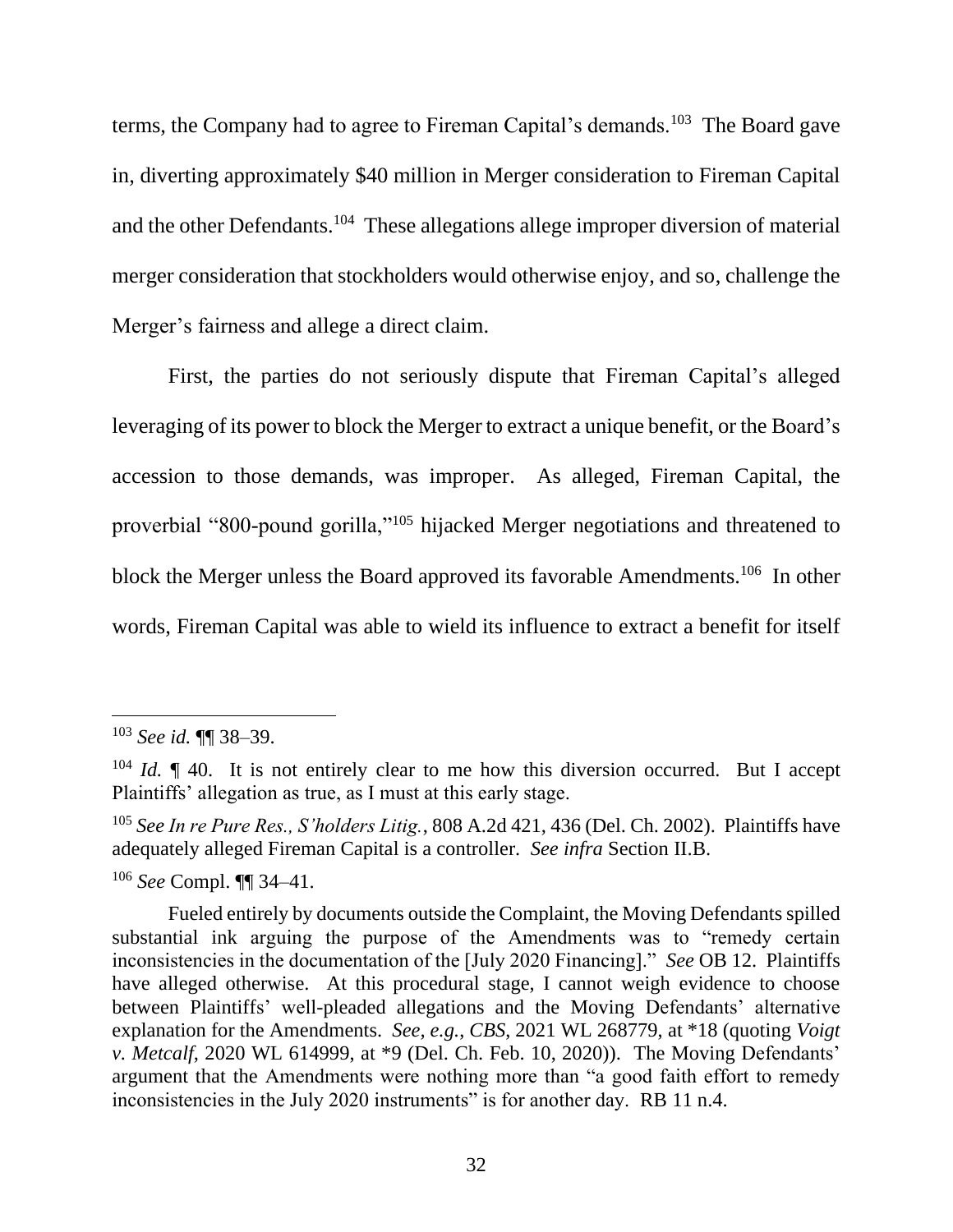terms, the Company had to agree to Fireman Capital's demands.[103] The Board gave in, diverting approximately $40 million in Merger consideration to Fireman Capital and the other Defendants.[104] These allegations allege improper diversion of material merger consideration that stockholders would otherwise enjoy, and so, challenge the Merger's fairness and allege a direct claim.

First, the parties do not seriously dispute that Fireman Capital's alleged leveraging of its power to block the Merger to extract a unique benefit, or the Board's accession to those demands, was improper. As alleged, Fireman Capital, the proverbial "800-pound gorilla,"[105] hijacked Merger negotiations and threatened to block the Merger unless the Board approved its favorable Amendments.[106] In other words, Fireman Capital was able to wield its influence to extract a benefit for itself

---

[103] *See id.* ¶¶ 38–39.

[104] *Id.* ¶ 40. It is not entirely clear to me how this diversion occurred. But I accept Plaintiffs' allegation as true, as I must at this early stage.

[105] *See In re Pure Res., S'holders Litig.*, 808 A.2d 421, 436 (Del. Ch. 2002). Plaintiffs have adequately alleged Fireman Capital is a controller. *See infra* Section II.B.

[106] *See* Compl. ¶¶ 34–41.

Fueled entirely by documents outside the Complaint, the Moving Defendants spilled substantial ink arguing the purpose of the Amendments was to "remedy certain inconsistencies in the documentation of the [July 2020 Financing]." *See* OB 12. Plaintiffs have alleged otherwise. At this procedural stage, I cannot weigh evidence to choose between Plaintiffs' well-pleaded allegations and the Moving Defendants' alternative explanation for the Amendments. *See, e.g.*, *CBS*, 2021 WL 268779, at \*18 (quoting *Voigt v. Metcalf*, 2020 WL 614999, at \*9 (Del. Ch. Feb. 10, 2020)). The Moving Defendants' argument that the Amendments were nothing more than "a good faith effort to remedy inconsistencies in the July 2020 instruments" is for another day. RB 11 n.4.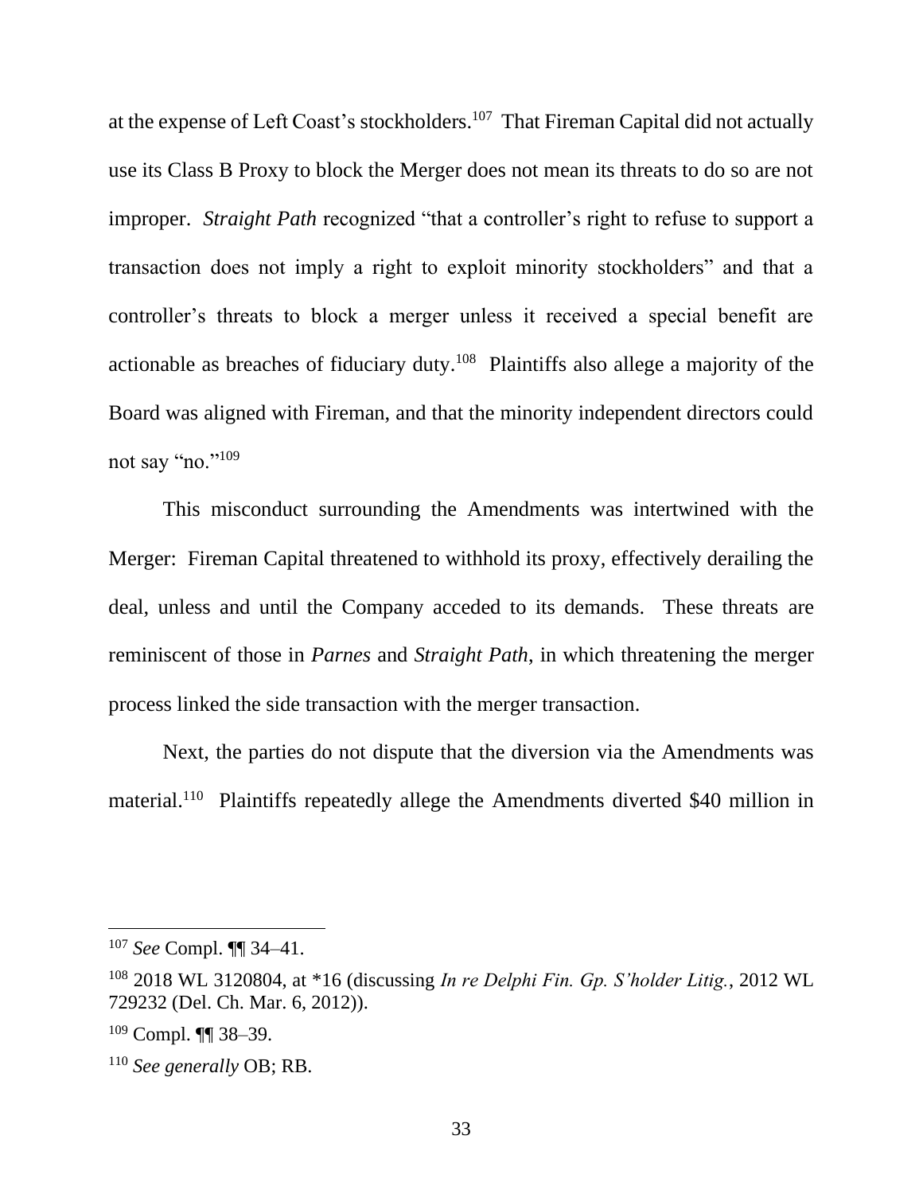at the expense of Left Coast's stockholders.[107] That Fireman Capital did not actually use its Class B Proxy to block the Merger does not mean its threats to do so are not improper. *Straight Path* recognized "that a controller's right to refuse to support a transaction does not imply a right to exploit minority stockholders" and that a controller's threats to block a merger unless it received a special benefit are actionable as breaches of fiduciary duty.[108] Plaintiffs also allege a majority of the Board was aligned with Fireman, and that the minority independent directors could not say "no."[109]

This misconduct surrounding the Amendments was intertwined with the Merger: Fireman Capital threatened to withhold its proxy, effectively derailing the deal, unless and until the Company acceded to its demands. These threats are reminiscent of those in *Parnes* and *Straight Path*, in which threatening the merger process linked the side transaction with the merger transaction.

Next, the parties do not dispute that the diversion via the Amendments was material.[110] Plaintiffs repeatedly allege the Amendments diverted $40 million in

---

[107] *See* Compl. ¶¶ 34–41.

[108] 2018 WL 3120804, at *16 (discussing *In re Delphi Fin. Gp. S'holder Litig.*, 2012 WL 729232 (Del. Ch. Mar. 6, 2012)).

[109] Compl. ¶¶ 38–39.

[110] *See generally* OB; RB.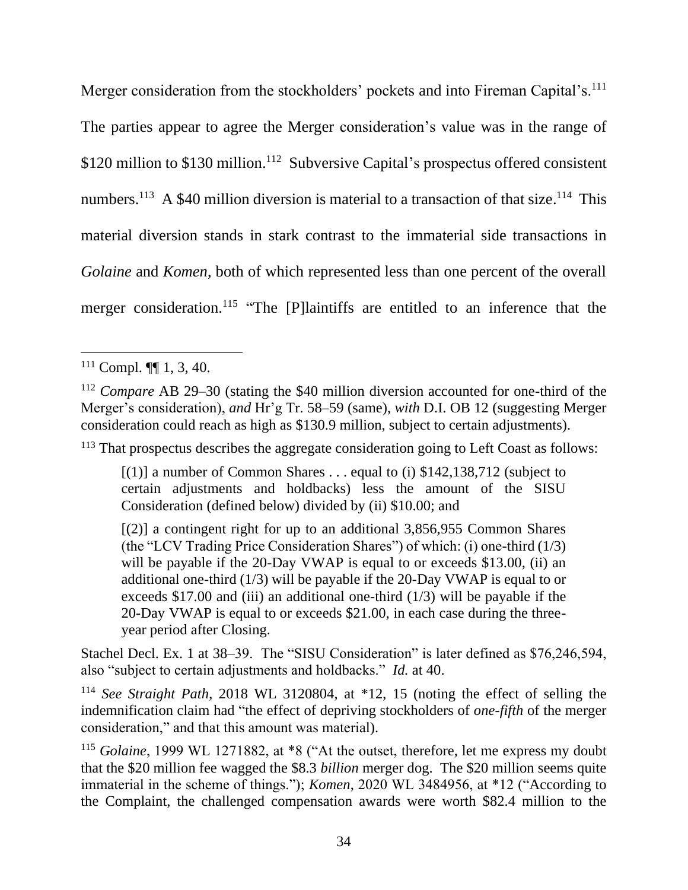Merger consideration from the stockholders' pockets and into Fireman Capital's.[111] The parties appear to agree the Merger consideration's value was in the range of \$120 million to \$130 million.[112] Subversive Capital's prospectus offered consistent numbers.[113] A \$40 million diversion is material to a transaction of that size.[114] This material diversion stands in stark contrast to the immaterial side transactions in *Golaine* and *Komen*, both of which represented less than one percent of the overall merger consideration.[115] "The [P]laintiffs are entitled to an inference that the

---

[111] Compl. ¶¶ 1, 3, 40.

[112] *Compare* AB 29–30 (stating the \$40 million diversion accounted for one-third of the Merger's consideration), *and* Hr'g Tr. 58–59 (same), *with* D.I. OB 12 (suggesting Merger consideration could reach as high as \$130.9 million, subject to certain adjustments).

[113] That prospectus describes the aggregate consideration going to Left Coast as follows:

> [(1)] a number of Common Shares . . . equal to (i) \$142,138,712 (subject to certain adjustments and holdbacks) less the amount of the SISU Consideration (defined below) divided by (ii) \$10.00; and
>
> [(2)] a contingent right for up to an additional 3,856,955 Common Shares (the "LCV Trading Price Consideration Shares") of which: (i) one-third (1/3) will be payable if the 20-Day VWAP is equal to or exceeds \$13.00, (ii) an additional one-third (1/3) will be payable if the 20-Day VWAP is equal to or exceeds \$17.00 and (iii) an additional one-third (1/3) will be payable if the 20-Day VWAP is equal to or exceeds \$21.00, in each case during the three-year period after Closing.

Stachel Decl. Ex. 1 at 38–39. The "SISU Consideration" is later defined as \$76,246,594, also "subject to certain adjustments and holdbacks." *Id.* at 40.

[114] *See Straight Path*, 2018 WL 3120804, at \*12, 15 (noting the effect of selling the indemnification claim had "the effect of depriving stockholders of *one-fifth* of the merger consideration," and that this amount was material).

[115] *Golaine*, 1999 WL 1271882, at \*8 ("At the outset, therefore, let me express my doubt that the \$20 million fee wagged the \$8.3 *billion* merger dog. The \$20 million seems quite immaterial in the scheme of things."); *Komen*, 2020 WL 3484956, at \*12 ("According to the Complaint, the challenged compensation awards were worth \$82.4 million to the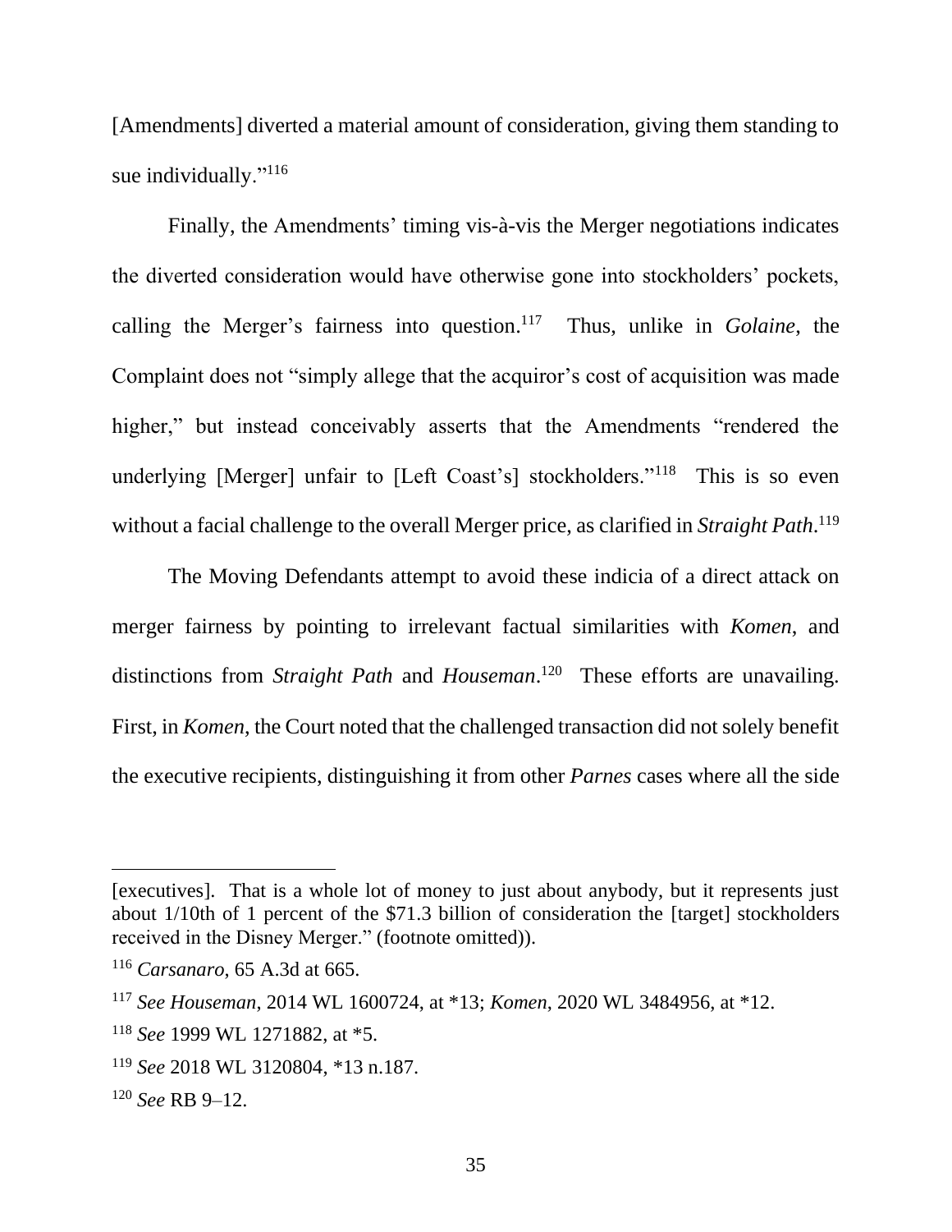[Amendments] diverted a material amount of consideration, giving them standing to sue individually."[116]

Finally, the Amendments' timing vis-à-vis the Merger negotiations indicates the diverted consideration would have otherwise gone into stockholders' pockets, calling the Merger's fairness into question.[117] Thus, unlike in *Golaine*, the Complaint does not "simply allege that the acquiror's cost of acquisition was made higher," but instead conceivably asserts that the Amendments "rendered the underlying [Merger] unfair to [Left Coast's] stockholders."[118] This is so even without a facial challenge to the overall Merger price, as clarified in *Straight Path*.[119]

The Moving Defendants attempt to avoid these indicia of a direct attack on merger fairness by pointing to irrelevant factual similarities with *Komen*, and distinctions from *Straight Path* and *Houseman*.[120] These efforts are unavailing. First, in *Komen*, the Court noted that the challenged transaction did not solely benefit the executive recipients, distinguishing it from other *Parnes* cases where all the side

---

[executives]. That is a whole lot of money to just about anybody, but it represents just about 1/10th of 1 percent of the $71.3 billion of consideration the [target] stockholders received in the Disney Merger." (footnote omitted)).

[116] *Carsanaro*, 65 A.3d at 665.

[117] *See Houseman*, 2014 WL 1600724, at *13; *Komen*, 2020 WL 3484956, at *12.

[118] *See* 1999 WL 1271882, at *5.

[119] *See* 2018 WL 3120804, *13 n.187.

[120] *See* RB 9–12.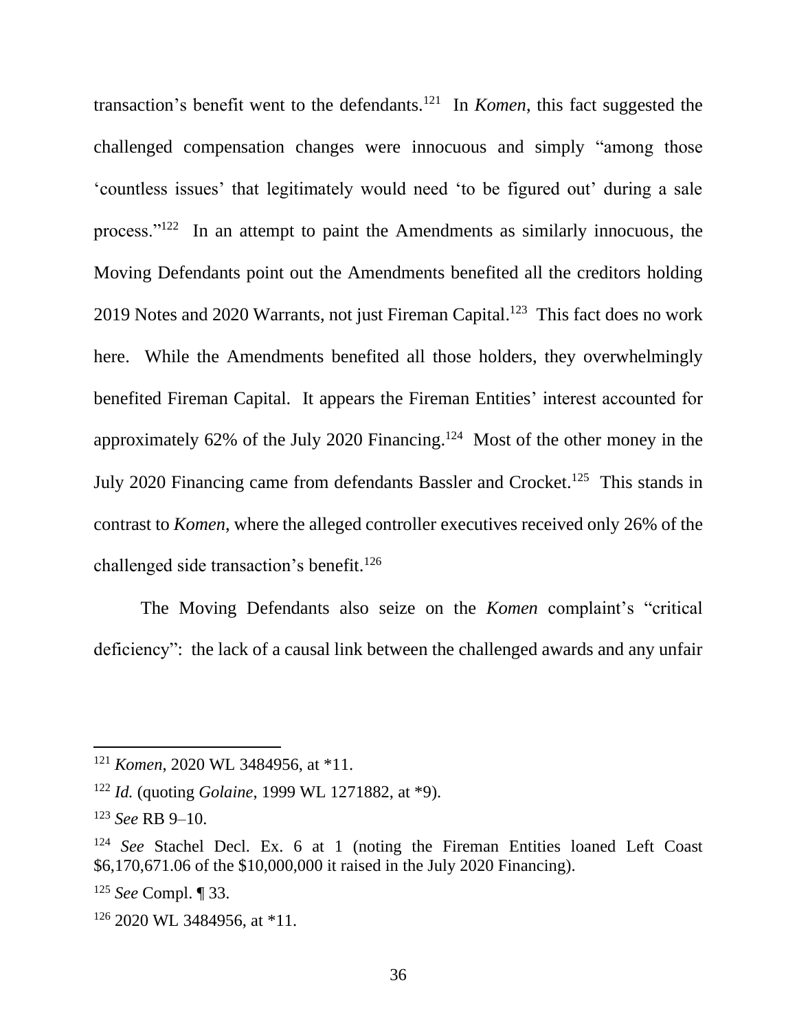transaction's benefit went to the defendants.[121] In *Komen*, this fact suggested the challenged compensation changes were innocuous and simply "among those 'countless issues' that legitimately would need 'to be figured out' during a sale process."[122] In an attempt to paint the Amendments as similarly innocuous, the Moving Defendants point out the Amendments benefited all the creditors holding 2019 Notes and 2020 Warrants, not just Fireman Capital.[123] This fact does no work here. While the Amendments benefited all those holders, they overwhelmingly benefited Fireman Capital. It appears the Fireman Entities' interest accounted for approximately 62% of the July 2020 Financing.[124] Most of the other money in the July 2020 Financing came from defendants Bassler and Crocket.[125] This stands in contrast to *Komen*, where the alleged controller executives received only 26% of the challenged side transaction's benefit.[126]

The Moving Defendants also seize on the *Komen* complaint's "critical deficiency": the lack of a causal link between the challenged awards and any unfair

---

[121] *Komen*, 2020 WL 3484956, at *11.

[122] *Id.* (quoting *Golaine*, 1999 WL 1271882, at *9).

[123] *See* RB 9–10.

[124] *See* Stachel Decl. Ex. 6 at 1 (noting the Fireman Entities loaned Left Coast $6,170,671.06 of the $10,000,000 it raised in the July 2020 Financing).

[125] *See* Compl. ¶ 33.

[126] 2020 WL 3484956, at *11.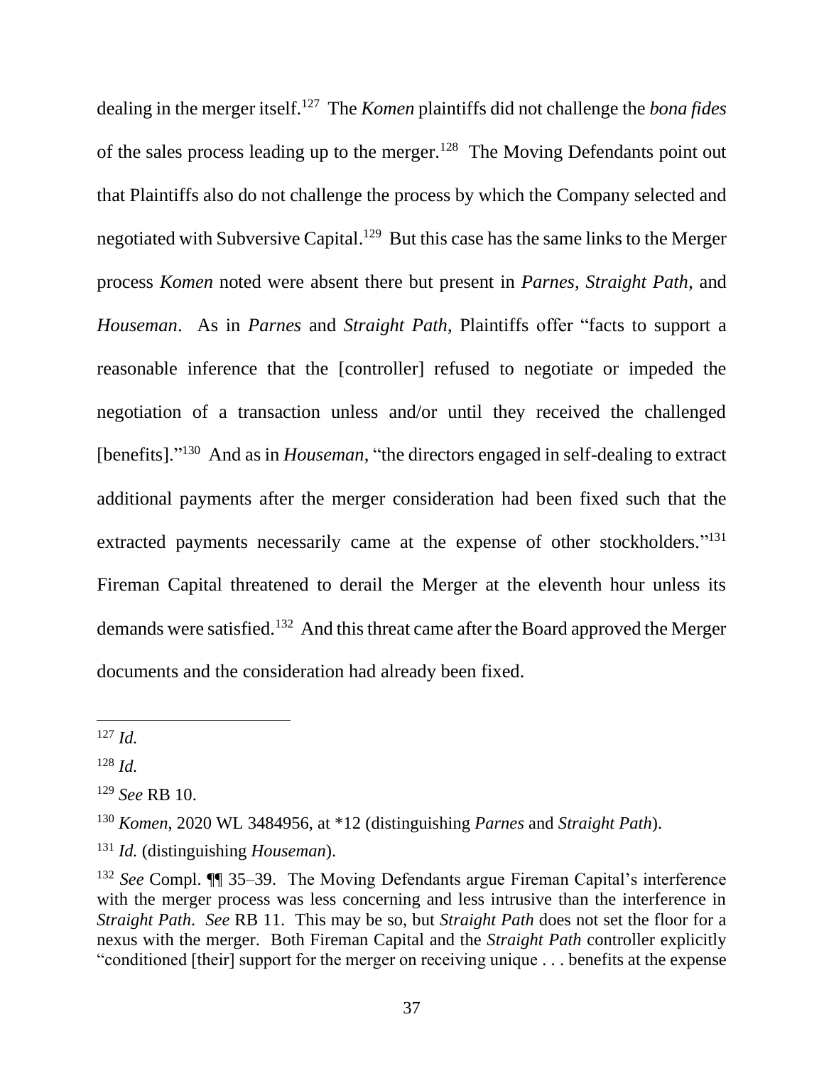dealing in the merger itself.[127] The *Komen* plaintiffs did not challenge the *bona fides* of the sales process leading up to the merger.[128] The Moving Defendants point out that Plaintiffs also do not challenge the process by which the Company selected and negotiated with Subversive Capital.[129] But this case has the same links to the Merger process *Komen* noted were absent there but present in *Parnes*, *Straight Path*, and *Houseman*. As in *Parnes* and *Straight Path*, Plaintiffs offer "facts to support a reasonable inference that the [controller] refused to negotiate or impeded the negotiation of a transaction unless and/or until they received the challenged [benefits]."[130] And as in *Houseman*, "the directors engaged in self-dealing to extract additional payments after the merger consideration had been fixed such that the extracted payments necessarily came at the expense of other stockholders."[131] Fireman Capital threatened to derail the Merger at the eleventh hour unless its demands were satisfied.[132] And this threat came after the Board approved the Merger documents and the consideration had already been fixed.

---

[127] *Id.*

[128] *Id.*

[129] *See* RB 10.

[130] *Komen*, 2020 WL 3484956, at *12 (distinguishing *Parnes* and *Straight Path*).

[131] *Id.* (distinguishing *Houseman*).

[132] *See* Compl. ¶¶ 35–39. The Moving Defendants argue Fireman Capital's interference with the merger process was less concerning and less intrusive than the interference in *Straight Path*. *See* RB 11. This may be so, but *Straight Path* does not set the floor for a nexus with the merger. Both Fireman Capital and the *Straight Path* controller explicitly "conditioned [their] support for the merger on receiving unique . . . benefits at the expense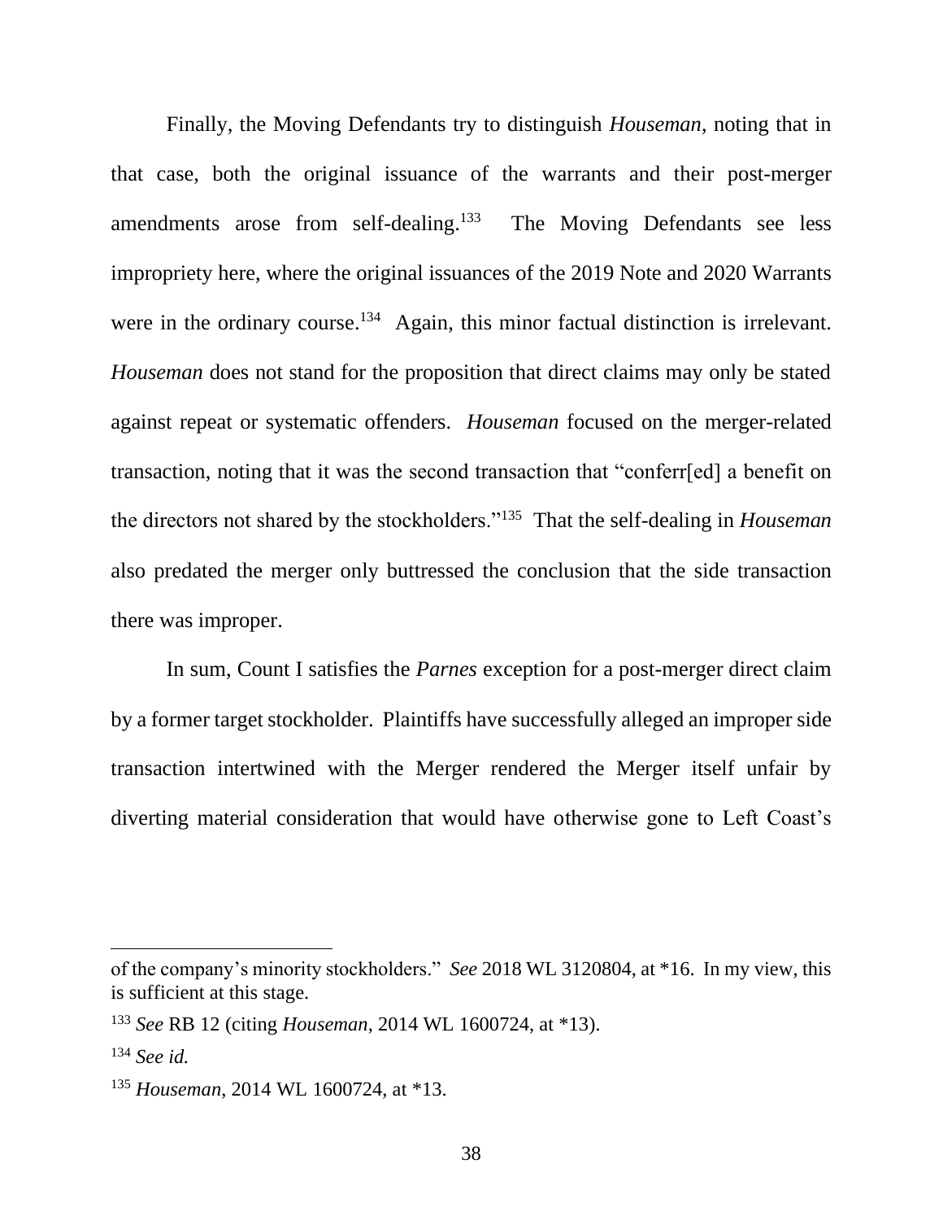Finally, the Moving Defendants try to distinguish *Houseman*, noting that in that case, both the original issuance of the warrants and their post-merger amendments arose from self-dealing.[133] The Moving Defendants see less impropriety here, where the original issuances of the 2019 Note and 2020 Warrants were in the ordinary course.[134] Again, this minor factual distinction is irrelevant. *Houseman* does not stand for the proposition that direct claims may only be stated against repeat or systematic offenders. *Houseman* focused on the merger-related transaction, noting that it was the second transaction that "conferr[ed] a benefit on the directors not shared by the stockholders."[135] That the self-dealing in *Houseman* also predated the merger only buttressed the conclusion that the side transaction there was improper.

In sum, Count I satisfies the *Parnes* exception for a post-merger direct claim by a former target stockholder. Plaintiffs have successfully alleged an improper side transaction intertwined with the Merger rendered the Merger itself unfair by diverting material consideration that would have otherwise gone to Left Coast's

---

of the company's minority stockholders." *See* 2018 WL 3120804, at *16. In my view, this is sufficient at this stage.

[133] *See* RB 12 (citing *Houseman*, 2014 WL 1600724, at *13).

[134] *See id.*

[135] *Houseman*, 2014 WL 1600724, at *13.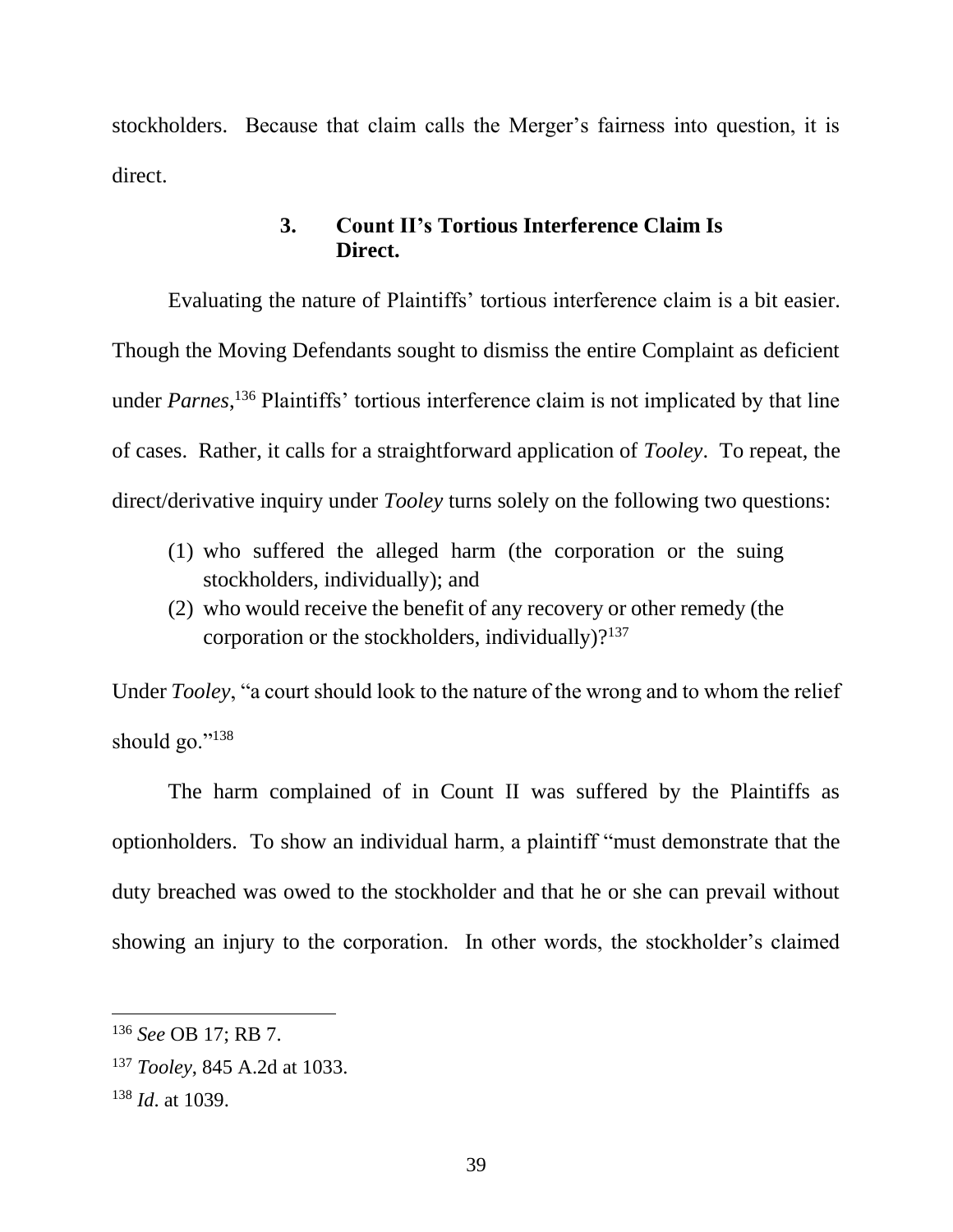stockholders. Because that claim calls the Merger's fairness into question, it is direct.

### 3. Count II's Tortious Interference Claim Is Direct.

Evaluating the nature of Plaintiffs' tortious interference claim is a bit easier. Though the Moving Defendants sought to dismiss the entire Complaint as deficient under *Parnes*,[136] Plaintiffs' tortious interference claim is not implicated by that line of cases. Rather, it calls for a straightforward application of *Tooley*. To repeat, the direct/derivative inquiry under *Tooley* turns solely on the following two questions:

(1) who suffered the alleged harm (the corporation or the suing stockholders, individually); and
(2) who would receive the benefit of any recovery or other remedy (the corporation or the stockholders, individually)?[137]

Under *Tooley*, "a court should look to the nature of the wrong and to whom the relief should go."[138]

The harm complained of in Count II was suffered by the Plaintiffs as optionholders. To show an individual harm, a plaintiff "must demonstrate that the duty breached was owed to the stockholder and that he or she can prevail without showing an injury to the corporation. In other words, the stockholder's claimed

---

[136] *See* OB 17; RB 7.

[137] *Tooley*, 845 A.2d at 1033.

[138] *Id*. at 1039.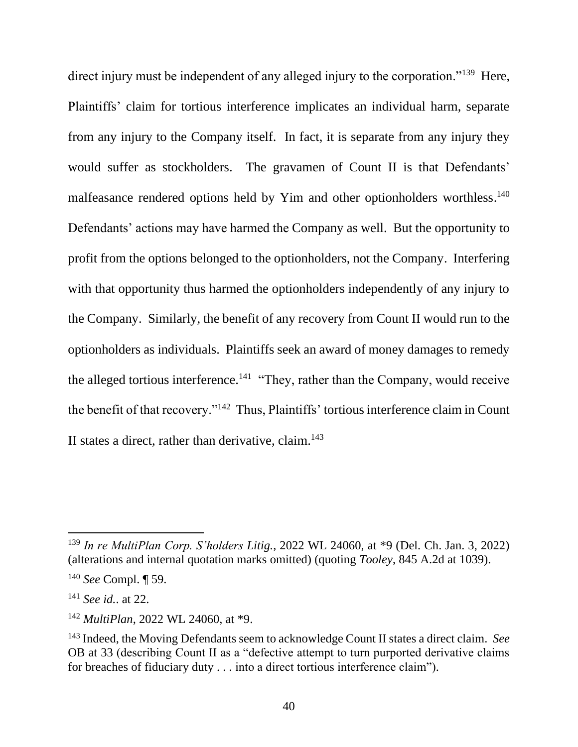direct injury must be independent of any alleged injury to the corporation."[139] Here, Plaintiffs' claim for tortious interference implicates an individual harm, separate from any injury to the Company itself. In fact, it is separate from any injury they would suffer as stockholders. The gravamen of Count II is that Defendants' malfeasance rendered options held by Yim and other optionholders worthless.[140] Defendants' actions may have harmed the Company as well. But the opportunity to profit from the options belonged to the optionholders, not the Company. Interfering with that opportunity thus harmed the optionholders independently of any injury to the Company. Similarly, the benefit of any recovery from Count II would run to the optionholders as individuals. Plaintiffs seek an award of money damages to remedy the alleged tortious interference.[141] "They, rather than the Company, would receive the benefit of that recovery."[142] Thus, Plaintiffs' tortious interference claim in Count II states a direct, rather than derivative, claim.[143]

---

[139] *In re MultiPlan Corp. S'holders Litig.*, 2022 WL 24060, at *9 (Del. Ch. Jan. 3, 2022) (alterations and internal quotation marks omitted) (quoting *Tooley*, 845 A.2d at 1039).

[140] *See* Compl. ¶ 59.

[141] *See id.*. at 22.

[142] *MultiPlan*, 2022 WL 24060, at *9.

[143] Indeed, the Moving Defendants seem to acknowledge Count II states a direct claim. *See* OB at 33 (describing Count II as a "defective attempt to turn purported derivative claims for breaches of fiduciary duty . . . into a direct tortious interference claim").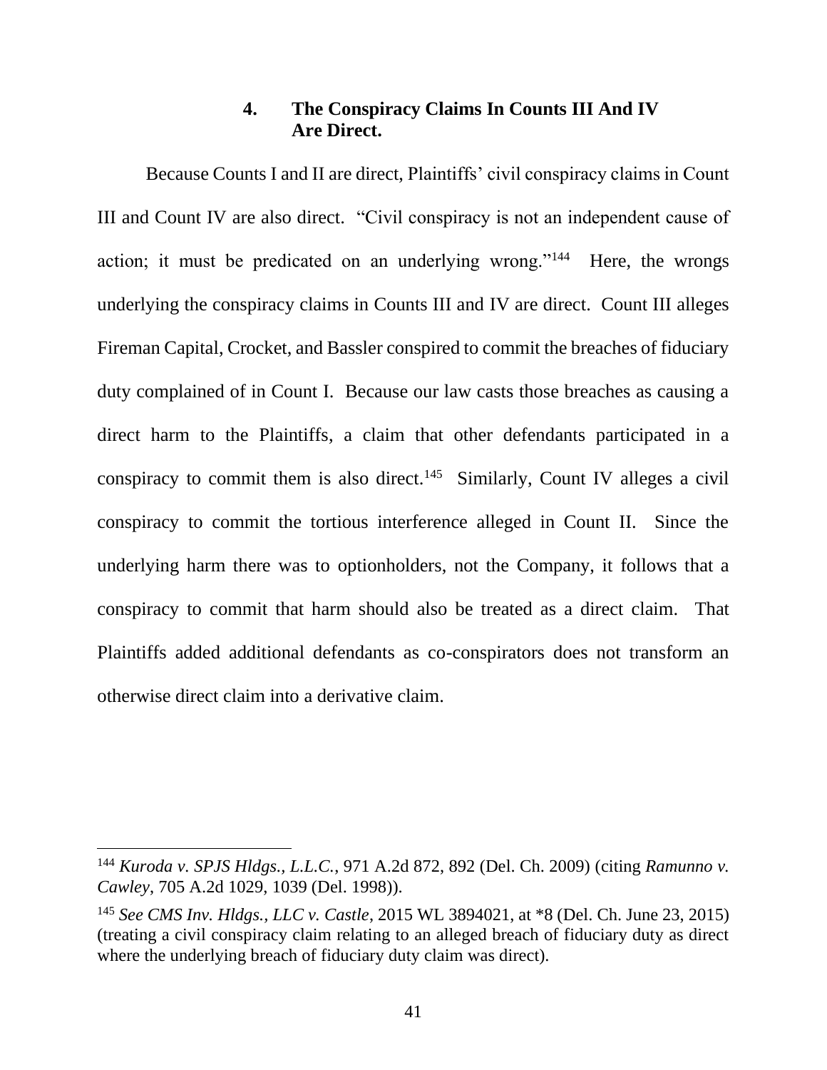#### 4. The Conspiracy Claims In Counts III And IV Are Direct.

Because Counts I and II are direct, Plaintiffs' civil conspiracy claims in Count III and Count IV are also direct. "Civil conspiracy is not an independent cause of action; it must be predicated on an underlying wrong."[144] Here, the wrongs underlying the conspiracy claims in Counts III and IV are direct. Count III alleges Fireman Capital, Crocket, and Bassler conspired to commit the breaches of fiduciary duty complained of in Count I. Because our law casts those breaches as causing a direct harm to the Plaintiffs, a claim that other defendants participated in a conspiracy to commit them is also direct.[145] Similarly, Count IV alleges a civil conspiracy to commit the tortious interference alleged in Count II. Since the underlying harm there was to optionholders, not the Company, it follows that a conspiracy to commit that harm should also be treated as a direct claim. That Plaintiffs added additional defendants as co-conspirators does not transform an otherwise direct claim into a derivative claim.

---

[144] *Kuroda v. SPJS Hldgs., L.L.C.*, 971 A.2d 872, 892 (Del. Ch. 2009) (citing *Ramunno v. Cawley*, 705 A.2d 1029, 1039 (Del. 1998)).

[145] *See CMS Inv. Hldgs., LLC v. Castle*, 2015 WL 3894021, at *8 (Del. Ch. June 23, 2015) (treating a civil conspiracy claim relating to an alleged breach of fiduciary duty as direct where the underlying breach of fiduciary duty claim was direct).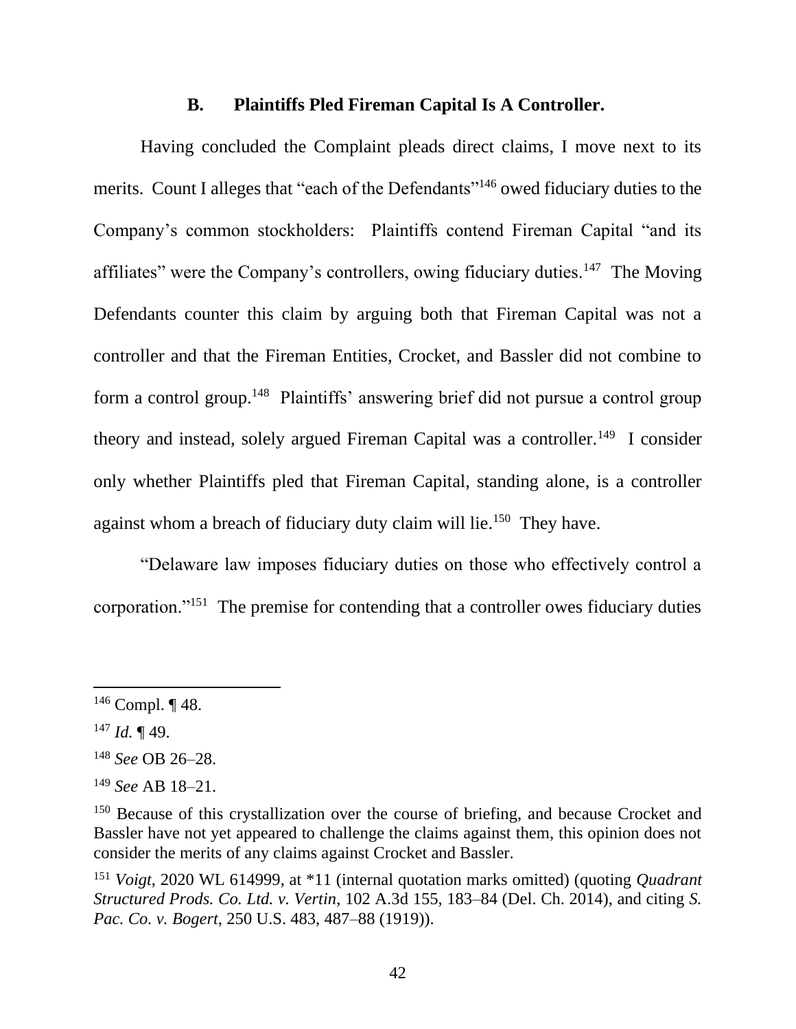### B. Plaintiffs Pled Fireman Capital Is A Controller.

Having concluded the Complaint pleads direct claims, I move next to its merits. Count I alleges that "each of the Defendants"[146] owed fiduciary duties to the Company's common stockholders: Plaintiffs contend Fireman Capital "and its affiliates" were the Company's controllers, owing fiduciary duties.[147] The Moving Defendants counter this claim by arguing both that Fireman Capital was not a controller and that the Fireman Entities, Crocket, and Bassler did not combine to form a control group.[148] Plaintiffs' answering brief did not pursue a control group theory and instead, solely argued Fireman Capital was a controller.[149] I consider only whether Plaintiffs pled that Fireman Capital, standing alone, is a controller against whom a breach of fiduciary duty claim will lie.[150] They have.

"Delaware law imposes fiduciary duties on those who effectively control a corporation."[151] The premise for contending that a controller owes fiduciary duties

---

[146] Compl. ¶ 48.

[147] *Id.* ¶ 49.

[148] *See* OB 26–28.

[149] *See* AB 18–21.

[150] Because of this crystallization over the course of briefing, and because Crocket and Bassler have not yet appeared to challenge the claims against them, this opinion does not consider the merits of any claims against Crocket and Bassler.

[151] *Voigt*, 2020 WL 614999, at *11 (internal quotation marks omitted) (quoting *Quadrant Structured Prods. Co. Ltd. v. Vertin*, 102 A.3d 155, 183–84 (Del. Ch. 2014), and citing *S. Pac. Co. v. Bogert*, 250 U.S. 483, 487–88 (1919)).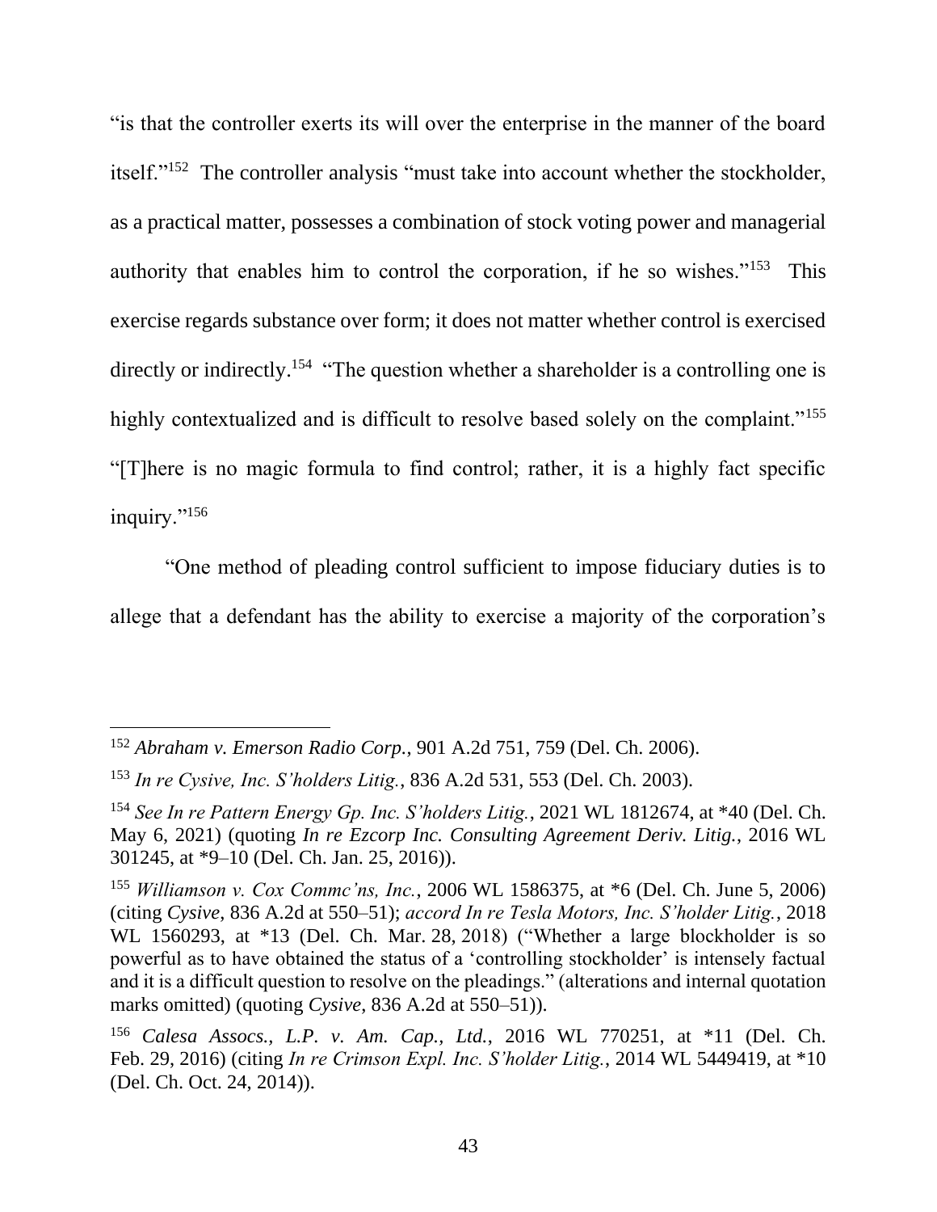"is that the controller exerts its will over the enterprise in the manner of the board itself."[152] The controller analysis "must take into account whether the stockholder, as a practical matter, possesses a combination of stock voting power and managerial authority that enables him to control the corporation, if he so wishes."[153] This exercise regards substance over form; it does not matter whether control is exercised directly or indirectly.[154] "The question whether a shareholder is a controlling one is highly contextualized and is difficult to resolve based solely on the complaint."[155] "[T]here is no magic formula to find control; rather, it is a highly fact specific inquiry."[156]

"One method of pleading control sufficient to impose fiduciary duties is to allege that a defendant has the ability to exercise a majority of the corporation's

---

[152] *Abraham v. Emerson Radio Corp.*, 901 A.2d 751, 759 (Del. Ch. 2006).

[153] *In re Cysive, Inc. S'holders Litig.*, 836 A.2d 531, 553 (Del. Ch. 2003).

[154] *See In re Pattern Energy Gp. Inc. S'holders Litig.*, 2021 WL 1812674, at *40 (Del. Ch. May 6, 2021) (quoting *In re Ezcorp Inc. Consulting Agreement Deriv. Litig.*, 2016 WL 301245, at *9–10 (Del. Ch. Jan. 25, 2016)).

[155] *Williamson v. Cox Commc'ns, Inc.*, 2006 WL 1586375, at *6 (Del. Ch. June 5, 2006) (citing *Cysive*, 836 A.2d at 550–51); *accord In re Tesla Motors, Inc. S'holder Litig.*, 2018 WL 1560293, at *13 (Del. Ch. Mar. 28, 2018) ("Whether a large blockholder is so powerful as to have obtained the status of a 'controlling stockholder' is intensely factual and it is a difficult question to resolve on the pleadings." (alterations and internal quotation marks omitted) (quoting *Cysive*, 836 A.2d at 550–51)).

[156] *Calesa Assocs., L.P. v. Am. Cap., Ltd.*, 2016 WL 770251, at *11 (Del. Ch. Feb. 29, 2016) (citing *In re Crimson Expl. Inc. S'holder Litig.*, 2014 WL 5449419, at *10 (Del. Ch. Oct. 24, 2014)).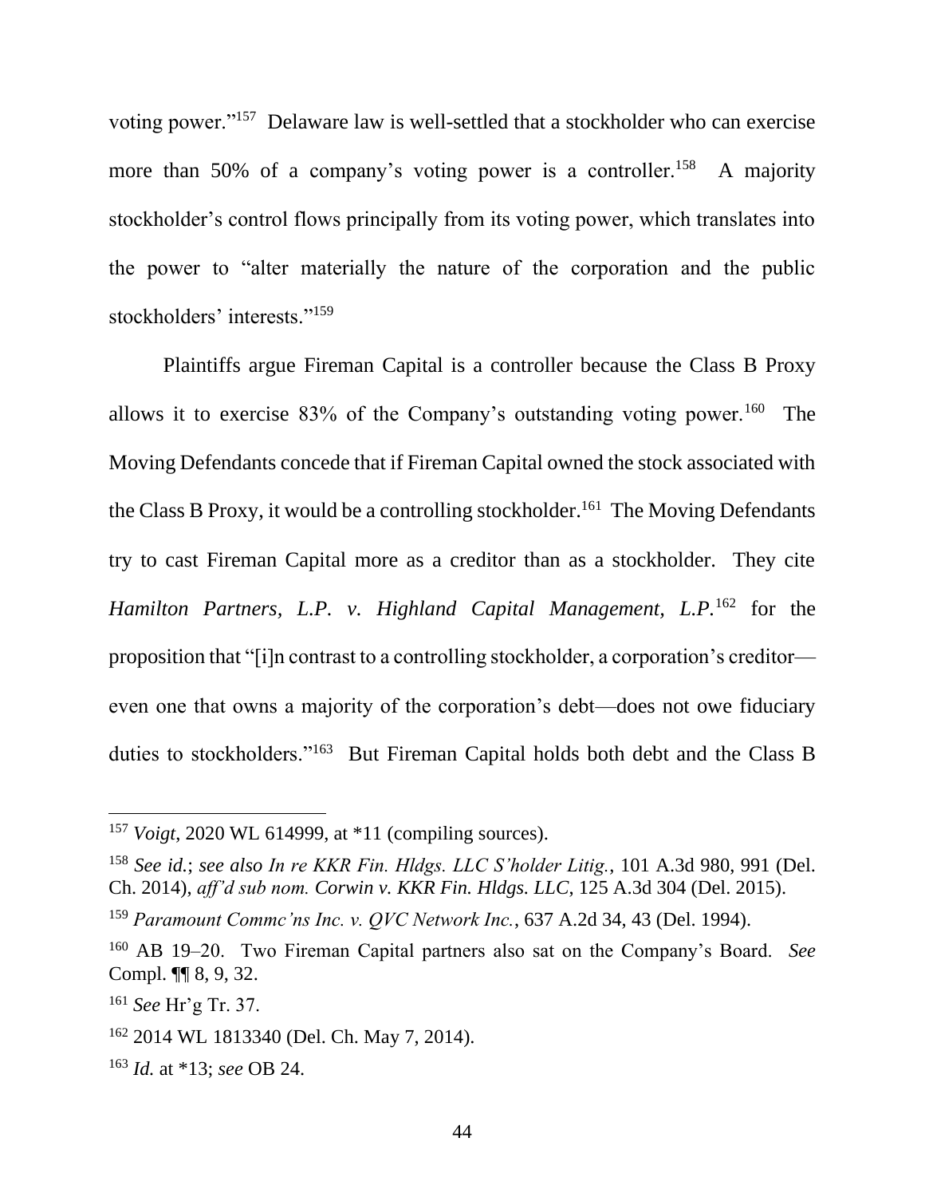voting power."[157] Delaware law is well-settled that a stockholder who can exercise more than 50% of a company's voting power is a controller.[158] A majority stockholder's control flows principally from its voting power, which translates into the power to "alter materially the nature of the corporation and the public stockholders' interests."[159]

Plaintiffs argue Fireman Capital is a controller because the Class B Proxy allows it to exercise 83% of the Company's outstanding voting power.[160] The Moving Defendants concede that if Fireman Capital owned the stock associated with the Class B Proxy, it would be a controlling stockholder.[161] The Moving Defendants try to cast Fireman Capital more as a creditor than as a stockholder. They cite *Hamilton Partners, L.P. v. Highland Capital Management, L.P.*[162] for the proposition that "[i]n contrast to a controlling stockholder, a corporation's creditor—even one that owns a majority of the corporation's debt—does not owe fiduciary duties to stockholders."[163] But Fireman Capital holds both debt and the Class B

---

[157] *Voigt*, 2020 WL 614999, at *11 (compiling sources).

[158] *See id.*; *see also In re KKR Fin. Hldgs. LLC S'holder Litig.*, 101 A.3d 980, 991 (Del. Ch. 2014), *aff'd sub nom. Corwin v. KKR Fin. Hldgs. LLC*, 125 A.3d 304 (Del. 2015).

[159] *Paramount Commc'ns Inc. v. QVC Network Inc.*, 637 A.2d 34, 43 (Del. 1994).

[160] AB 19–20. Two Fireman Capital partners also sat on the Company's Board. *See* Compl. ¶¶ 8, 9, 32.

[161] *See* Hr'g Tr. 37.

[162] 2014 WL 1813340 (Del. Ch. May 7, 2014).

[163] *Id.* at *13; *see* OB 24.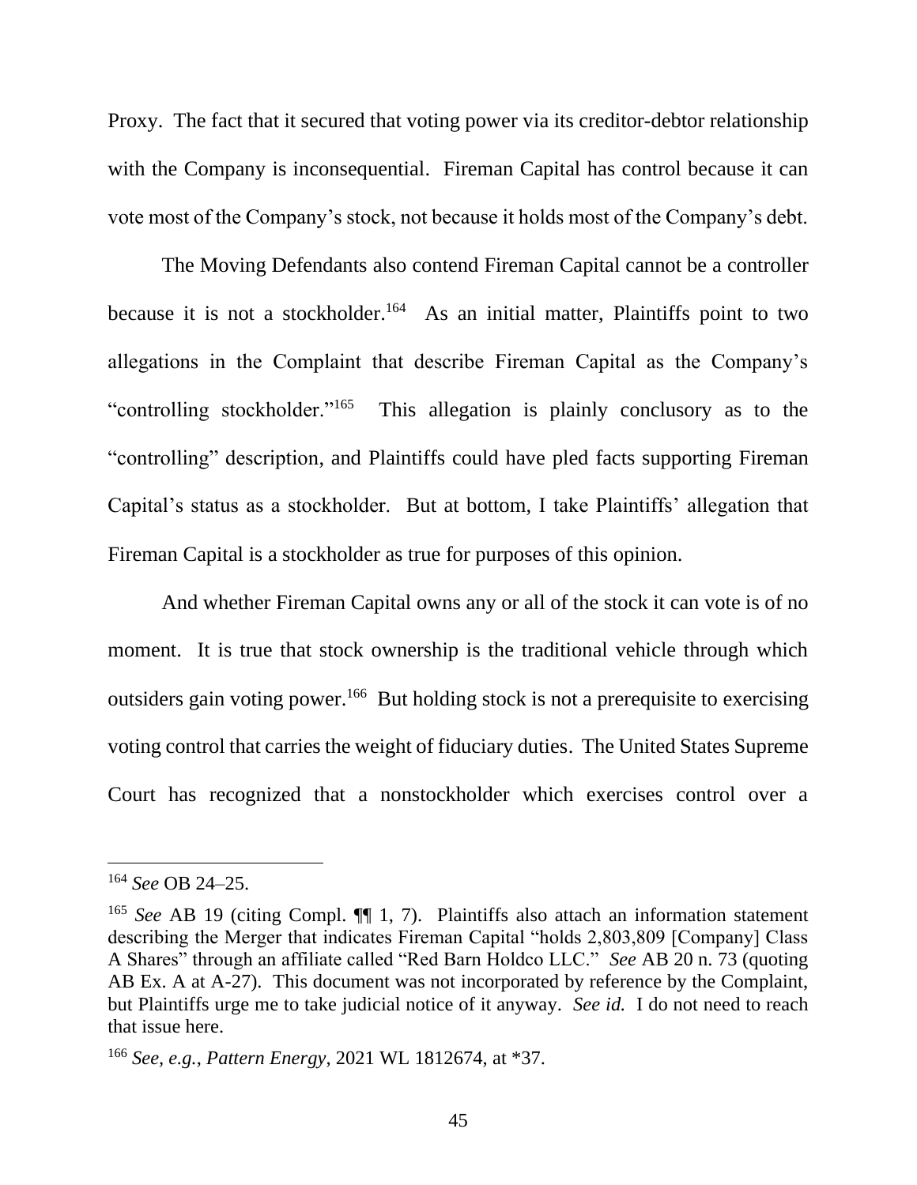Proxy. The fact that it secured that voting power via its creditor-debtor relationship with the Company is inconsequential. Fireman Capital has control because it can vote most of the Company's stock, not because it holds most of the Company's debt.

The Moving Defendants also contend Fireman Capital cannot be a controller because it is not a stockholder.[164] As an initial matter, Plaintiffs point to two allegations in the Complaint that describe Fireman Capital as the Company's "controlling stockholder."[165] This allegation is plainly conclusory as to the "controlling" description, and Plaintiffs could have pled facts supporting Fireman Capital's status as a stockholder. But at bottom, I take Plaintiffs' allegation that Fireman Capital is a stockholder as true for purposes of this opinion.

And whether Fireman Capital owns any or all of the stock it can vote is of no moment. It is true that stock ownership is the traditional vehicle through which outsiders gain voting power.[166] But holding stock is not a prerequisite to exercising voting control that carries the weight of fiduciary duties. The United States Supreme Court has recognized that a nonstockholder which exercises control over a

---

[164] *See* OB 24–25.

[165] *See* AB 19 (citing Compl. ¶¶ 1, 7). Plaintiffs also attach an information statement describing the Merger that indicates Fireman Capital "holds 2,803,809 [Company] Class A Shares" through an affiliate called "Red Barn Holdco LLC." *See* AB 20 n. 73 (quoting AB Ex. A at A-27). This document was not incorporated by reference by the Complaint, but Plaintiffs urge me to take judicial notice of it anyway. *See id.* I do not need to reach that issue here.

[166] *See, e.g.*, *Pattern Energy*, 2021 WL 1812674, at *37.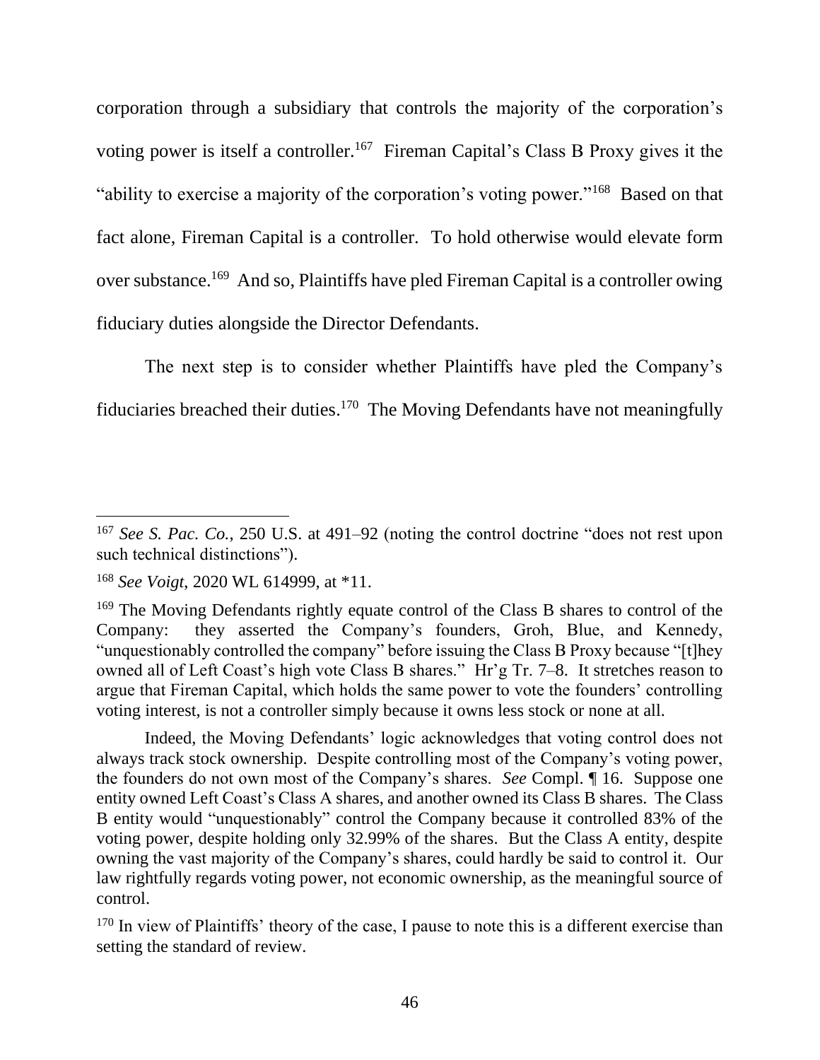corporation through a subsidiary that controls the majority of the corporation's voting power is itself a controller.[167] Fireman Capital's Class B Proxy gives it the "ability to exercise a majority of the corporation's voting power."[168] Based on that fact alone, Fireman Capital is a controller. To hold otherwise would elevate form over substance.[169] And so, Plaintiffs have pled Fireman Capital is a controller owing fiduciary duties alongside the Director Defendants.

The next step is to consider whether Plaintiffs have pled the Company's fiduciaries breached their duties.[170] The Moving Defendants have not meaningfully

---

[167] *See S. Pac. Co.*, 250 U.S. at 491–92 (noting the control doctrine "does not rest upon such technical distinctions").

[168] *See Voigt*, 2020 WL 614999, at *11.

[169] The Moving Defendants rightly equate control of the Class B shares to control of the Company: they asserted the Company's founders, Groh, Blue, and Kennedy, "unquestionably controlled the company" before issuing the Class B Proxy because "[t]hey owned all of Left Coast's high vote Class B shares." Hr'g Tr. 7–8. It stretches reason to argue that Fireman Capital, which holds the same power to vote the founders' controlling voting interest, is not a controller simply because it owns less stock or none at all.

Indeed, the Moving Defendants' logic acknowledges that voting control does not always track stock ownership. Despite controlling most of the Company's voting power, the founders do not own most of the Company's shares. *See* Compl. ¶ 16. Suppose one entity owned Left Coast's Class A shares, and another owned its Class B shares. The Class B entity would "unquestionably" control the Company because it controlled 83% of the voting power, despite holding only 32.99% of the shares. But the Class A entity, despite owning the vast majority of the Company's shares, could hardly be said to control it. Our law rightfully regards voting power, not economic ownership, as the meaningful source of control.

[170] In view of Plaintiffs' theory of the case, I pause to note this is a different exercise than setting the standard of review.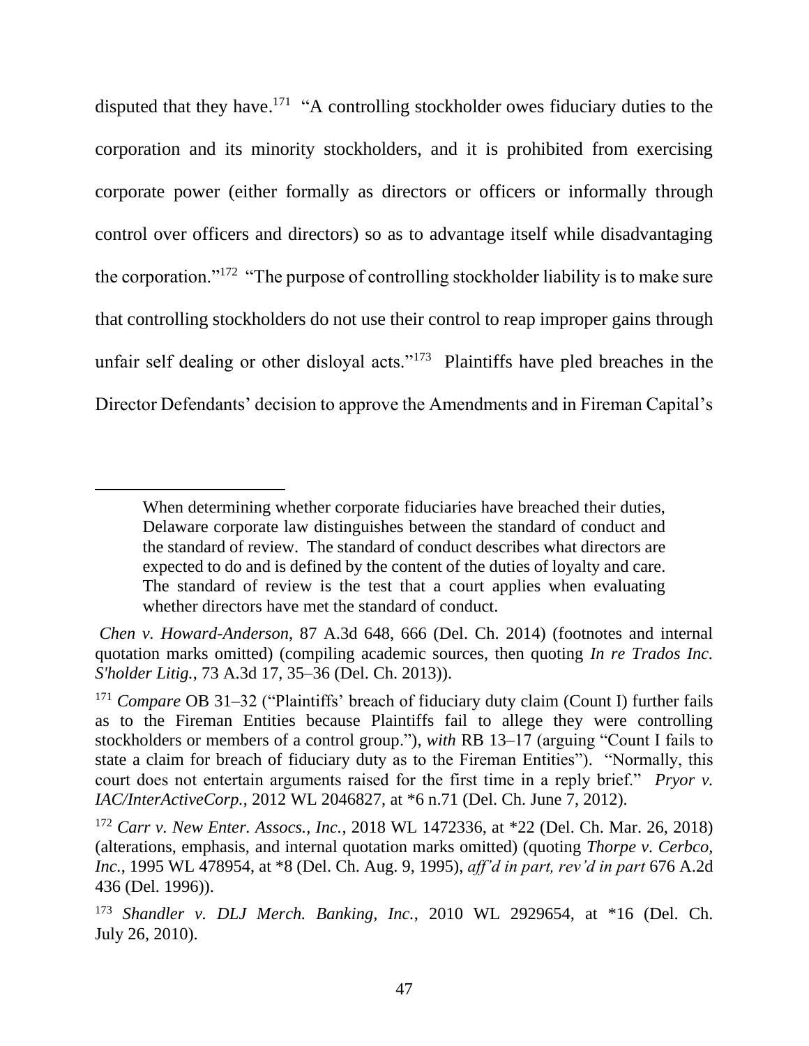disputed that they have.[171] "A controlling stockholder owes fiduciary duties to the corporation and its minority stockholders, and it is prohibited from exercising corporate power (either formally as directors or officers or informally through control over officers and directors) so as to advantage itself while disadvantaging the corporation."[172] "The purpose of controlling stockholder liability is to make sure that controlling stockholders do not use their control to reap improper gains through unfair self dealing or other disloyal acts."[173] Plaintiffs have pled breaches in the Director Defendants' decision to approve the Amendments and in Fireman Capital's

---

> When determining whether corporate fiduciaries have breached their duties, Delaware corporate law distinguishes between the standard of conduct and the standard of review. The standard of conduct describes what directors are expected to do and is defined by the content of the duties of loyalty and care. The standard of review is the test that a court applies when evaluating whether directors have met the standard of conduct.

*Chen v. Howard-Anderson*, 87 A.3d 648, 666 (Del. Ch. 2014) (footnotes and internal quotation marks omitted) (compiling academic sources, then quoting *In re Trados Inc. S'holder Litig.*, 73 A.3d 17, 35–36 (Del. Ch. 2013)).

[171] *Compare* OB 31–32 ("Plaintiffs' breach of fiduciary duty claim (Count I) further fails as to the Fireman Entities because Plaintiffs fail to allege they were controlling stockholders or members of a control group."), *with* RB 13–17 (arguing "Count I fails to state a claim for breach of fiduciary duty as to the Fireman Entities"). "Normally, this court does not entertain arguments raised for the first time in a reply brief." *Pryor v. IAC/InterActiveCorp.*, 2012 WL 2046827, at *6 n.71 (Del. Ch. June 7, 2012).

[172] *Carr v. New Enter. Assocs., Inc.*, 2018 WL 1472336, at *22 (Del. Ch. Mar. 26, 2018) (alterations, emphasis, and internal quotation marks omitted) (quoting *Thorpe v. Cerbco, Inc.*, 1995 WL 478954, at *8 (Del. Ch. Aug. 9, 1995), *aff'd in part, rev'd in part* 676 A.2d 436 (Del. 1996)).

[173] *Shandler v. DLJ Merch. Banking, Inc.*, 2010 WL 2929654, at *16 (Del. Ch. July 26, 2010).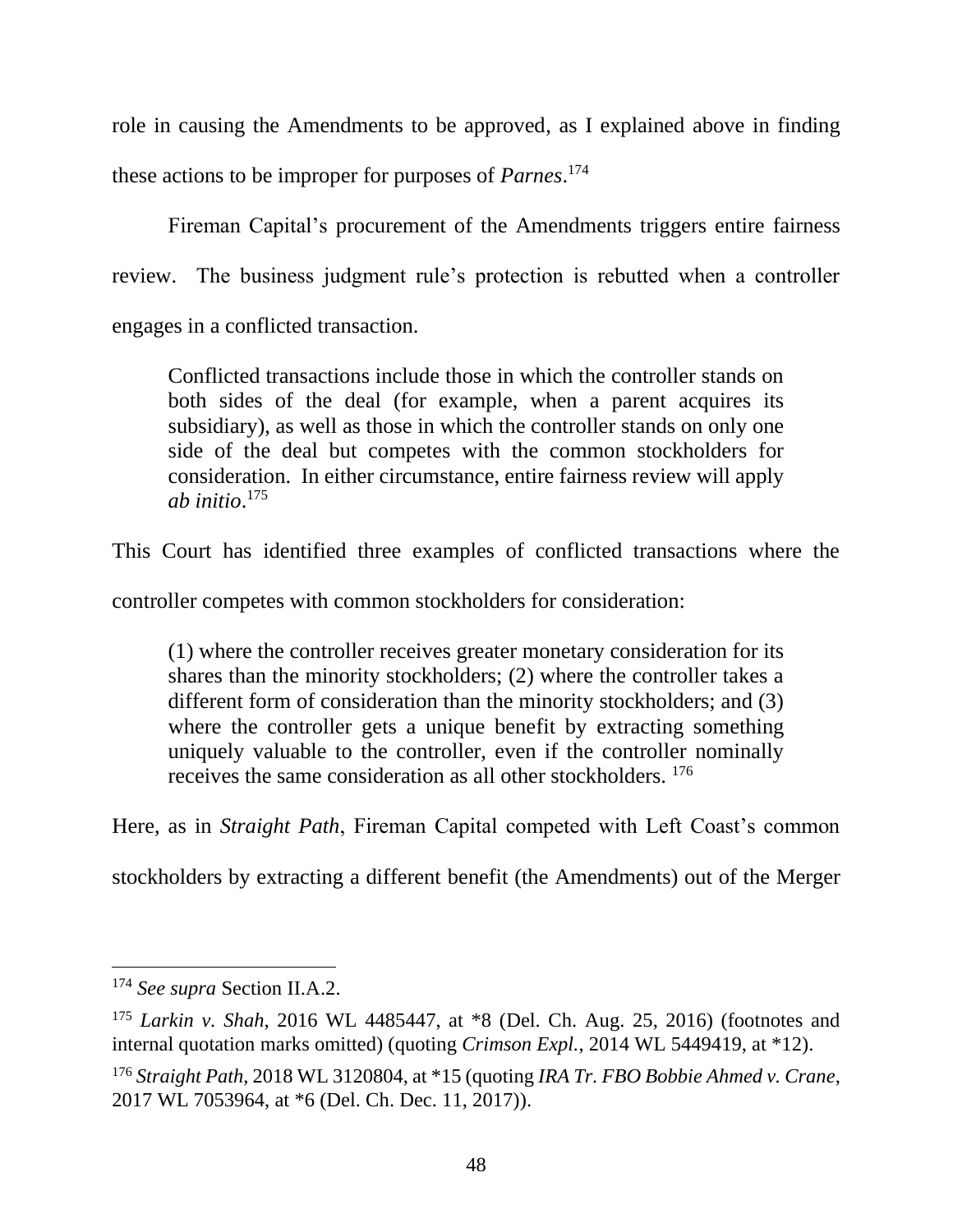role in causing the Amendments to be approved, as I explained above in finding these actions to be improper for purposes of *Parnes*.[174]

Fireman Capital's procurement of the Amendments triggers entire fairness review. The business judgment rule's protection is rebutted when a controller engages in a conflicted transaction.

> Conflicted transactions include those in which the controller stands on both sides of the deal (for example, when a parent acquires its subsidiary), as well as those in which the controller stands on only one side of the deal but competes with the common stockholders for consideration. In either circumstance, entire fairness review will apply *ab initio*.[175]

This Court has identified three examples of conflicted transactions where the controller competes with common stockholders for consideration:

> (1) where the controller receives greater monetary consideration for its shares than the minority stockholders; (2) where the controller takes a different form of consideration than the minority stockholders; and (3) where the controller gets a unique benefit by extracting something uniquely valuable to the controller, even if the controller nominally receives the same consideration as all other stockholders.[176]

Here, as in *Straight Path*, Fireman Capital competed with Left Coast's common stockholders by extracting a different benefit (the Amendments) out of the Merger

---

[174] *See supra* Section II.A.2.

[175] *Larkin v. Shah*, 2016 WL 4485447, at *8 (Del. Ch. Aug. 25, 2016) (footnotes and internal quotation marks omitted) (quoting *Crimson Expl.*, 2014 WL 5449419, at *12).

[176] *Straight Path*, 2018 WL 3120804, at *15 (quoting *IRA Tr. FBO Bobbie Ahmed v. Crane*, 2017 WL 7053964, at *6 (Del. Ch. Dec. 11, 2017)).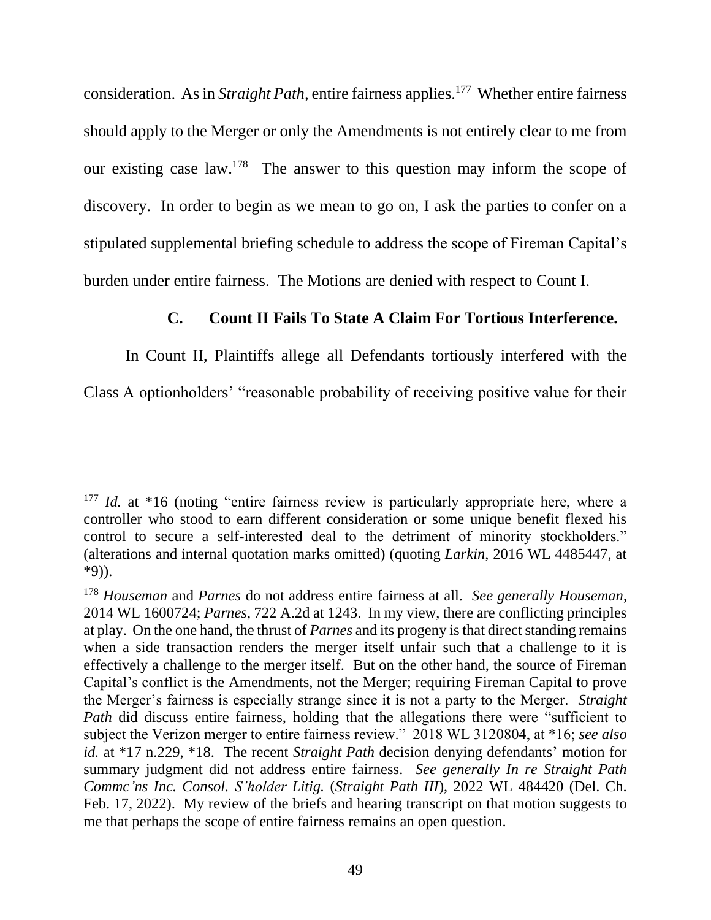consideration. As in *Straight Path*, entire fairness applies.[177] Whether entire fairness should apply to the Merger or only the Amendments is not entirely clear to me from our existing case law.[178] The answer to this question may inform the scope of discovery. In order to begin as we mean to go on, I ask the parties to confer on a stipulated supplemental briefing schedule to address the scope of Fireman Capital's burden under entire fairness. The Motions are denied with respect to Count I.

### C. Count II Fails To State A Claim For Tortious Interference.

In Count II, Plaintiffs allege all Defendants tortiously interfered with the Class A optionholders' "reasonable probability of receiving positive value for their

---

[177] *Id.* at *16 (noting "entire fairness review is particularly appropriate here, where a controller who stood to earn different consideration or some unique benefit flexed his control to secure a self-interested deal to the detriment of minority stockholders." (alterations and internal quotation marks omitted) (quoting *Larkin*, 2016 WL 4485447, at *9)).

[178] *Houseman* and *Parnes* do not address entire fairness at all. *See generally Houseman*, 2014 WL 1600724; *Parnes*, 722 A.2d at 1243. In my view, there are conflicting principles at play. On the one hand, the thrust of *Parnes* and its progeny is that direct standing remains when a side transaction renders the merger itself unfair such that a challenge to it is effectively a challenge to the merger itself. But on the other hand, the source of Fireman Capital's conflict is the Amendments, not the Merger; requiring Fireman Capital to prove the Merger's fairness is especially strange since it is not a party to the Merger. *Straight Path* did discuss entire fairness, holding that the allegations there were "sufficient to subject the Verizon merger to entire fairness review." 2018 WL 3120804, at *16; *see also id.* at *17 n.229, *18. The recent *Straight Path* decision denying defendants' motion for summary judgment did not address entire fairness. *See generally In re Straight Path Commc'ns Inc. Consol. S'holder Litig.* (*Straight Path III*), 2022 WL 484420 (Del. Ch. Feb. 17, 2022). My review of the briefs and hearing transcript on that motion suggests to me that perhaps the scope of entire fairness remains an open question.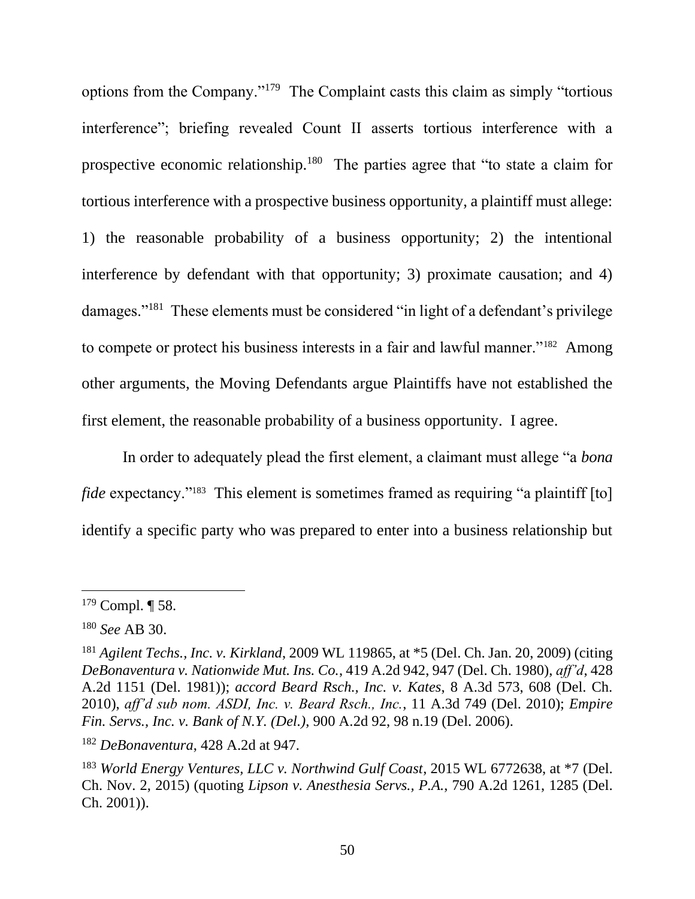options from the Company."[179] The Complaint casts this claim as simply "tortious interference"; briefing revealed Count II asserts tortious interference with a prospective economic relationship.[180] The parties agree that "to state a claim for tortious interference with a prospective business opportunity, a plaintiff must allege: 1) the reasonable probability of a business opportunity; 2) the intentional interference by defendant with that opportunity; 3) proximate causation; and 4) damages."[181] These elements must be considered "in light of a defendant's privilege to compete or protect his business interests in a fair and lawful manner."[182] Among other arguments, the Moving Defendants argue Plaintiffs have not established the first element, the reasonable probability of a business opportunity. I agree.

In order to adequately plead the first element, a claimant must allege "a *bona fide* expectancy."[183] This element is sometimes framed as requiring "a plaintiff [to] identify a specific party who was prepared to enter into a business relationship but

---

[179] Compl. ¶ 58.

[180] *See* AB 30.

[181] *Agilent Techs., Inc. v. Kirkland*, 2009 WL 119865, at *5 (Del. Ch. Jan. 20, 2009) (citing *DeBonaventura v. Nationwide Mut. Ins. Co.*, 419 A.2d 942, 947 (Del. Ch. 1980), *aff'd*, 428 A.2d 1151 (Del. 1981)); *accord Beard Rsch., Inc. v. Kates*, 8 A.3d 573, 608 (Del. Ch. 2010), *aff'd sub nom. ASDI, Inc. v. Beard Rsch., Inc.*, 11 A.3d 749 (Del. 2010); *Empire Fin. Servs., Inc. v. Bank of N.Y. (Del.)*, 900 A.2d 92, 98 n.19 (Del. 2006).

[182] *DeBonaventura*, 428 A.2d at 947.

[183] *World Energy Ventures, LLC v. Northwind Gulf Coast*, 2015 WL 6772638, at *7 (Del. Ch. Nov. 2, 2015) (quoting *Lipson v. Anesthesia Servs., P.A.*, 790 A.2d 1261, 1285 (Del. Ch. 2001)).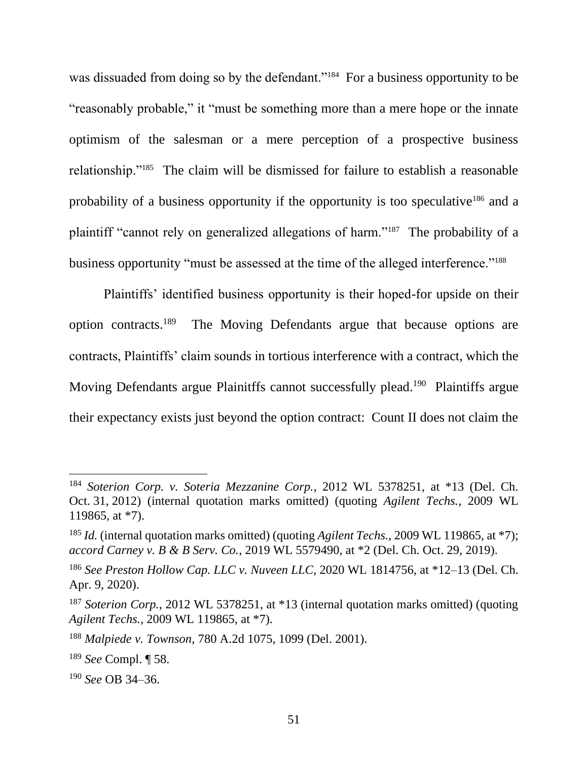was dissuaded from doing so by the defendant."[184] For a business opportunity to be "reasonably probable," it "must be something more than a mere hope or the innate optimism of the salesman or a mere perception of a prospective business relationship."[185] The claim will be dismissed for failure to establish a reasonable probability of a business opportunity if the opportunity is too speculative[186] and a plaintiff "cannot rely on generalized allegations of harm."[187] The probability of a business opportunity "must be assessed at the time of the alleged interference."[188]

Plaintiffs' identified business opportunity is their hoped-for upside on their option contracts.[189] The Moving Defendants argue that because options are contracts, Plaintiffs' claim sounds in tortious interference with a contract, which the Moving Defendants argue Plainitffs cannot successfully plead.[190] Plaintiffs argue their expectancy exists just beyond the option contract: Count II does not claim the

---

[184] *Soterion Corp. v. Soteria Mezzanine Corp.*, 2012 WL 5378251, at *13 (Del. Ch. Oct. 31, 2012) (internal quotation marks omitted) (quoting *Agilent Techs.*, 2009 WL 119865, at *7).

[185] *Id.* (internal quotation marks omitted) (quoting *Agilent Techs.*, 2009 WL 119865, at *7); *accord Carney v. B & B Serv. Co.*, 2019 WL 5579490, at *2 (Del. Ch. Oct. 29, 2019).

[186] *See Preston Hollow Cap. LLC v. Nuveen LLC*, 2020 WL 1814756, at *12–13 (Del. Ch. Apr. 9, 2020).

[187] *Soterion Corp.*, 2012 WL 5378251, at *13 (internal quotation marks omitted) (quoting *Agilent Techs.*, 2009 WL 119865, at *7).

[188] *Malpiede v. Townson*, 780 A.2d 1075, 1099 (Del. 2001).

[189] *See* Compl. ¶ 58.

[190] *See* OB 34–36.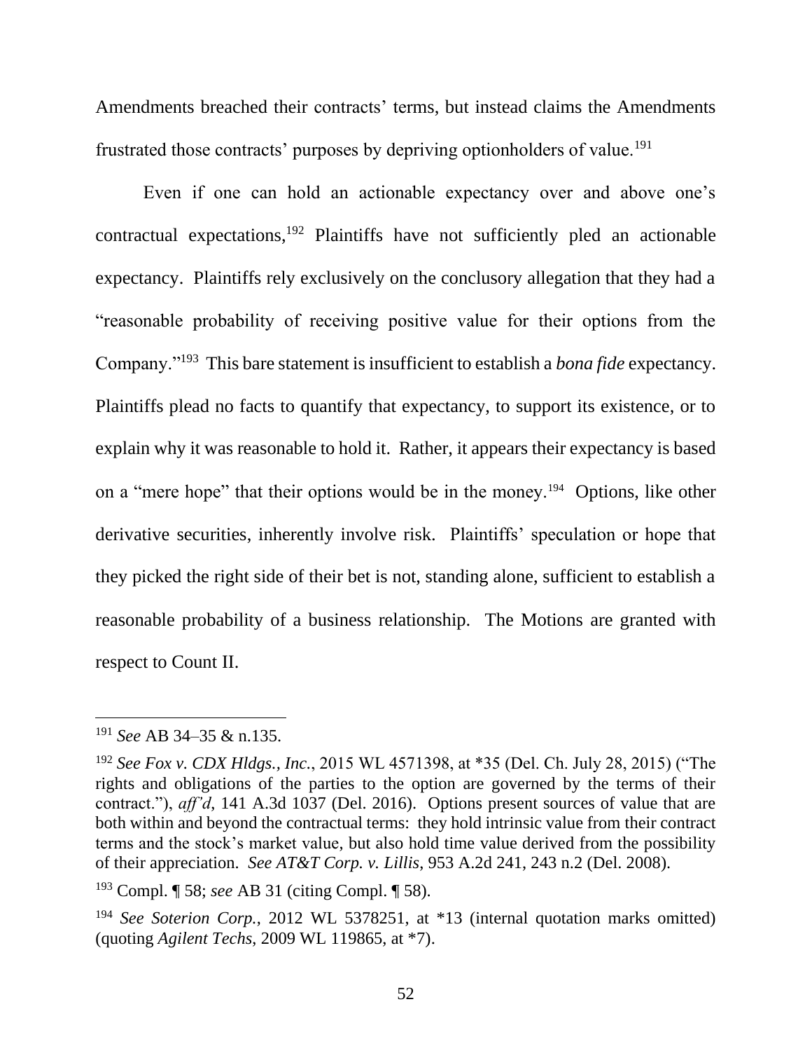Amendments breached their contracts' terms, but instead claims the Amendments frustrated those contracts' purposes by depriving optionholders of value.[191]

Even if one can hold an actionable expectancy over and above one's contractual expectations,[192] Plaintiffs have not sufficiently pled an actionable expectancy. Plaintiffs rely exclusively on the conclusory allegation that they had a "reasonable probability of receiving positive value for their options from the Company."[193] This bare statement is insufficient to establish a *bona fide* expectancy. Plaintiffs plead no facts to quantify that expectancy, to support its existence, or to explain why it was reasonable to hold it. Rather, it appears their expectancy is based on a "mere hope" that their options would be in the money.[194] Options, like other derivative securities, inherently involve risk. Plaintiffs' speculation or hope that they picked the right side of their bet is not, standing alone, sufficient to establish a reasonable probability of a business relationship. The Motions are granted with respect to Count II.

---

[191] *See* AB 34–35 & n.135.

[192] *See Fox v. CDX Hldgs., Inc.*, 2015 WL 4571398, at *35 (Del. Ch. July 28, 2015) ("The rights and obligations of the parties to the option are governed by the terms of their contract."), *aff'd*, 141 A.3d 1037 (Del. 2016). Options present sources of value that are both within and beyond the contractual terms: they hold intrinsic value from their contract terms and the stock's market value, but also hold time value derived from the possibility of their appreciation. *See AT&T Corp. v. Lillis*, 953 A.2d 241, 243 n.2 (Del. 2008).

[193] Compl. ¶ 58; *see* AB 31 (citing Compl. ¶ 58).

[194] *See Soterion Corp.*, 2012 WL 5378251, at *13 (internal quotation marks omitted) (quoting *Agilent Techs*, 2009 WL 119865, at *7).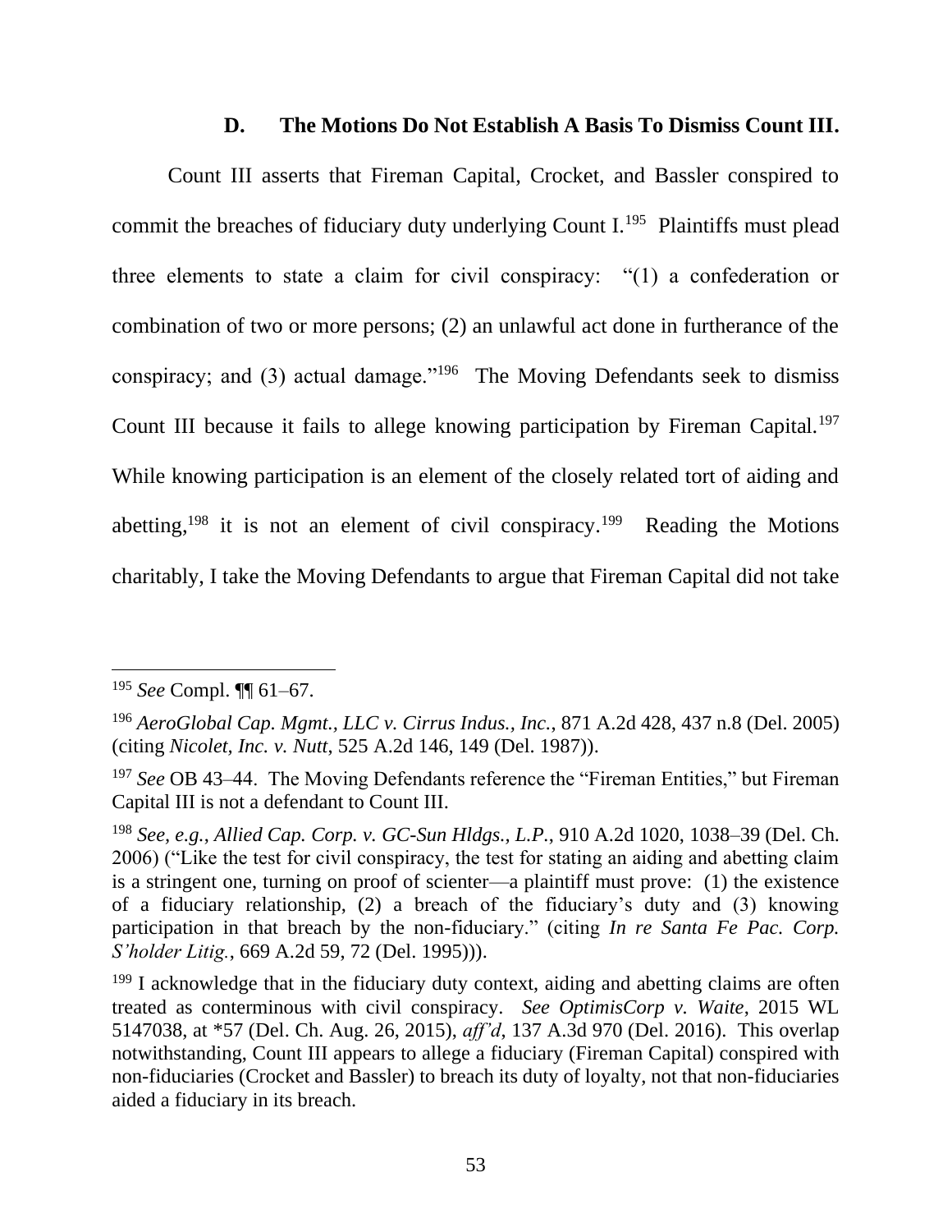### D. The Motions Do Not Establish A Basis To Dismiss Count III.

Count III asserts that Fireman Capital, Crocket, and Bassler conspired to commit the breaches of fiduciary duty underlying Count I.[195] Plaintiffs must plead three elements to state a claim for civil conspiracy: "(1) a confederation or combination of two or more persons; (2) an unlawful act done in furtherance of the conspiracy; and (3) actual damage."[196] The Moving Defendants seek to dismiss Count III because it fails to allege knowing participation by Fireman Capital.[197] While knowing participation is an element of the closely related tort of aiding and abetting,[198] it is not an element of civil conspiracy.[199] Reading the Motions charitably, I take the Moving Defendants to argue that Fireman Capital did not take

---

[195] *See* Compl. ¶¶ 61–67.

[196] *AeroGlobal Cap. Mgmt., LLC v. Cirrus Indus., Inc.*, 871 A.2d 428, 437 n.8 (Del. 2005) (citing *Nicolet, Inc. v. Nutt*, 525 A.2d 146, 149 (Del. 1987)).

[197] *See* OB 43–44. The Moving Defendants reference the "Fireman Entities," but Fireman Capital III is not a defendant to Count III.

[198] *See, e.g.*, *Allied Cap. Corp. v. GC-Sun Hldgs., L.P.*, 910 A.2d 1020, 1038–39 (Del. Ch. 2006) ("Like the test for civil conspiracy, the test for stating an aiding and abetting claim is a stringent one, turning on proof of scienter—a plaintiff must prove: (1) the existence of a fiduciary relationship, (2) a breach of the fiduciary's duty and (3) knowing participation in that breach by the non-fiduciary." (citing *In re Santa Fe Pac. Corp. S'holder Litig.*, 669 A.2d 59, 72 (Del. 1995))).

[199] I acknowledge that in the fiduciary duty context, aiding and abetting claims are often treated as conterminous with civil conspiracy. *See OptimisCorp v. Waite*, 2015 WL 5147038, at *57 (Del. Ch. Aug. 26, 2015), *aff'd*, 137 A.3d 970 (Del. 2016). This overlap notwithstanding, Count III appears to allege a fiduciary (Fireman Capital) conspired with non-fiduciaries (Crocket and Bassler) to breach its duty of loyalty, not that non-fiduciaries aided a fiduciary in its breach.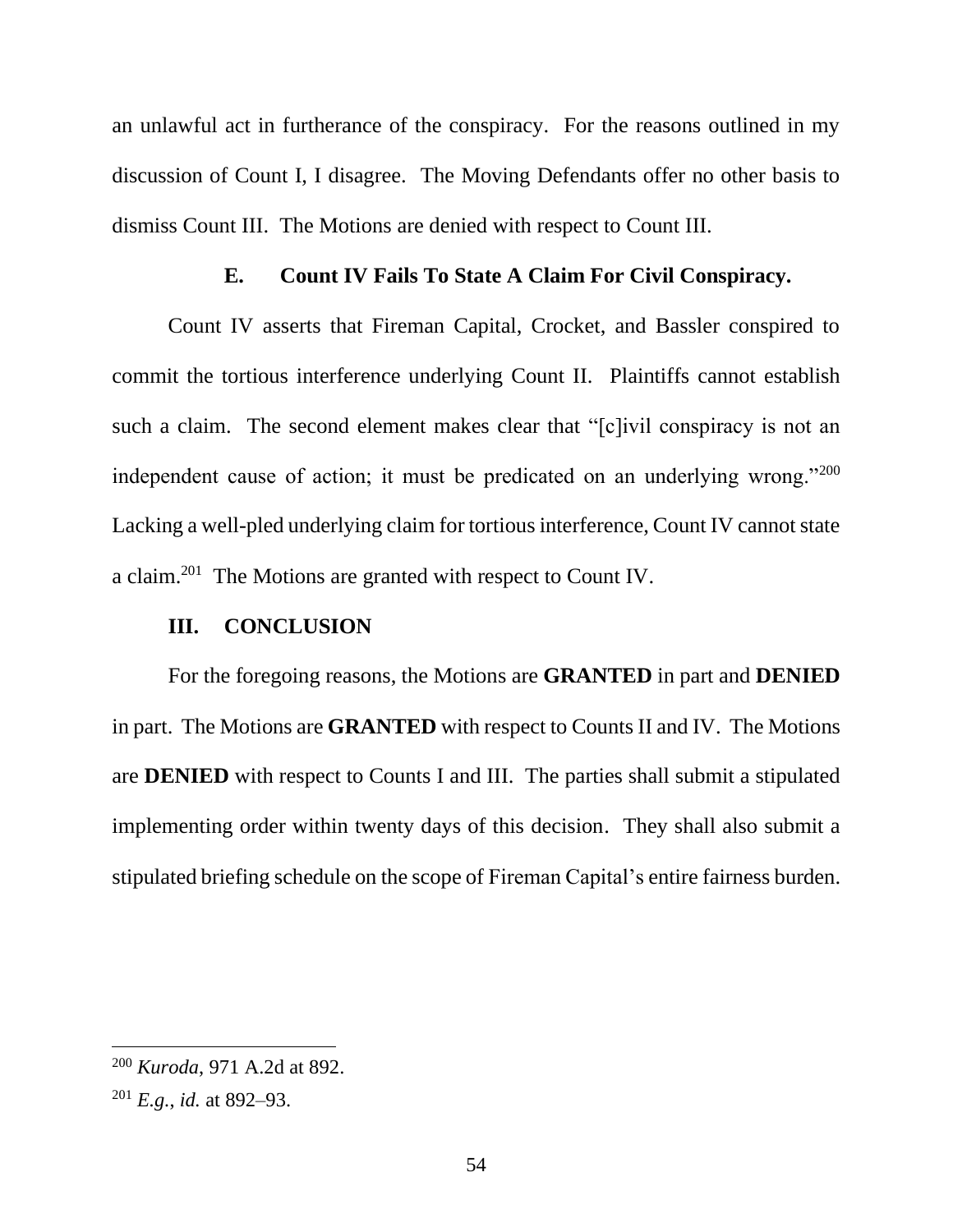an unlawful act in furtherance of the conspiracy. For the reasons outlined in my discussion of Count I, I disagree. The Moving Defendants offer no other basis to dismiss Count III. The Motions are denied with respect to Count III.

### E. Count IV Fails To State A Claim For Civil Conspiracy.

Count IV asserts that Fireman Capital, Crocket, and Bassler conspired to commit the tortious interference underlying Count II. Plaintiffs cannot establish such a claim. The second element makes clear that "[c]ivil conspiracy is not an independent cause of action; it must be predicated on an underlying wrong."[200] Lacking a well-pled underlying claim for tortious interference, Count IV cannot state a claim.[201] The Motions are granted with respect to Count IV.

## III. CONCLUSION

For the foregoing reasons, the Motions are **GRANTED** in part and **DENIED** in part. The Motions are **GRANTED** with respect to Counts II and IV. The Motions are **DENIED** with respect to Counts I and III. The parties shall submit a stipulated implementing order within twenty days of this decision. They shall also submit a stipulated briefing schedule on the scope of Fireman Capital's entire fairness burden.

---

[200] *Kuroda*, 971 A.2d at 892.

[201] *E.g.*, *id.* at 892–93.